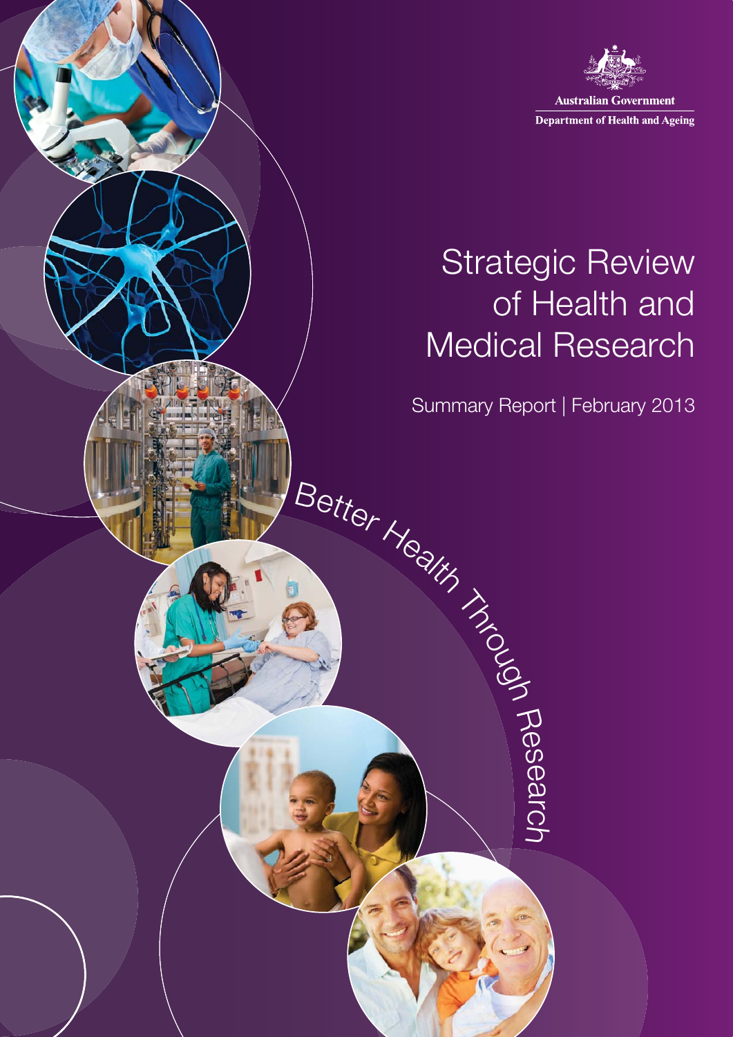Australian Government

Department of Health and Ageing

# Strategic Review of Health and Medical Research

Summary Report | February 2013

Better Health Through Research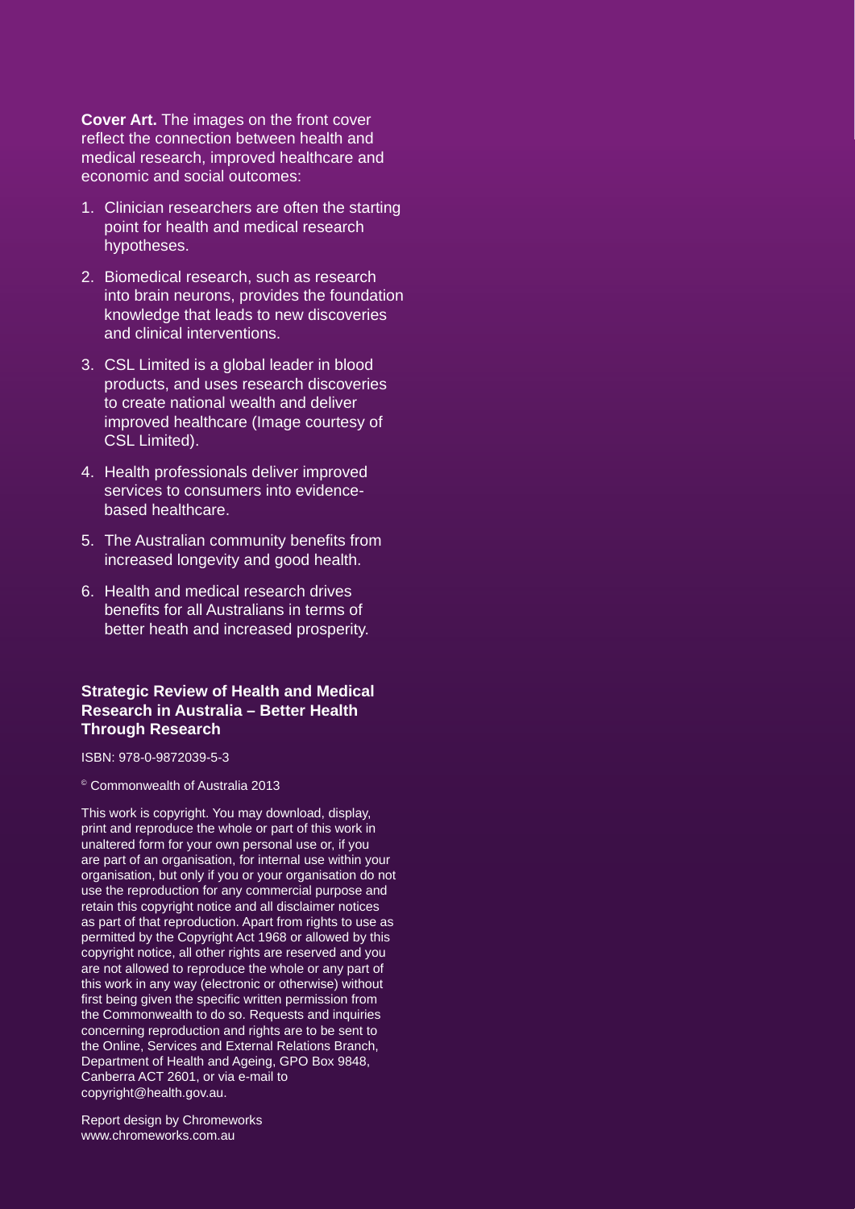**Cover Art.** The images on the front cover reflect the connection between health and medical research, improved healthcare and economic and social outcomes:

1. Clinician researchers are often the starting point for health and medical research hypotheses.
2. Biomedical research, such as research into brain neurons, provides the foundation knowledge that leads to new discoveries and clinical interventions.
3. CSL Limited is a global leader in blood products, and uses research discoveries to create national wealth and deliver improved healthcare (Image courtesy of CSL Limited).
4. Health professionals deliver improved services to consumers into evidence-based healthcare.
5. The Australian community benefits from increased longevity and good health.
6. Health and medical research drives benefits for all Australians in terms of better heath and increased prosperity.

**Strategic Review of Health and Medical Research in Australia – Better Health Through Research**

ISBN: 978-0-9872039-5-3

© Commonwealth of Australia 2013

This work is copyright. You may download, display, print and reproduce the whole or part of this work in unaltered form for your own personal use or, if you are part of an organisation, for internal use within your organisation, but only if you or your organisation do not use the reproduction for any commercial purpose and retain this copyright notice and all disclaimer notices as part of that reproduction. Apart from rights to use as permitted by the Copyright Act 1968 or allowed by this copyright notice, all other rights are reserved and you are not allowed to reproduce the whole or any part of this work in any way (electronic or otherwise) without first being given the specific written permission from the Commonwealth to do so. Requests and inquiries concerning reproduction and rights are to be sent to the Online, Services and External Relations Branch, Department of Health and Ageing, GPO Box 9848, Canberra ACT 2601, or via e-mail to copyright@health.gov.au.

Report design by Chromeworks
www.chromeworks.com.au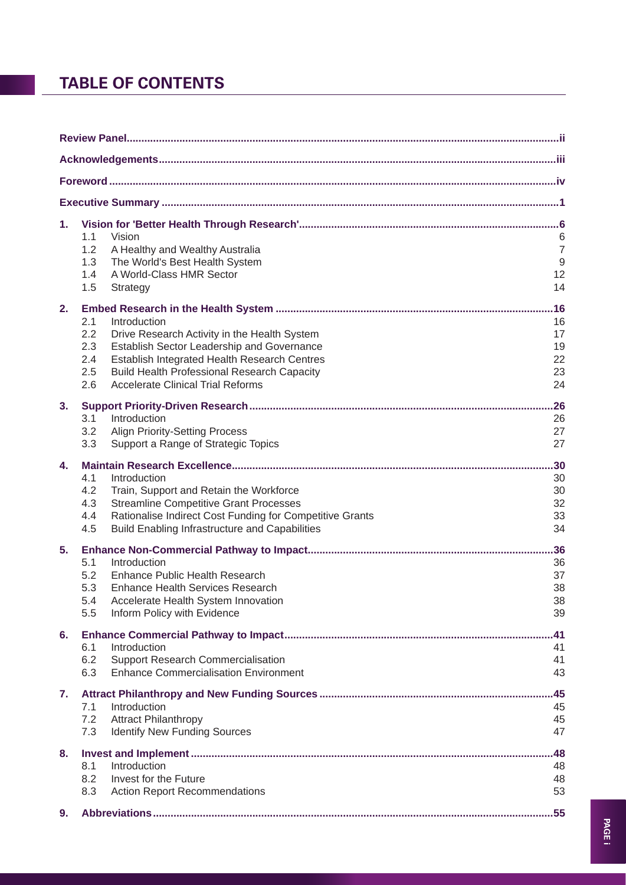# TABLE OF CONTENTS

**Review Panel** ii

**Acknowledgements** iii

**Foreword** iv

**Executive Summary** 1

**1. Vision for 'Better Health Through Research'** 6
- 1.1 Vision 6
- 1.2 A Healthy and Wealthy Australia 7
- 1.3 The World's Best Health System 9
- 1.4 A World-Class HMR Sector 12
- 1.5 Strategy 14

**2. Embed Research in the Health System** 16
- 2.1 Introduction 16
- 2.2 Drive Research Activity in the Health System 17
- 2.3 Establish Sector Leadership and Governance 19
- 2.4 Establish Integrated Health Research Centres 22
- 2.5 Build Health Professional Research Capacity 23
- 2.6 Accelerate Clinical Trial Reforms 24

**3. Support Priority-Driven Research** 26
- 3.1 Introduction 26
- 3.2 Align Priority-Setting Process 27
- 3.3 Support a Range of Strategic Topics 27

**4. Maintain Research Excellence** 30
- 4.1 Introduction 30
- 4.2 Train, Support and Retain the Workforce 30
- 4.3 Streamline Competitive Grant Processes 32
- 4.4 Rationalise Indirect Cost Funding for Competitive Grants 33
- 4.5 Build Enabling Infrastructure and Capabilities 34

**5. Enhance Non-Commercial Pathway to Impact** 36
- 5.1 Introduction 36
- 5.2 Enhance Public Health Research 37
- 5.3 Enhance Health Services Research 38
- 5.4 Accelerate Health System Innovation 38
- 5.5 Inform Policy with Evidence 39

**6. Enhance Commercial Pathway to Impact** 41
- 6.1 Introduction 41
- 6.2 Support Research Commercialisation 41
- 6.3 Enhance Commercialisation Environment 43

**7. Attract Philanthropy and New Funding Sources** 45
- 7.1 Introduction 45
- 7.2 Attract Philanthropy 45
- 7.3 Identify New Funding Sources 47

**8. Invest and Implement** 48
- 8.1 Introduction 48
- 8.2 Invest for the Future 48
- 8.3 Action Report Recommendations 53

**9. Abbreviations** 55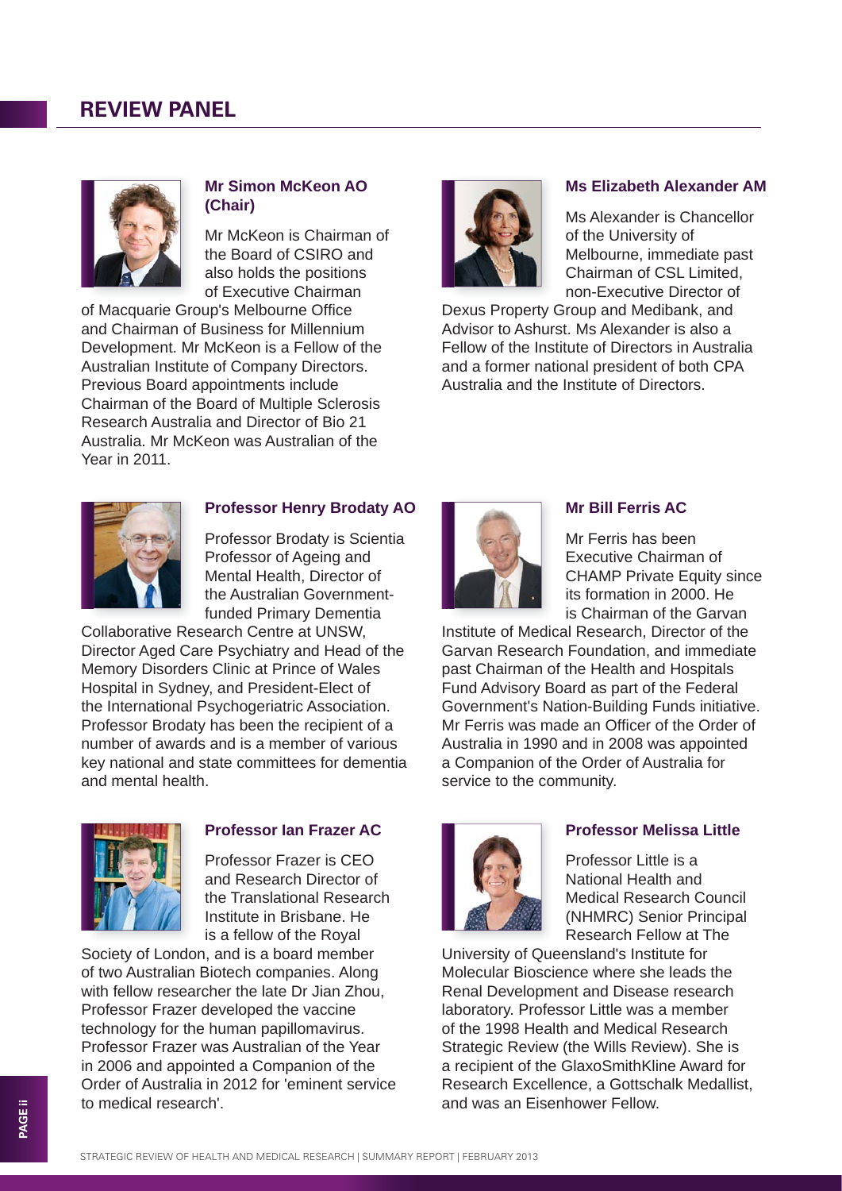## REVIEW PANEL

**Mr Simon McKeon AO (Chair)**

Mr McKeon is Chairman of the Board of CSIRO and also holds the positions of Executive Chairman of Macquarie Group's Melbourne Office and Chairman of Business for Millennium Development. Mr McKeon is a Fellow of the Australian Institute of Company Directors. Previous Board appointments include Chairman of the Board of Multiple Sclerosis Research Australia and Director of Bio 21 Australia. Mr McKeon was Australian of the Year in 2011.

**Ms Elizabeth Alexander AM**

Ms Alexander is Chancellor of the University of Melbourne, immediate past Chairman of CSL Limited, non-Executive Director of Dexus Property Group and Medibank, and Advisor to Ashurst. Ms Alexander is also a Fellow of the Institute of Directors in Australia and a former national president of both CPA Australia and the Institute of Directors.

**Professor Henry Brodaty AO**

Professor Brodaty is Scientia Professor of Ageing and Mental Health, Director of the Australian Government-funded Primary Dementia Collaborative Research Centre at UNSW, Director Aged Care Psychiatry and Head of the Memory Disorders Clinic at Prince of Wales Hospital in Sydney, and President-Elect of the International Psychogeriatric Association. Professor Brodaty has been the recipient of a number of awards and is a member of various key national and state committees for dementia and mental health.

**Mr Bill Ferris AC**

Mr Ferris has been Executive Chairman of CHAMP Private Equity since its formation in 2000. He is Chairman of the Garvan Institute of Medical Research, Director of the Garvan Research Foundation, and immediate past Chairman of the Health and Hospitals Fund Advisory Board as part of the Federal Government's Nation-Building Funds initiative. Mr Ferris was made an Officer of the Order of Australia in 1990 and in 2008 was appointed a Companion of the Order of Australia for service to the community.

**Professor Ian Frazer AC**

Professor Frazer is CEO and Research Director of the Translational Research Institute in Brisbane. He is a fellow of the Royal Society of London, and is a board member of two Australian Biotech companies. Along with fellow researcher the late Dr Jian Zhou, Professor Frazer developed the vaccine technology for the human papillomavirus. Professor Frazer was Australian of the Year in 2006 and appointed a Companion of the Order of Australia in 2012 for 'eminent service to medical research'.

**Professor Melissa Little**

Professor Little is a National Health and Medical Research Council (NHMRC) Senior Principal Research Fellow at The University of Queensland's Institute for Molecular Bioscience where she leads the Renal Development and Disease research laboratory. Professor Little was a member of the 1998 Health and Medical Research Strategic Review (the Wills Review). She is a recipient of the GlaxoSmithKline Award for Research Excellence, a Gottschalk Medallist, and was an Eisenhower Fellow.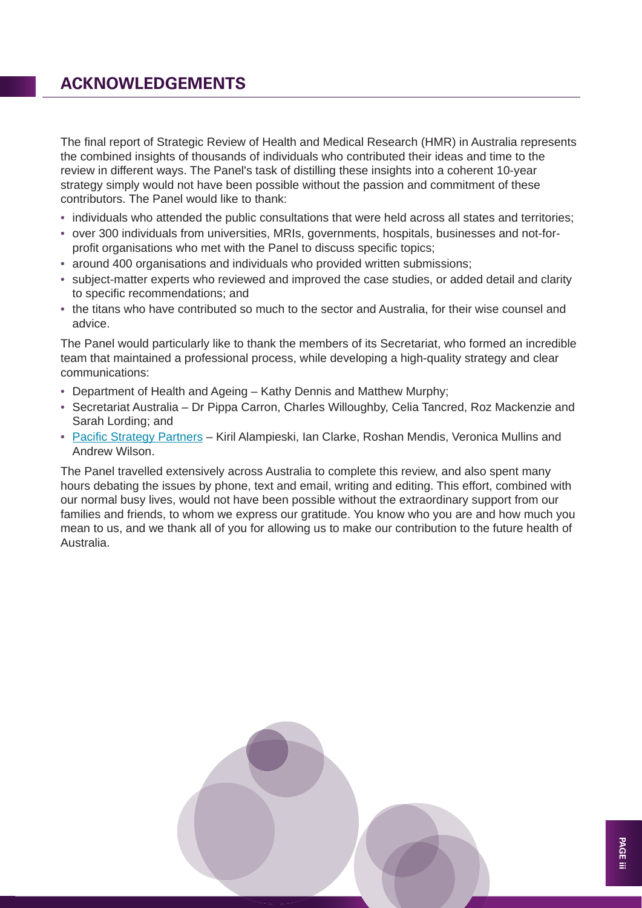# ACKNOWLEDGEMENTS

The final report of Strategic Review of Health and Medical Research (HMR) in Australia represents the combined insights of thousands of individuals who contributed their ideas and time to the review in different ways. The Panel's task of distilling these insights into a coherent 10-year strategy simply would not have been possible without the passion and commitment of these contributors. The Panel would like to thank:

- individuals who attended the public consultations that were held across all states and territories;
- over 300 individuals from universities, MRIs, governments, hospitals, businesses and not-for-profit organisations who met with the Panel to discuss specific topics;
- around 400 organisations and individuals who provided written submissions;
- subject-matter experts who reviewed and improved the case studies, or added detail and clarity to specific recommendations; and
- the titans who have contributed so much to the sector and Australia, for their wise counsel and advice.

The Panel would particularly like to thank the members of its Secretariat, who formed an incredible team that maintained a professional process, while developing a high-quality strategy and clear communications:

- Department of Health and Ageing – Kathy Dennis and Matthew Murphy;
- Secretariat Australia – Dr Pippa Carron, Charles Willoughby, Celia Tancred, Roz Mackenzie and Sarah Lording; and
- Pacific Strategy Partners – Kiril Alampieski, Ian Clarke, Roshan Mendis, Veronica Mullins and Andrew Wilson.

The Panel travelled extensively across Australia to complete this review, and also spent many hours debating the issues by phone, text and email, writing and editing. This effort, combined with our normal busy lives, would not have been possible without the extraordinary support from our families and friends, to whom we express our gratitude. You know who you are and how much you mean to us, and we thank all of you for allowing us to make our contribution to the future health of Australia.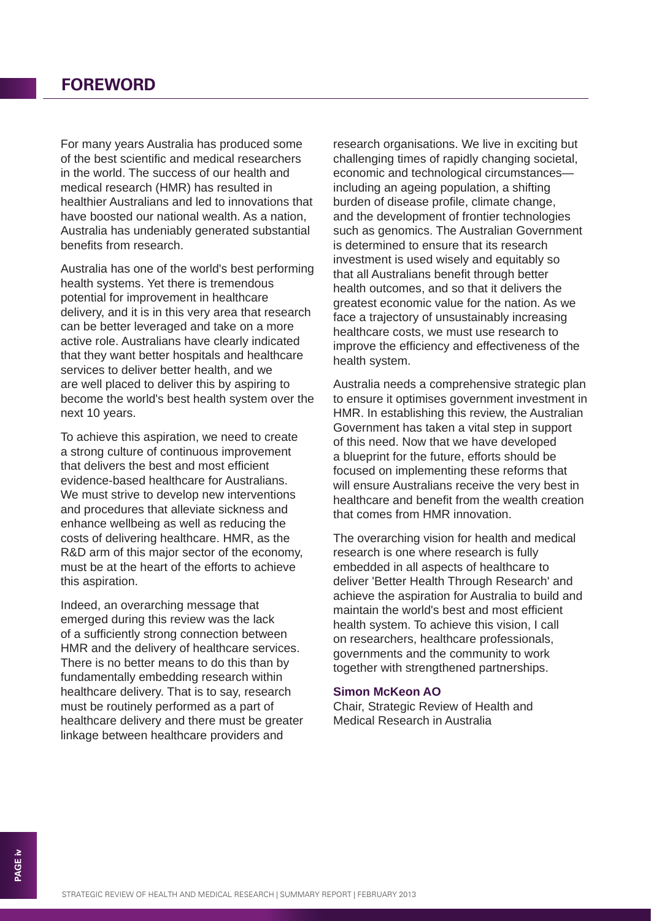# FOREWORD

For many years Australia has produced some of the best scientific and medical researchers in the world. The success of our health and medical research (HMR) has resulted in healthier Australians and led to innovations that have boosted our national wealth. As a nation, Australia has undeniably generated substantial benefits from research.

Australia has one of the world's best performing health systems. Yet there is tremendous potential for improvement in healthcare delivery, and it is in this very area that research can be better leveraged and take on a more active role. Australians have clearly indicated that they want better hospitals and healthcare services to deliver better health, and we are well placed to deliver this by aspiring to become the world's best health system over the next 10 years.

To achieve this aspiration, we need to create a strong culture of continuous improvement that delivers the best and most efficient evidence-based healthcare for Australians. We must strive to develop new interventions and procedures that alleviate sickness and enhance wellbeing as well as reducing the costs of delivering healthcare. HMR, as the R&D arm of this major sector of the economy, must be at the heart of the efforts to achieve this aspiration.

Indeed, an overarching message that emerged during this review was the lack of a sufficiently strong connection between HMR and the delivery of healthcare services. There is no better means to do this than by fundamentally embedding research within healthcare delivery. That is to say, research must be routinely performed as a part of healthcare delivery and there must be greater linkage between healthcare providers and research organisations. We live in exciting but challenging times of rapidly changing societal, economic and technological circumstances—including an ageing population, a shifting burden of disease profile, climate change, and the development of frontier technologies such as genomics. The Australian Government is determined to ensure that its research investment is used wisely and equitably so that all Australians benefit through better health outcomes, and so that it delivers the greatest economic value for the nation. As we face a trajectory of unsustainably increasing healthcare costs, we must use research to improve the efficiency and effectiveness of the health system.

Australia needs a comprehensive strategic plan to ensure it optimises government investment in HMR. In establishing this review, the Australian Government has taken a vital step in support of this need. Now that we have developed a blueprint for the future, efforts should be focused on implementing these reforms that will ensure Australians receive the very best in healthcare and benefit from the wealth creation that comes from HMR innovation.

The overarching vision for health and medical research is one where research is fully embedded in all aspects of healthcare to deliver 'Better Health Through Research' and achieve the aspiration for Australia to build and maintain the world's best and most efficient health system. To achieve this vision, I call on researchers, healthcare professionals, governments and the community to work together with strengthened partnerships.

**Simon McKeon AO**
Chair, Strategic Review of Health and Medical Research in Australia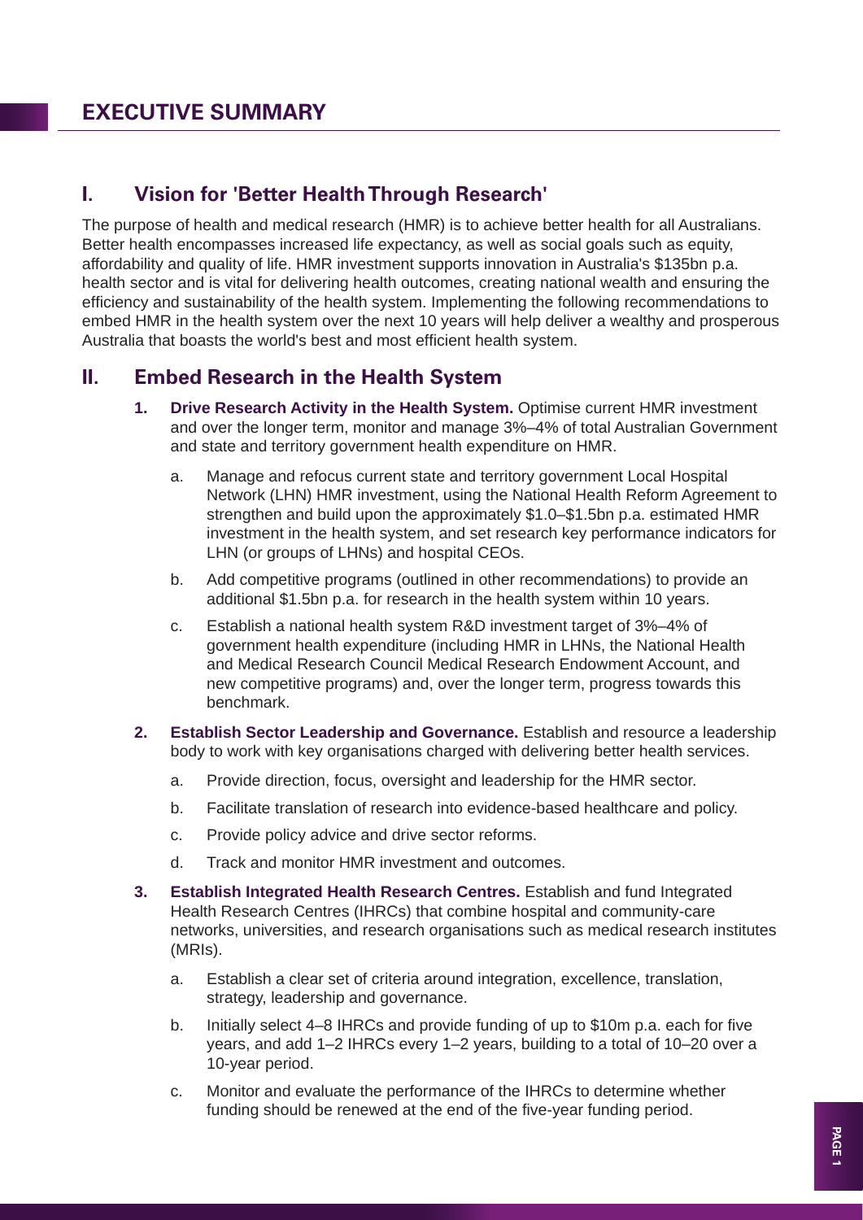# EXECUTIVE SUMMARY

## I. Vision for 'Better Health Through Research'

The purpose of health and medical research (HMR) is to achieve better health for all Australians. Better health encompasses increased life expectancy, as well as social goals such as equity, affordability and quality of life. HMR investment supports innovation in Australia's $135bn p.a. health sector and is vital for delivering health outcomes, creating national wealth and ensuring the efficiency and sustainability of the health system. Implementing the following recommendations to embed HMR in the health system over the next 10 years will help deliver a wealthy and prosperous Australia that boasts the world's best and most efficient health system.

## II. Embed Research in the Health System

1. **Drive Research Activity in the Health System.** Optimise current HMR investment and over the longer term, monitor and manage 3%–4% of total Australian Government and state and territory government health expenditure on HMR.
   a. Manage and refocus current state and territory government Local Hospital Network (LHN) HMR investment, using the National Health Reform Agreement to strengthen and build upon the approximately $1.0–$1.5bn p.a. estimated HMR investment in the health system, and set research key performance indicators for LHN (or groups of LHNs) and hospital CEOs.
   b. Add competitive programs (outlined in other recommendations) to provide an additional $1.5bn p.a. for research in the health system within 10 years.
   c. Establish a national health system R&D investment target of 3%–4% of government health expenditure (including HMR in LHNs, the National Health and Medical Research Council Medical Research Endowment Account, and new competitive programs) and, over the longer term, progress towards this benchmark.
2. **Establish Sector Leadership and Governance.** Establish and resource a leadership body to work with key organisations charged with delivering better health services.
   a. Provide direction, focus, oversight and leadership for the HMR sector.
   b. Facilitate translation of research into evidence-based healthcare and policy.
   c. Provide policy advice and drive sector reforms.
   d. Track and monitor HMR investment and outcomes.
3. **Establish Integrated Health Research Centres.** Establish and fund Integrated Health Research Centres (IHRCs) that combine hospital and community-care networks, universities, and research organisations such as medical research institutes (MRIs).
   a. Establish a clear set of criteria around integration, excellence, translation, strategy, leadership and governance.
   b. Initially select 4–8 IHRCs and provide funding of up to $10m p.a. each for five years, and add 1–2 IHRCs every 1–2 years, building to a total of 10–20 over a 10-year period.
   c. Monitor and evaluate the performance of the IHRCs to determine whether funding should be renewed at the end of the five-year funding period.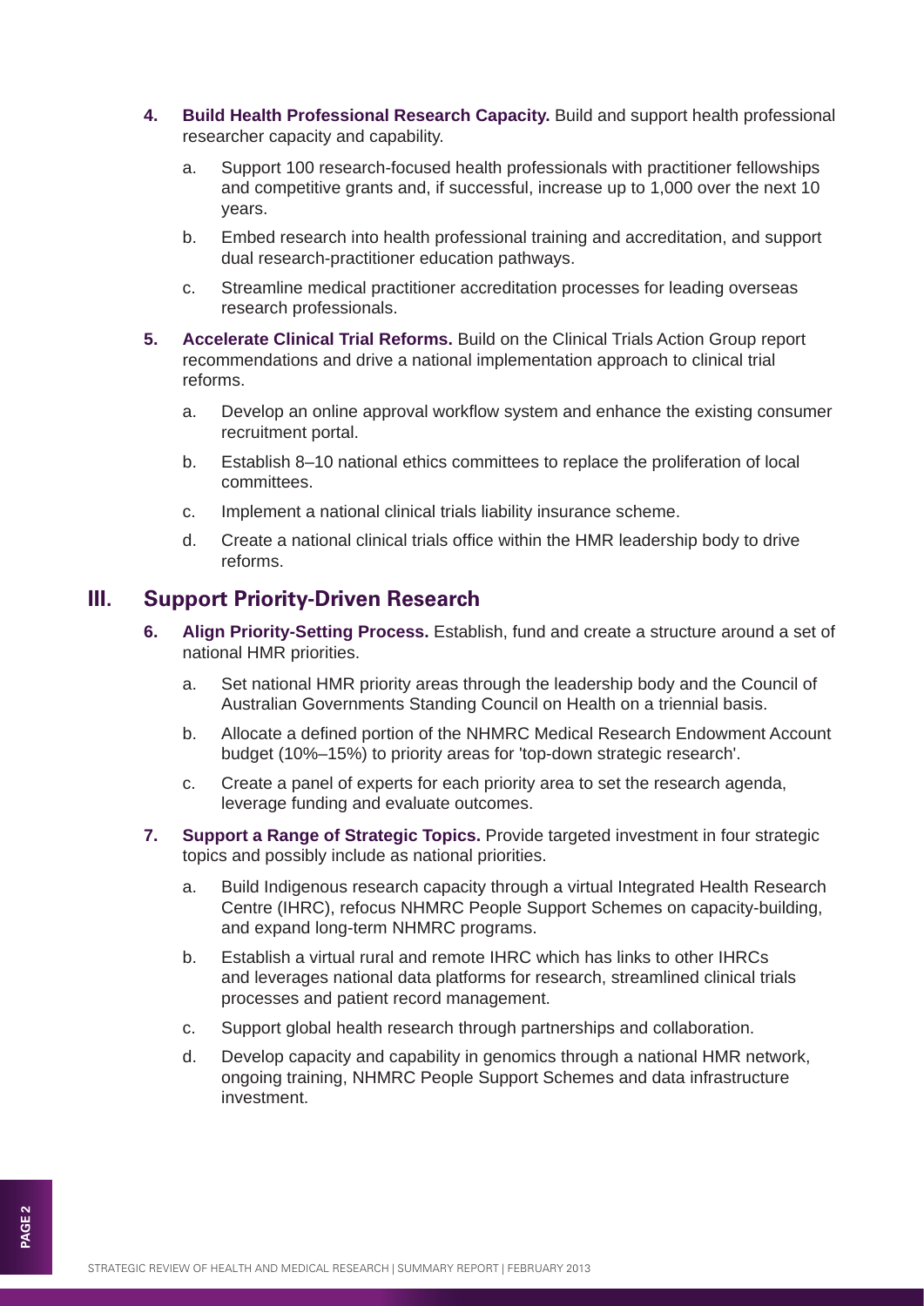4. **Build Health Professional Research Capacity.** Build and support health professional researcher capacity and capability.
    a. Support 100 research-focused health professionals with practitioner fellowships and competitive grants and, if successful, increase up to 1,000 over the next 10 years.
    b. Embed research into health professional training and accreditation, and support dual research-practitioner education pathways.
    c. Streamline medical practitioner accreditation processes for leading overseas research professionals.
5. **Accelerate Clinical Trial Reforms.** Build on the Clinical Trials Action Group report recommendations and drive a national implementation approach to clinical trial reforms.
    a. Develop an online approval workflow system and enhance the existing consumer recruitment portal.
    b. Establish 8–10 national ethics committees to replace the proliferation of local committees.
    c. Implement a national clinical trials liability insurance scheme.
    d. Create a national clinical trials office within the HMR leadership body to drive reforms.

## III. Support Priority-Driven Research

6. **Align Priority-Setting Process.** Establish, fund and create a structure around a set of national HMR priorities.
    a. Set national HMR priority areas through the leadership body and the Council of Australian Governments Standing Council on Health on a triennial basis.
    b. Allocate a defined portion of the NHMRC Medical Research Endowment Account budget (10%–15%) to priority areas for 'top-down strategic research'.
    c. Create a panel of experts for each priority area to set the research agenda, leverage funding and evaluate outcomes.
7. **Support a Range of Strategic Topics.** Provide targeted investment in four strategic topics and possibly include as national priorities.
    a. Build Indigenous research capacity through a virtual Integrated Health Research Centre (IHRC), refocus NHMRC People Support Schemes on capacity-building, and expand long-term NHMRC programs.
    b. Establish a virtual rural and remote IHRC which has links to other IHRCs and leverages national data platforms for research, streamlined clinical trials processes and patient record management.
    c. Support global health research through partnerships and collaboration.
    d. Develop capacity and capability in genomics through a national HMR network, ongoing training, NHMRC People Support Schemes and data infrastructure investment.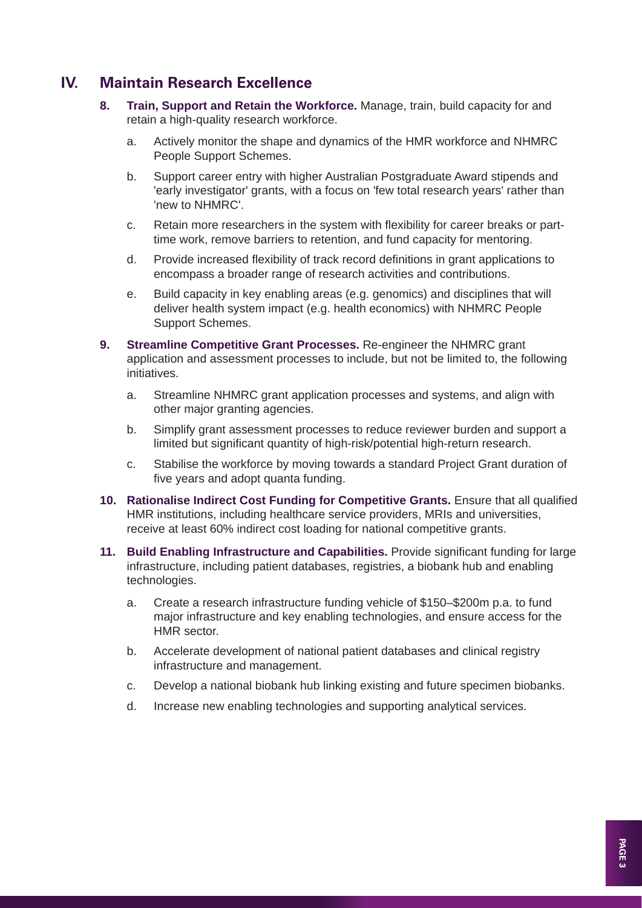## IV. Maintain Research Excellence

8. **Train, Support and Retain the Workforce.** Manage, train, build capacity for and retain a high-quality research workforce.

   a. Actively monitor the shape and dynamics of the HMR workforce and NHMRC People Support Schemes.

   b. Support career entry with higher Australian Postgraduate Award stipends and 'early investigator' grants, with a focus on 'few total research years' rather than 'new to NHMRC'.

   c. Retain more researchers in the system with flexibility for career breaks or part-time work, remove barriers to retention, and fund capacity for mentoring.

   d. Provide increased flexibility of track record definitions in grant applications to encompass a broader range of research activities and contributions.

   e. Build capacity in key enabling areas (e.g. genomics) and disciplines that will deliver health system impact (e.g. health economics) with NHMRC People Support Schemes.

9. **Streamline Competitive Grant Processes.** Re-engineer the NHMRC grant application and assessment processes to include, but not be limited to, the following initiatives.

   a. Streamline NHMRC grant application processes and systems, and align with other major granting agencies.

   b. Simplify grant assessment processes to reduce reviewer burden and support a limited but significant quantity of high-risk/potential high-return research.

   c. Stabilise the workforce by moving towards a standard Project Grant duration of five years and adopt quanta funding.

10. **Rationalise Indirect Cost Funding for Competitive Grants.** Ensure that all qualified HMR institutions, including healthcare service providers, MRIs and universities, receive at least 60% indirect cost loading for national competitive grants.

11. **Build Enabling Infrastructure and Capabilities.** Provide significant funding for large infrastructure, including patient databases, registries, a biobank hub and enabling technologies.

    a. Create a research infrastructure funding vehicle of $150–$200m p.a. to fund major infrastructure and key enabling technologies, and ensure access for the HMR sector.

    b. Accelerate development of national patient databases and clinical registry infrastructure and management.

    c. Develop a national biobank hub linking existing and future specimen biobanks.

    d. Increase new enabling technologies and supporting analytical services.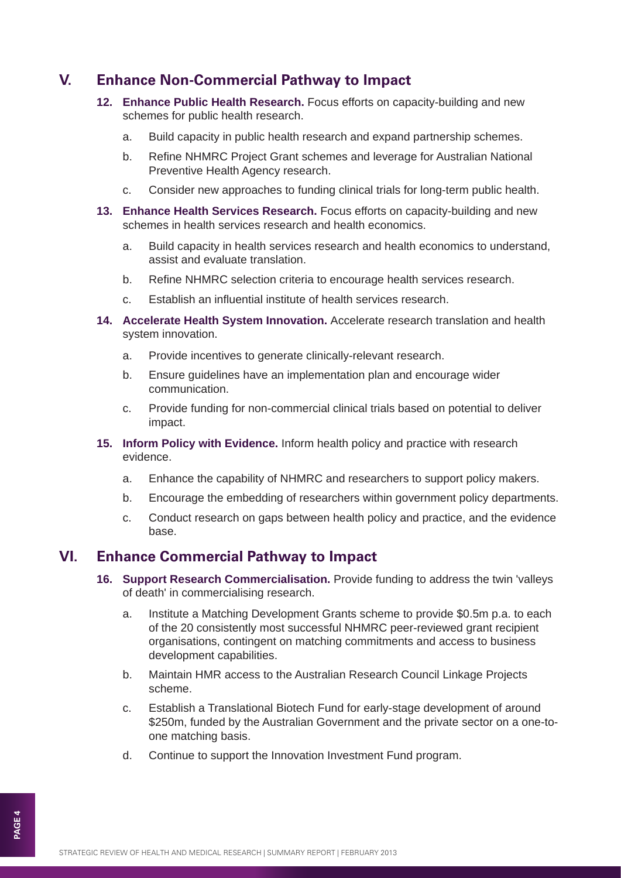## V. Enhance Non-Commercial Pathway to Impact

**12. Enhance Public Health Research.** Focus efforts on capacity-building and new schemes for public health research.

a. Build capacity in public health research and expand partnership schemes.

b. Refine NHMRC Project Grant schemes and leverage for Australian National Preventive Health Agency research.

c. Consider new approaches to funding clinical trials for long-term public health.

**13. Enhance Health Services Research.** Focus efforts on capacity-building and new schemes in health services research and health economics.

a. Build capacity in health services research and health economics to understand, assist and evaluate translation.

b. Refine NHMRC selection criteria to encourage health services research.

c. Establish an influential institute of health services research.

**14. Accelerate Health System Innovation.** Accelerate research translation and health system innovation.

a. Provide incentives to generate clinically-relevant research.

b. Ensure guidelines have an implementation plan and encourage wider communication.

c. Provide funding for non-commercial clinical trials based on potential to deliver impact.

**15. Inform Policy with Evidence.** Inform health policy and practice with research evidence.

a. Enhance the capability of NHMRC and researchers to support policy makers.

b. Encourage the embedding of researchers within government policy departments.

c. Conduct research on gaps between health policy and practice, and the evidence base.

## VI. Enhance Commercial Pathway to Impact

**16. Support Research Commercialisation.** Provide funding to address the twin 'valleys of death' in commercialising research.

a. Institute a Matching Development Grants scheme to provide $0.5m p.a. to each of the 20 consistently most successful NHMRC peer-reviewed grant recipient organisations, contingent on matching commitments and access to business development capabilities.

b. Maintain HMR access to the Australian Research Council Linkage Projects scheme.

c. Establish a Translational Biotech Fund for early-stage development of around $250m, funded by the Australian Government and the private sector on a one-to-one matching basis.

d. Continue to support the Innovation Investment Fund program.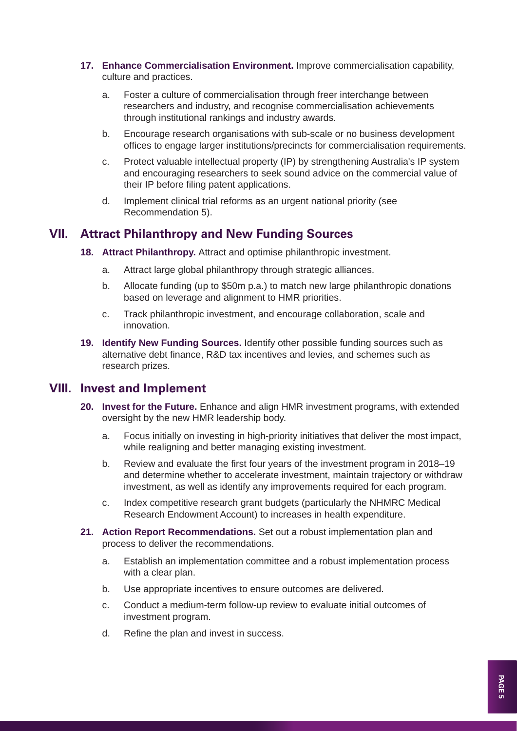17. **Enhance Commercialisation Environment.** Improve commercialisation capability, culture and practices.

    a. Foster a culture of commercialisation through freer interchange between researchers and industry, and recognise commercialisation achievements through institutional rankings and industry awards.

    b. Encourage research organisations with sub-scale or no business development offices to engage larger institutions/precincts for commercialisation requirements.

    c. Protect valuable intellectual property (IP) by strengthening Australia's IP system and encouraging researchers to seek sound advice on the commercial value of their IP before filing patent applications.

    d. Implement clinical trial reforms as an urgent national priority (see Recommendation 5).

## VII. Attract Philanthropy and New Funding Sources

18. **Attract Philanthropy.** Attract and optimise philanthropic investment.

    a. Attract large global philanthropy through strategic alliances.

    b. Allocate funding (up to $50m p.a.) to match new large philanthropic donations based on leverage and alignment to HMR priorities.

    c. Track philanthropic investment, and encourage collaboration, scale and innovation.

19. **Identify New Funding Sources.** Identify other possible funding sources such as alternative debt finance, R&D tax incentives and levies, and schemes such as research prizes.

## VIII. Invest and Implement

20. **Invest for the Future.** Enhance and align HMR investment programs, with extended oversight by the new HMR leadership body.

    a. Focus initially on investing in high-priority initiatives that deliver the most impact, while realigning and better managing existing investment.

    b. Review and evaluate the first four years of the investment program in 2018–19 and determine whether to accelerate investment, maintain trajectory or withdraw investment, as well as identify any improvements required for each program.

    c. Index competitive research grant budgets (particularly the NHMRC Medical Research Endowment Account) to increases in health expenditure.

21. **Action Report Recommendations.** Set out a robust implementation plan and process to deliver the recommendations.

    a. Establish an implementation committee and a robust implementation process with a clear plan.

    b. Use appropriate incentives to ensure outcomes are delivered.

    c. Conduct a medium-term follow-up review to evaluate initial outcomes of investment program.

    d. Refine the plan and invest in success.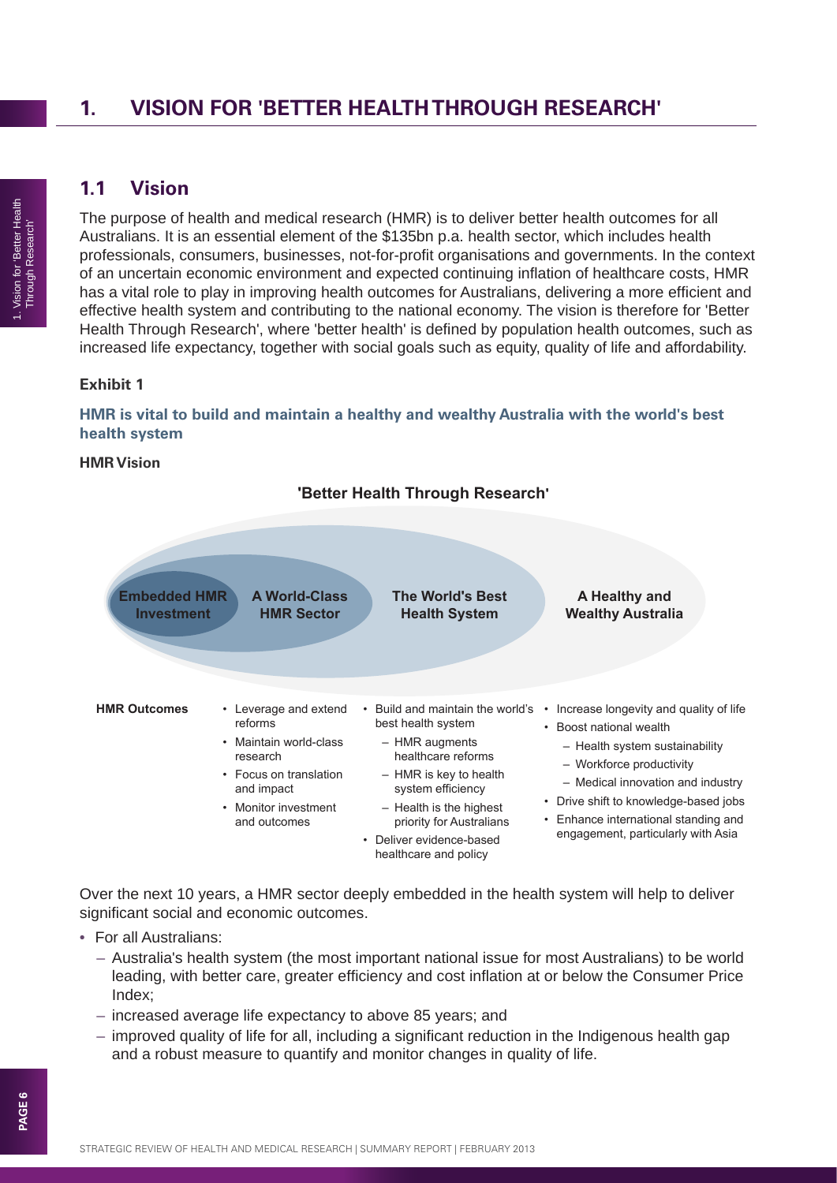# 1. VISION FOR 'BETTER HEALTH THROUGH RESEARCH'

## 1.1 Vision

The purpose of health and medical research (HMR) is to deliver better health outcomes for all Australians. It is an essential element of the $135bn p.a. health sector, which includes health professionals, consumers, businesses, not-for-profit organisations and governments. In the context of an uncertain economic environment and expected continuing inflation of healthcare costs, HMR has a vital role to play in improving health outcomes for Australians, delivering a more efficient and effective health system and contributing to the national economy. The vision is therefore for 'Better Health Through Research', where 'better health' is defined by population health outcomes, such as increased life expectancy, together with social goals such as equity, quality of life and affordability.

**Exhibit 1**

**HMR is vital to build and maintain a healthy and wealthy Australia with the world's best health system**

**HMR Vision**

'Better Health Through Research'

Embedded HMR Investment

A World-Class HMR Sector

The World's Best Health System

A Healthy and Wealthy Australia

HMR Outcomes

- Leverage and extend reforms
- Maintain world-class research
- Focus on translation and impact
- Monitor investment and outcomes

- Build and maintain the world's best health system
  - HMR augments healthcare reforms
  - HMR is key to health system efficiency
  - Health is the highest priority for Australians
- Deliver evidence-based healthcare and policy

- Increase longevity and quality of life
- Boost national wealth
  - Health system sustainability
  - Workforce productivity
  - Medical innovation and industry
- Drive shift to knowledge-based jobs
- Enhance international standing and engagement, particularly with Asia

Over the next 10 years, a HMR sector deeply embedded in the health system will help to deliver significant social and economic outcomes.

- For all Australians:
  - Australia's health system (the most important national issue for most Australians) to be world leading, with better care, greater efficiency and cost inflation at or below the Consumer Price Index;
  - increased average life expectancy to above 85 years; and
  - improved quality of life for all, including a significant reduction in the Indigenous health gap and a robust measure to quantify and monitor changes in quality of life.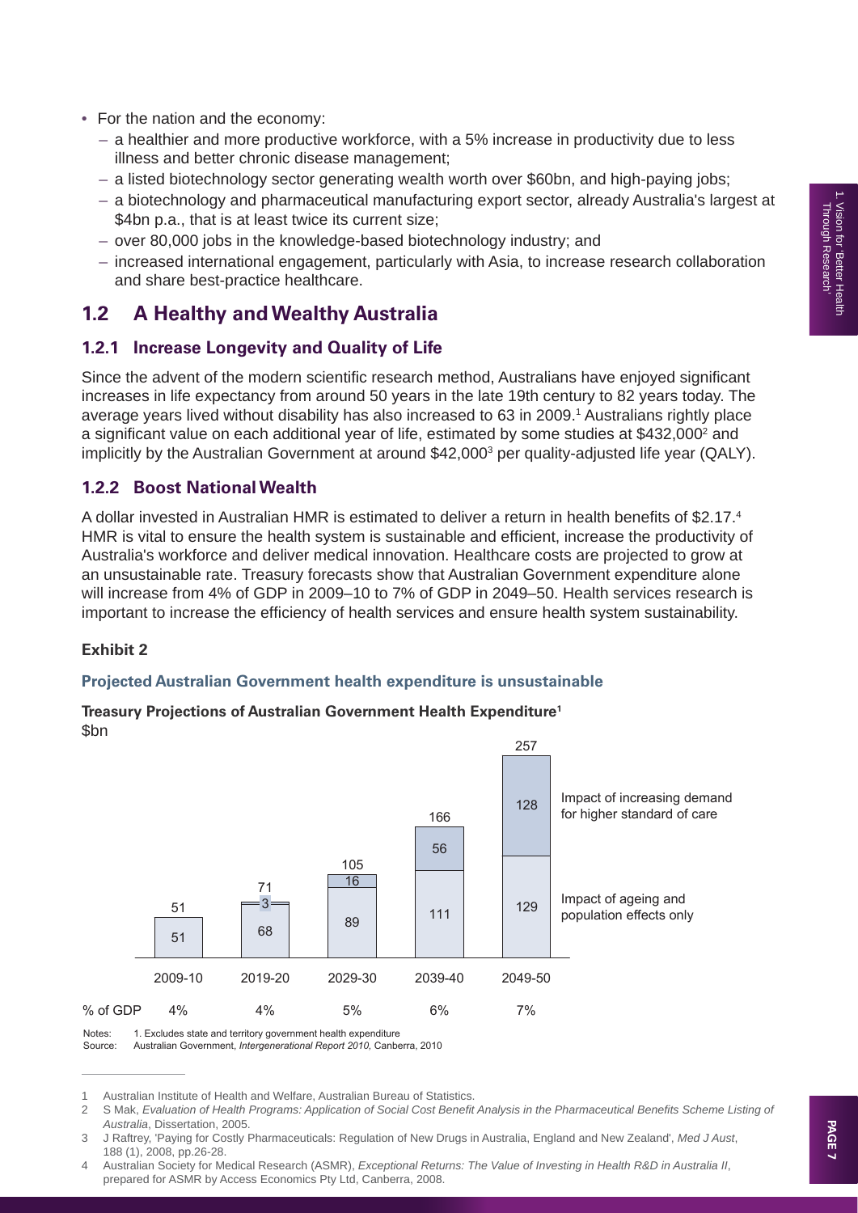- For the nation and the economy:
  - a healthier and more productive workforce, with a 5% increase in productivity due to less illness and better chronic disease management;
  - a listed biotechnology sector generating wealth worth over $60bn, and high-paying jobs;
  - a biotechnology and pharmaceutical manufacturing export sector, already Australia's largest at $4bn p.a., that is at least twice its current size;
  - over 80,000 jobs in the knowledge-based biotechnology industry; and
  - increased international engagement, particularly with Asia, to increase research collaboration and share best-practice healthcare.

## 1.2 A Healthy and Wealthy Australia

### 1.2.1 Increase Longevity and Quality of Life

Since the advent of the modern scientific research method, Australians have enjoyed significant increases in life expectancy from around 50 years in the late 19th century to 82 years today. The average years lived without disability has also increased to 63 in 2009.[1] Australians rightly place a significant value on each additional year of life, estimated by some studies at $432,000[2] and implicitly by the Australian Government at around $42,000[3] per quality-adjusted life year (QALY).

### 1.2.2 Boost National Wealth

A dollar invested in Australian HMR is estimated to deliver a return in health benefits of $2.17.[4] HMR is vital to ensure the health system is sustainable and efficient, increase the productivity of Australia's workforce and deliver medical innovation. Healthcare costs are projected to grow at an unsustainable rate. Treasury forecasts show that Australian Government expenditure alone will increase from 4% of GDP in 2009–10 to 7% of GDP in 2049–50. Health services research is important to increase the efficiency of health services and ensure health system sustainability.

**Exhibit 2**

**Projected Australian Government health expenditure is unsustainable**

**Treasury Projections of Australian Government Health Expenditure[1]**

$bn

2009-10: 51 (51)
2019-20: 71 (68, 3)
2029-30: 105 (89, 16)
2039-40: 166 (111, 56)
2049-50: 257 (129, 128)

Impact of increasing demand for higher standard of care

Impact of ageing and population effects only

% of GDP: 4% 4% 5% 6% 7%

Notes: 1. Excludes state and territory government health expenditure

Source: Australian Government, *Intergenerational Report 2010*, Canberra, 2010

---

1 Australian Institute of Health and Welfare, Australian Bureau of Statistics.

2 S Mak, *Evaluation of Health Programs: Application of Social Cost Benefit Analysis in the Pharmaceutical Benefits Scheme Listing of Australia*, Dissertation, 2005.

3 J Raftrey, 'Paying for Costly Pharmaceuticals: Regulation of New Drugs in Australia, England and New Zealand', *Med J Aust*, 188 (1), 2008, pp.26-28.

4 Australian Society for Medical Research (ASMR), *Exceptional Returns: The Value of Investing in Health R&D in Australia II*, prepared for ASMR by Access Economics Pty Ltd, Canberra, 2008.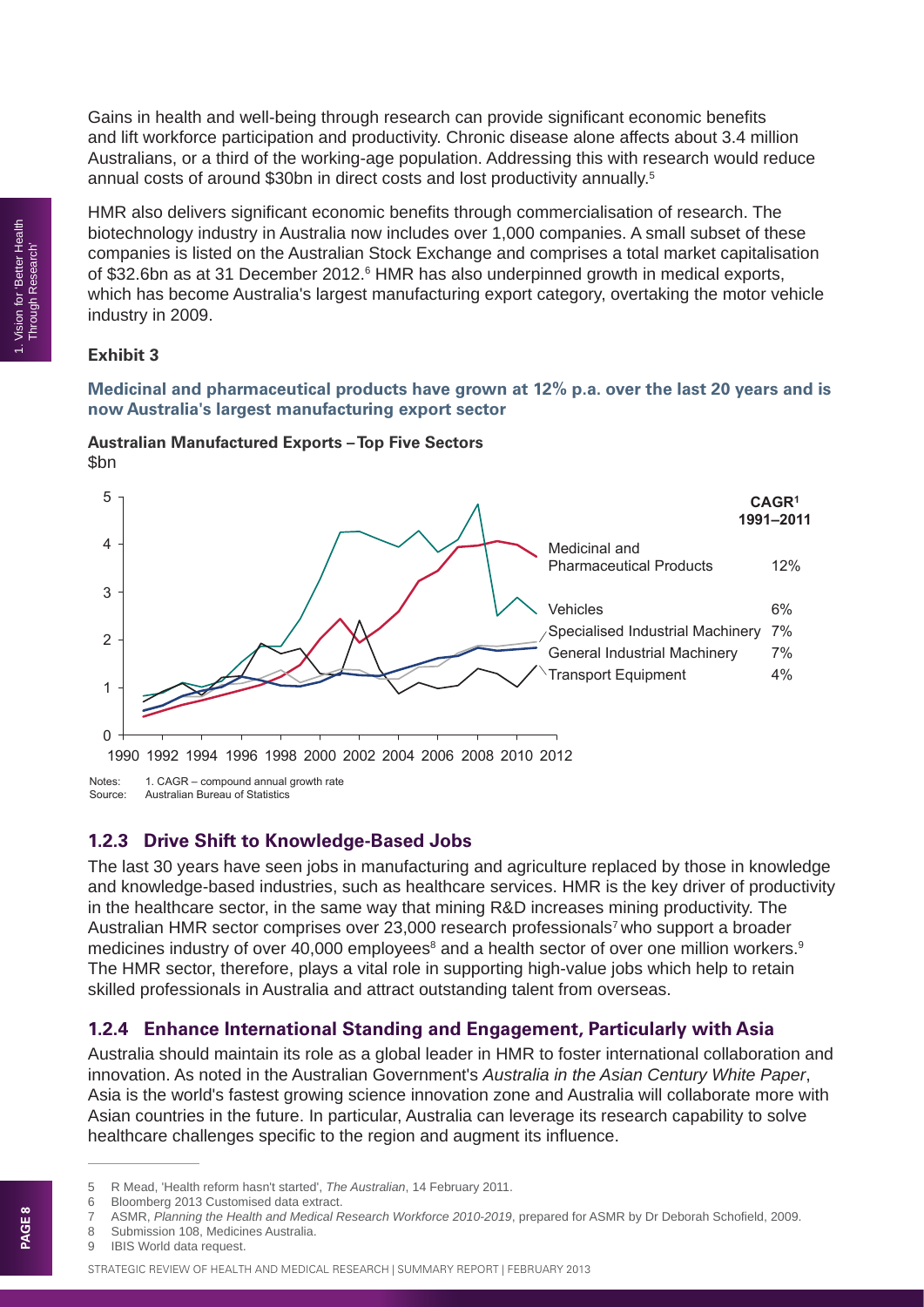Gains in health and well-being through research can provide significant economic benefits and lift workforce participation and productivity. Chronic disease alone affects about 3.4 million Australians, or a third of the working-age population. Addressing this with research would reduce annual costs of around $30bn in direct costs and lost productivity annually.[5]

HMR also delivers significant economic benefits through commercialisation of research. The biotechnology industry in Australia now includes over 1,000 companies. A small subset of these companies is listed on the Australian Stock Exchange and comprises a total market capitalisation of $32.6bn as at 31 December 2012.[6] HMR has also underpinned growth in medical exports, which has become Australia's largest manufacturing export category, overtaking the motor vehicle industry in 2009.

**Exhibit 3**

**Medicinal and pharmaceutical products have grown at 12% p.a. over the last 20 years and is now Australia's largest manufacturing export sector**

**Australian Manufactured Exports – Top Five Sectors**
$bn

5
4
3
2
1
0
1990 1992 1994 1996 1998 2000 2002 2004 2006 2008 2010 2012

**CAGR[1] 1991–2011**

Medicinal and Pharmaceutical Products 12%
Vehicles 6%
Specialised Industrial Machinery 7%
General Industrial Machinery 7%
Transport Equipment 4%

Notes: 1. CAGR – compound annual growth rate
Source: Australian Bureau of Statistics

### 1.2.3 Drive Shift to Knowledge-Based Jobs

The last 30 years have seen jobs in manufacturing and agriculture replaced by those in knowledge and knowledge-based industries, such as healthcare services. HMR is the key driver of productivity in the healthcare sector, in the same way that mining R&D increases mining productivity. The Australian HMR sector comprises over 23,000 research professionals[7] who support a broader medicines industry of over 40,000 employees[8] and a health sector of over one million workers.[9] The HMR sector, therefore, plays a vital role in supporting high-value jobs which help to retain skilled professionals in Australia and attract outstanding talent from overseas.

### 1.2.4 Enhance International Standing and Engagement, Particularly with Asia

Australia should maintain its role as a global leader in HMR to foster international collaboration and innovation. As noted in the Australian Government's *Australia in the Asian Century White Paper*, Asia is the world's fastest growing science innovation zone and Australia will collaborate more with Asian countries in the future. In particular, Australia can leverage its research capability to solve healthcare challenges specific to the region and augment its influence.

---

5 R Mead, 'Health reform hasn't started', *The Australian*, 14 February 2011.
6 Bloomberg 2013 Customised data extract.
7 ASMR, *Planning the Health and Medical Workforce 2010-2019*, prepared for ASMR by Dr Deborah Schofield, 2009.
8 Submission 108, Medicines Australia.
9 IBIS World data request.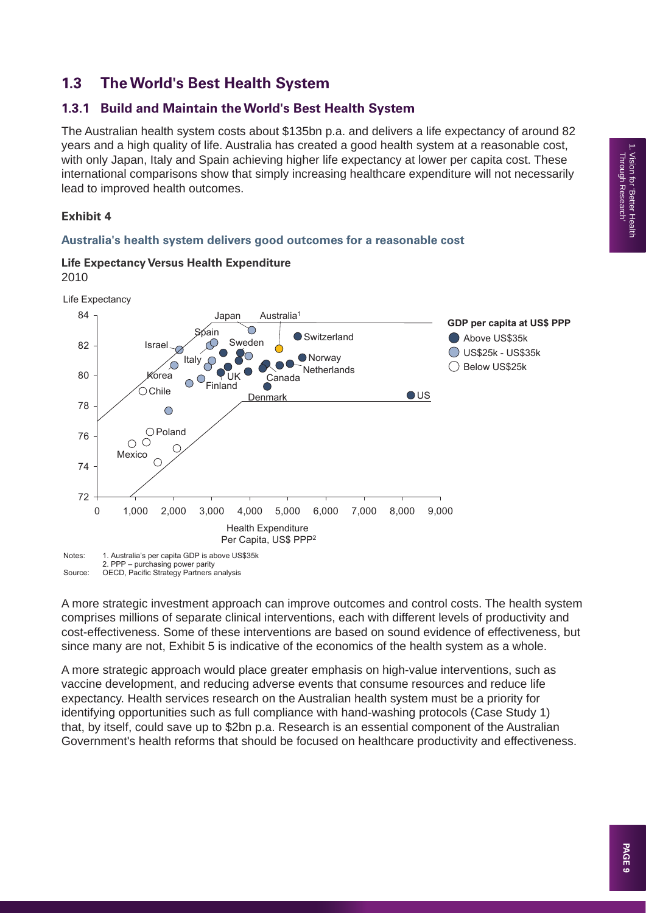## 1.3 The World's Best Health System

### 1.3.1 Build and Maintain the World's Best Health System

The Australian health system costs about $135bn p.a. and delivers a life expectancy of around 82 years and a high quality of life. Australia has created a good health system at a reasonable cost, with only Japan, Italy and Spain achieving higher life expectancy at lower per capita cost. These international comparisons show that simply increasing healthcare expenditure will not necessarily lead to improved health outcomes.

**Exhibit 4**

**Australia's health system delivers good outcomes for a reasonable cost**

**Life Expectancy Versus Health Expenditure**
2010

Life Expectancy

84
82
80
78
76
74
72

0
1,000
2,000
3,000
4,000
5,000
6,000
7,000
8,000
9,000

Health Expenditure
Per Capita, US$ PPP[2]

Japan
Australia[1]
Spain
Switzerland
Israel
Sweden
Italy
Norway
Netherlands
Korea
UK
Canada
Finland
Chile
Denmark
US
Poland
Mexico

GDP per capita at US$ PPP
Above US$35k
US$25k - US$35k
Below US$25k

Notes: 1. Australia's per capita GDP is above US$35k
2. PPP – purchasing power parity
Source: OECD, Pacific Strategy Partners analysis

A more strategic investment approach can improve outcomes and control costs. The health system comprises millions of separate clinical interventions, each with different levels of productivity and cost-effectiveness. Some of these interventions are based on sound evidence of effectiveness, but since many are not, Exhibit 5 is indicative of the economics of the health system as a whole.

A more strategic approach would place greater emphasis on high-value interventions, such as vaccine development, and reducing adverse events that consume resources and reduce life expectancy. Health services research on the Australian health system must be a priority for identifying opportunities such as full compliance with hand-washing protocols (Case Study 1) that, by itself, could save up to $2bn p.a. Research is an essential component of the Australian Government's health reforms that should be focused on healthcare productivity and effectiveness.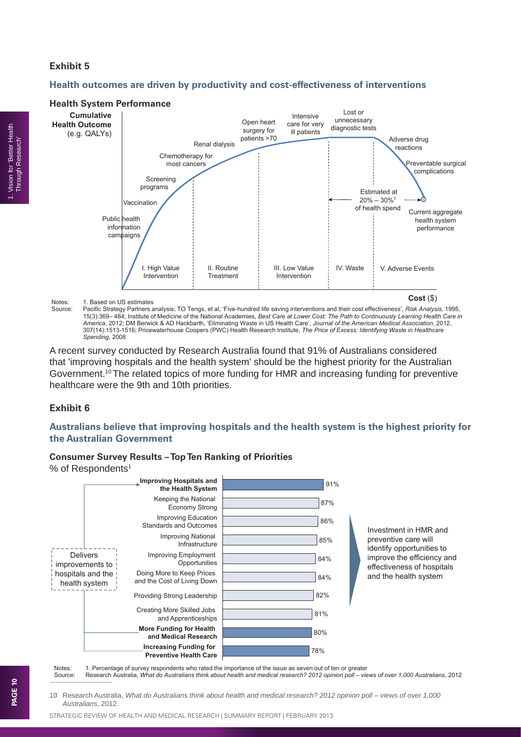### Exhibit 5

#### Health outcomes are driven by productivity and cost-effectiveness of interventions

**Health System Performance**

**Cumulative Health Outcome** (e.g. QALYs)

Public health information campaigns; Vaccination; Screening programs; Chemotherapy for most cancers; Renal dialysis; Open heart surgery for patients >70; Intensive care for very ill patients; Lost or unnecessary diagnostic tests; Adverse drug reactions; Preventable surgical complications

Estimated at 20% – 30%[1] of health spend

Current aggregate health system performance

I. High Value Intervention | II. Routine Treatment | III. Low Value Intervention | IV. Waste | V. Adverse Events

**Cost** ($)

Notes: 1. Based on US estimates

Source: Pacific Strategy Partners analysis; TO Tengs, et al, 'Five-hundred life saving interventions and their cost effectiveness', *Risk Analysis,* 1995, 15(3):369– 484; Institute of Medicine of the National Academies, *Best Care at Lower Cost: The Path to Continuously Learning Health Care in America*, 2012; DM Berwick & AD Hackbarth, 'Eliminating Waste in US Health Care', *Journal of the American Medical Association*, 2012, 307(14):1513-1516; Pricewaterhouse Coopers (PWC) Health Research Institute, *The Price of Excess: Identifying Waste in Healthcare Spending,* 2008

A recent survey conducted by Research Australia found that 91% of Australians considered that 'improving hospitals and the health system' should be the highest priority for the Australian Government.[10] The related topics of more funding for HMR and increasing funding for preventive healthcare were the 9th and 10th priorities.

### Exhibit 6

#### Australians believe that improving hospitals and the health system is the highest priority for the Australian Government

**Consumer Survey Results – Top Ten Ranking of Priorities**

% of Respondents[1]

| Priority | % of Respondents |
|---|---|
| **Improving Hospitals and the Health System** | 91% |
| Keeping the National Economy Strong | 87% |
| Improving Education Standards and Outcomes | 86% |
| Improving National Infrastructure | 85% |
| Improving Employment Opportunities | 84% |
| Doing More to Keep Prices and the Cost of Living Down | 84% |
| Providing Strong Leadership | 82% |
| Creating More Skilled Jobs and Apprenticeships | 81% |
| **More Funding for Health and Medical Research** | 80% |
| **Increasing Funding for Preventive Health Care** | 78% |

Delivers improvements to hospitals and the health system

Investment in HMR and preventive care will identify opportunities to improve the efficiency and effectiveness of hospitals and the health system

Notes: 1. Percentage of survey respondents who rated the importance of the issue as seven out of ten or greater

Source: Research Australia, *What do Australians think about health and medical research? 2012 opinion poll – views of over 1,000 Australians*, 2012

10 Research Australia, *What do Australians think about health and medical research? 2012 opinion poll – views of over 1,000 Australians*, 2012.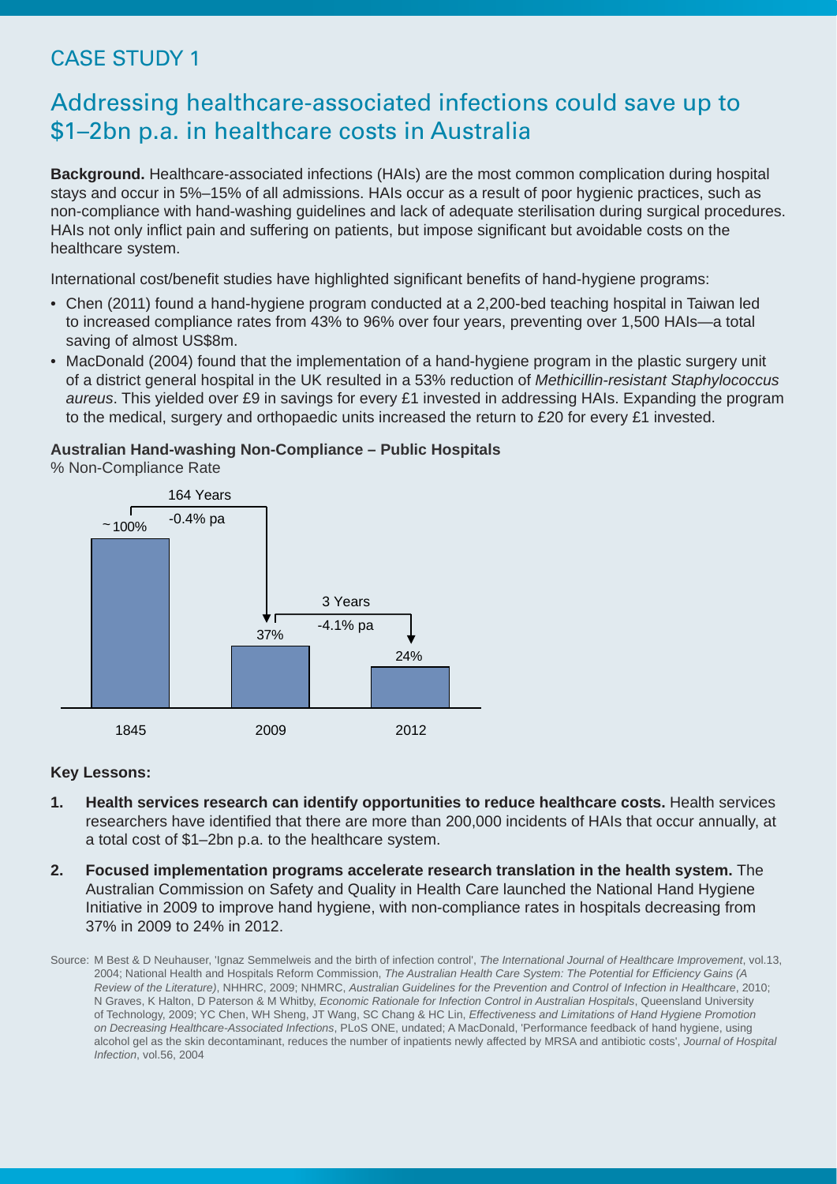## CASE STUDY 1

# Addressing healthcare-associated infections could save up to $1–2bn p.a. in healthcare costs in Australia

**Background.** Healthcare-associated infections (HAIs) are the most common complication during hospital stays and occur in 5%–15% of all admissions. HAIs occur as a result of poor hygienic practices, such as non-compliance with hand-washing guidelines and lack of adequate sterilisation during surgical procedures. HAIs not only inflict pain and suffering on patients, but impose significant but avoidable costs on the healthcare system.

International cost/benefit studies have highlighted significant benefits of hand-hygiene programs:

- Chen (2011) found a hand-hygiene program conducted at a 2,200-bed teaching hospital in Taiwan led to increased compliance rates from 43% to 96% over four years, preventing over 1,500 HAIs—a total saving of almost US$8m.
- MacDonald (2004) found that the implementation of a hand-hygiene program in the plastic surgery unit of a district general hospital in the UK resulted in a 53% reduction of *Methicillin-resistant Staphylococcus aureus*. This yielded over £9 in savings for every £1 invested in addressing HAIs. Expanding the program to the medical, surgery and orthopaedic units increased the return to £20 for every £1 invested.

**Australian Hand-washing Non-Compliance – Public Hospitals**

% Non-Compliance Rate

164 Years

-0.4% pa

~100%

3 Years

-4.1% pa

37%

24%

1845

2009

2012

**Key Lessons:**

1. **Health services research can identify opportunities to reduce healthcare costs.** Health services researchers have identified that there are more than 200,000 incidents of HAIs that occur annually, at a total cost of $1–2bn p.a. to the healthcare system.
2. **Focused implementation programs accelerate research translation in the health system.** The Australian Commission on Safety and Quality in Health Care launched the National Hand Hygiene Initiative in 2009 to improve hand hygiene, with non-compliance rates in hospitals decreasing from 37% in 2009 to 24% in 2012.

Source: M Best & D Neuhauser, 'Ignaz Semmelweis and the birth of infection control', *The International Journal of Healthcare Improvement*, vol.13, 2004; National Health and Hospitals Reform Commission, *The Australian Health Care System: The Potential for Efficiency Gains (A Review of the Literature)*, NHHRC, 2009; NHMRC, *Australian Guidelines for the Prevention and Control of Infection in Healthcare*, 2010; N Graves, K Halton, D Paterson & M Whitby, *Economic Rationale for Infection Control in Australian Hospitals*, Queensland University of Technology, 2009; YC Chen, WH Sheng, JT Wang, SC Chang & HC Lin, *Effectiveness and Limitations of Hand Hygiene Promotion on Decreasing Healthcare-Associated Infections*, PLoS ONE, undated; A MacDonald, 'Performance feedback of hand hygiene, using alcohol gel as the skin decontaminant, reduces the number of inpatients newly affected by MRSA and antibiotic costs', *Journal of Hospital Infection*, vol.56, 2004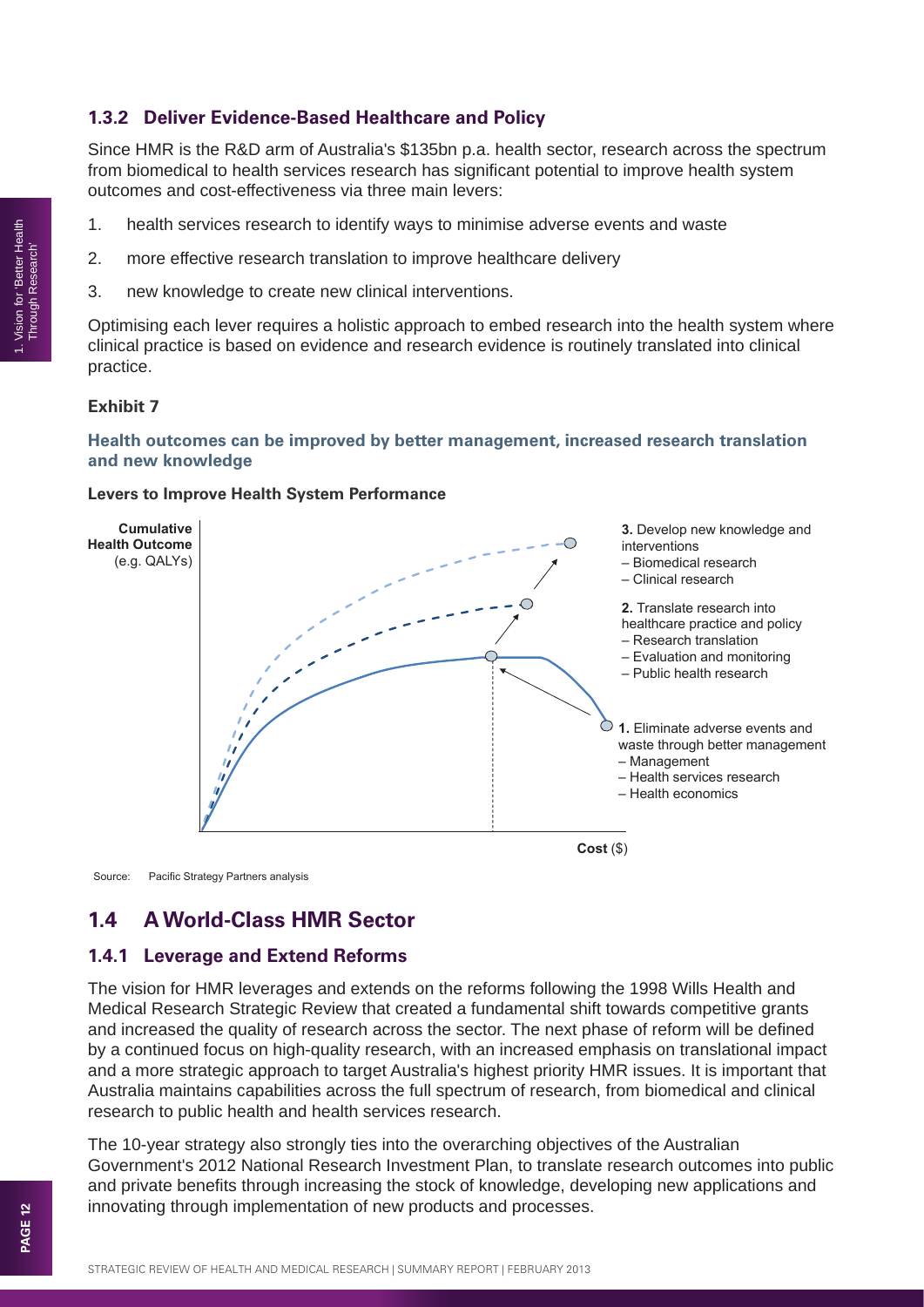### 1.3.2 Deliver Evidence-Based Healthcare and Policy

Since HMR is the R&D arm of Australia's $135bn p.a. health sector, research across the spectrum from biomedical to health services research has significant potential to improve health system outcomes and cost-effectiveness via three main levers:

1. health services research to identify ways to minimise adverse events and waste
2. more effective research translation to improve healthcare delivery
3. new knowledge to create new clinical interventions.

Optimising each lever requires a holistic approach to embed research into the health system where clinical practice is based on evidence and research evidence is routinely translated into clinical practice.

**Exhibit 7**

**Health outcomes can be improved by better management, increased research translation and new knowledge**

**Levers to Improve Health System Performance**

**Cumulative Health Outcome** (e.g. QALYs)

**3.** Develop new knowledge and interventions
– Biomedical research
– Clinical research

**2.** Translate research into healthcare practice and policy
– Research translation
– Evaluation and monitoring
– Public health research

**1.** Eliminate adverse events and waste through better management
– Management
– Health services research
– Health economics

**Cost** ($)

Source: Pacific Strategy Partners analysis

## 1.4 A World-Class HMR Sector

### 1.4.1 Leverage and Extend Reforms

The vision for HMR leverages and extends on the reforms following the 1998 Wills Health and Medical Research Strategic Review that created a fundamental shift towards competitive grants and increased the quality of research across the sector. The next phase of reform will be defined by a continued focus on high-quality research, with an increased emphasis on translational impact and a more strategic approach to target Australia's highest priority HMR issues. It is important that Australia maintains capabilities across the full spectrum of research, from biomedical and clinical research to public health and health services research.

The 10-year strategy also strongly ties into the overarching objectives of the Australian Government's 2012 National Research Investment Plan, to translate research outcomes into public and private benefits through increasing the stock of knowledge, developing new applications and innovating through implementation of new products and processes.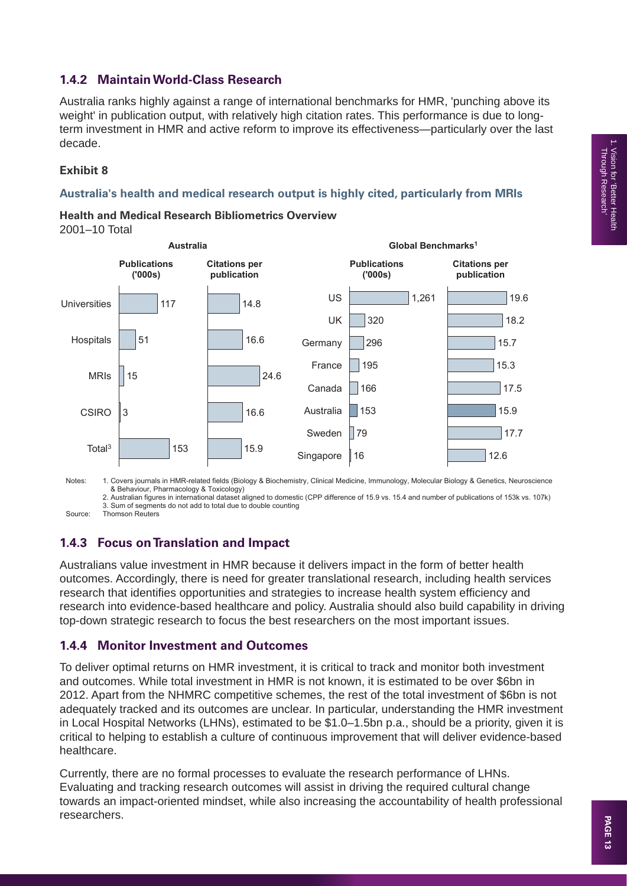### 1.4.2 Maintain World-Class Research

Australia ranks highly against a range of international benchmarks for HMR, 'punching above its weight' in publication output, with relatively high citation rates. This performance is due to long-term investment in HMR and active reform to improve its effectiveness—particularly over the last decade.

**Exhibit 8**

**Australia's health and medical research output is highly cited, particularly from MRIs**

**Health and Medical Research Bibliometrics Overview**
2001–10 Total

Australia

Publications ('000s)

Citations per publication

Universities 117 14.8

Hospitals 51 16.6

MRIs 15 24.6

CSIRO 3 16.6

Total[3] 153 15.9

Global Benchmarks[1]

Publications ('000s)

Citations per publication

US 1,261 19.6

UK 320 18.2

Germany 296 15.7

France 195 15.3

Canada 166 17.5

Australia 153 15.9

Sweden 79 17.7

Singapore 16 12.6

Notes: 1. Covers journals in HMR-related fields (Biology & Biochemistry, Clinical Medicine, Immunology, Molecular Biology & Genetics, Neuroscience & Behaviour, Pharmacology & Toxicology)
2. Australian figures in international dataset aligned to domestic (CPP difference of 15.9 vs. 15.4 and number of publications of 153k vs. 107k)
3. Sum of segments do not add to total due to double counting

Source: Thomson Reuters

### 1.4.3 Focus on Translation and Impact

Australians value investment in HMR because it delivers impact in the form of better health outcomes. Accordingly, there is need for greater translational research, including health services research that identifies opportunities and strategies to increase health system efficiency and research into evidence-based healthcare and policy. Australia should also build capability in driving top-down strategic research to focus the best researchers on the most important issues.

### 1.4.4 Monitor Investment and Outcomes

To deliver optimal returns on HMR investment, it is critical to track and monitor both investment and outcomes. While total investment in HMR is not known, it is estimated to be over $6bn in 2012. Apart from the NHMRC competitive schemes, the rest of the total investment of $6bn is not adequately tracked and its outcomes are unclear. In particular, understanding the HMR investment in Local Hospital Networks (LHNs), estimated to be $1.0–1.5bn p.a., should be a priority, given it is critical to helping to establish a culture of continuous improvement that will deliver evidence-based healthcare.

Currently, there are no formal processes to evaluate the research performance of LHNs. Evaluating and tracking research outcomes will assist in driving the required cultural change towards an impact-oriented mindset, while also increasing the accountability of health professional researchers.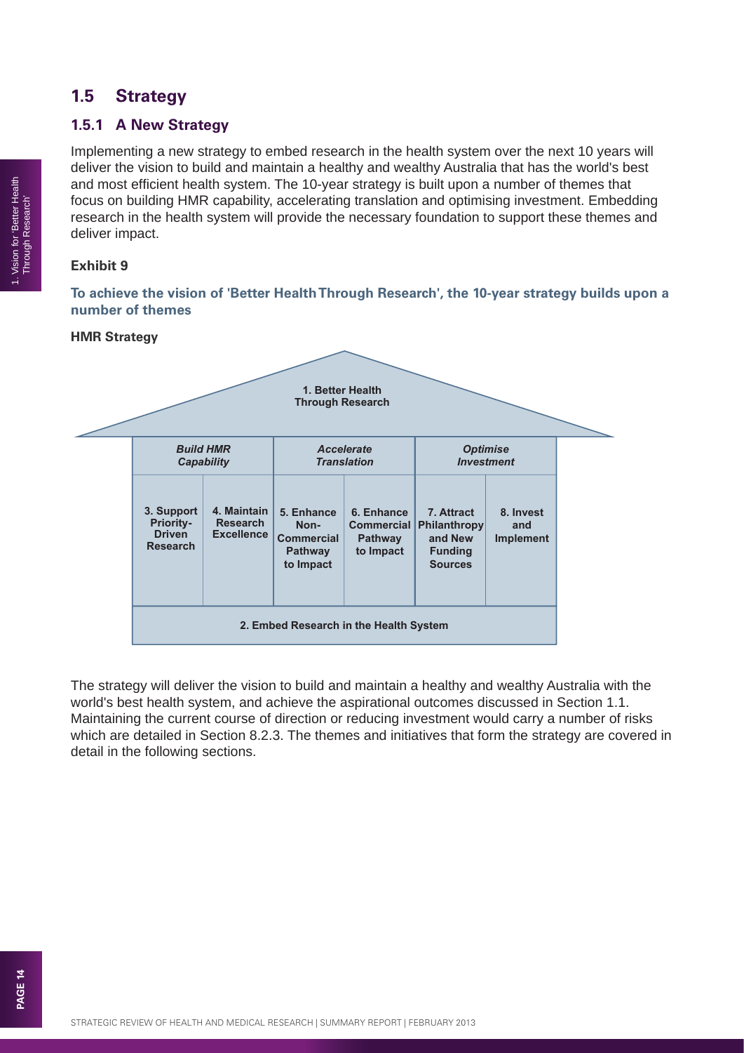## 1.5 Strategy

### 1.5.1 A New Strategy

Implementing a new strategy to embed research in the health system over the next 10 years will deliver the vision to build and maintain a healthy and wealthy Australia that has the world's best and most efficient health system. The 10-year strategy is built upon a number of themes that focus on building HMR capability, accelerating translation and optimising investment. Embedding research in the health system will provide the necessary foundation to support these themes and deliver impact.

**Exhibit 9**

**To achieve the vision of 'Better Health Through Research', the 10-year strategy builds upon a number of themes**

**HMR Strategy**

| 1. Better Health Through Research | | | | | |
|---|---|---|---|---|---|
| ***Build HMR Capability*** | | ***Accelerate Translation*** | | ***Optimise Investment*** | |
| **3. Support Priority-Driven Research** | **4. Maintain Research Excellence** | **5. Enhance Non-Commercial Pathway to Impact** | **6. Enhance Commercial Pathway to Impact** | **7. Attract Philanthropy and New Funding Sources** | **8. Invest and Implement** |
| **2. Embed Research in the Health System** | | | | | |

The strategy will deliver the vision to build and maintain a healthy and wealthy Australia with the world's best health system, and achieve the aspirational outcomes discussed in Section 1.1. Maintaining the current course of direction or reducing investment would carry a number of risks which are detailed in Section 8.2.3. The themes and initiatives that form the strategy are covered in detail in the following sections.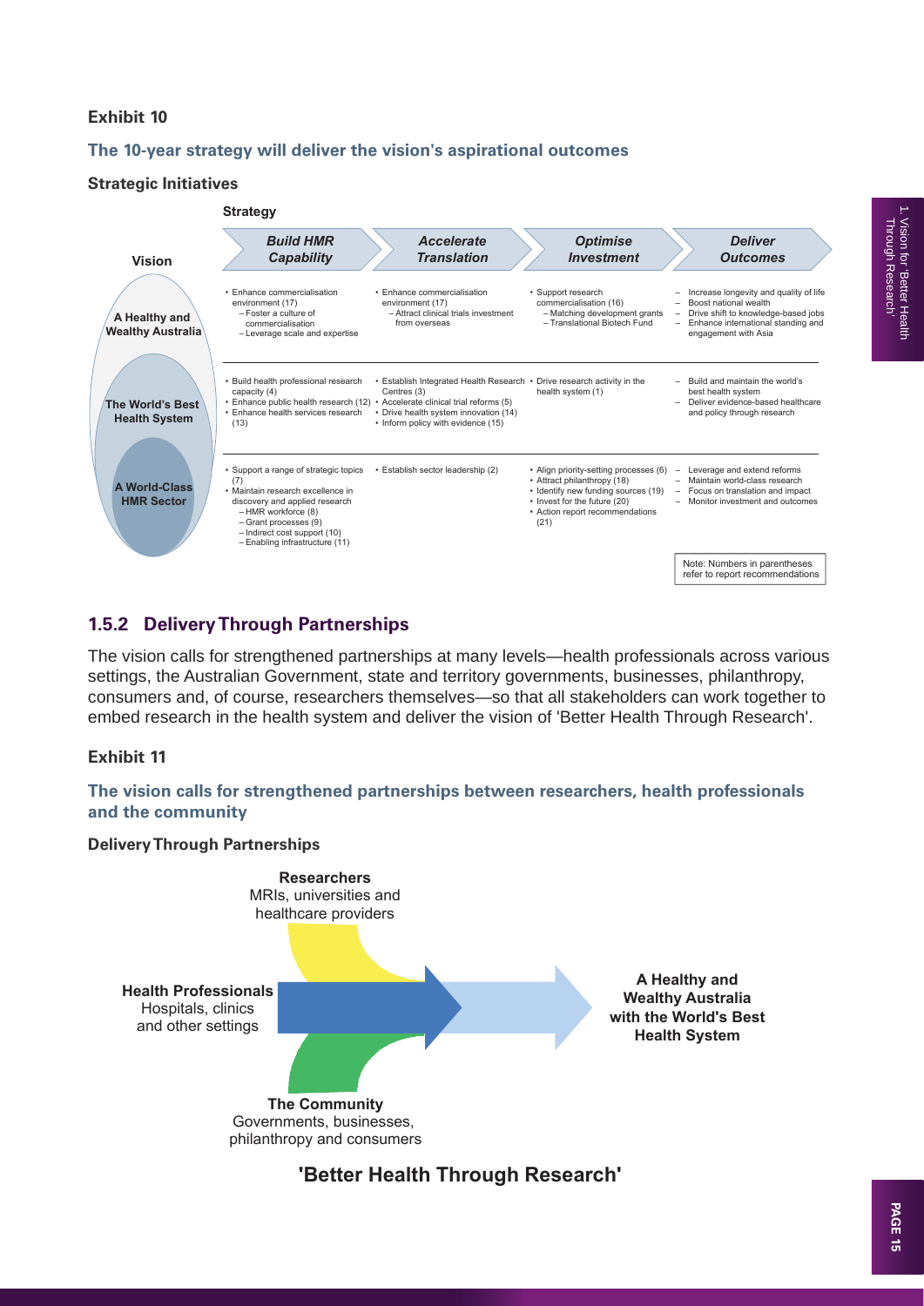**Exhibit 10**

**The 10-year strategy will deliver the vision's aspirational outcomes**

**Strategic Initiatives**

| Vision | *Build HMR Capability* | *Accelerate Translation* | *Optimise Investment* | *Deliver Outcomes* |
|---|---|---|---|---|
| A Healthy and Wealthy Australia | • Enhance commercialisation environment (17)<br>– Foster a culture of commercialisation<br>– Leverage scale and expertise | • Enhance commercialisation environment (17)<br>– Attract clinical trials investment from overseas | • Support research commercialisation (16)<br>– Matching development grants<br>– Translational Biotech Fund | – Increase longevity and quality of life<br>– Boost national wealth<br>– Drive shift to knowledge-based jobs<br>– Enhance international standing and engagement with Asia |
| The World's Best Health System | • Build health professional research capacity (4)<br>• Enhance public health research (12)<br>• Enhance health services research (13) | • Establish Integrated Health Research Centres (3)<br>• Accelerate clinical trial reforms (5)<br>• Drive health system innovation (14)<br>• Inform policy with evidence (15) | • Drive research activity in the health system (1) | – Build and maintain the world's best health system<br>– Deliver evidence-based healthcare and policy through research |
| A World-Class HMR Sector | • Support a range of strategic topics (7)<br>• Maintain research excellence in discovery and applied research<br>– HMR workforce (8)<br>– Grant processes (9)<br>– Indirect cost support (10)<br>– Enabling infrastructure (11) | • Establish sector leadership (2) | • Align priority-setting processes (6)<br>• Attract philanthropy (18)<br>• Identify new funding sources (19)<br>• Invest for the future (20)<br>• Action report recommendations (21) | – Leverage and extend reforms<br>– Maintain world-class research<br>– Focus on translation and impact<br>– Monitor investment and outcomes |

Note: Numbers in parentheses refer to report recommendations

## 1.5.2 Delivery Through Partnerships

The vision calls for strengthened partnerships at many levels—health professionals across various settings, the Australian Government, state and territory governments, businesses, philanthropy, consumers and, of course, researchers themselves—so that all stakeholders can work together to embed research in the health system and deliver the vision of 'Better Health Through Research'.

**Exhibit 11**

**The vision calls for strengthened partnerships between researchers, health professionals and the community**

**Delivery Through Partnerships**

**Researchers**
MRIs, universities and healthcare providers

**Health Professionals**
Hospitals, clinics and other settings

**The Community**
Governments, businesses, philanthropy and consumers

**A Healthy and Wealthy Australia with the World's Best Health System**

**'Better Health Through Research'**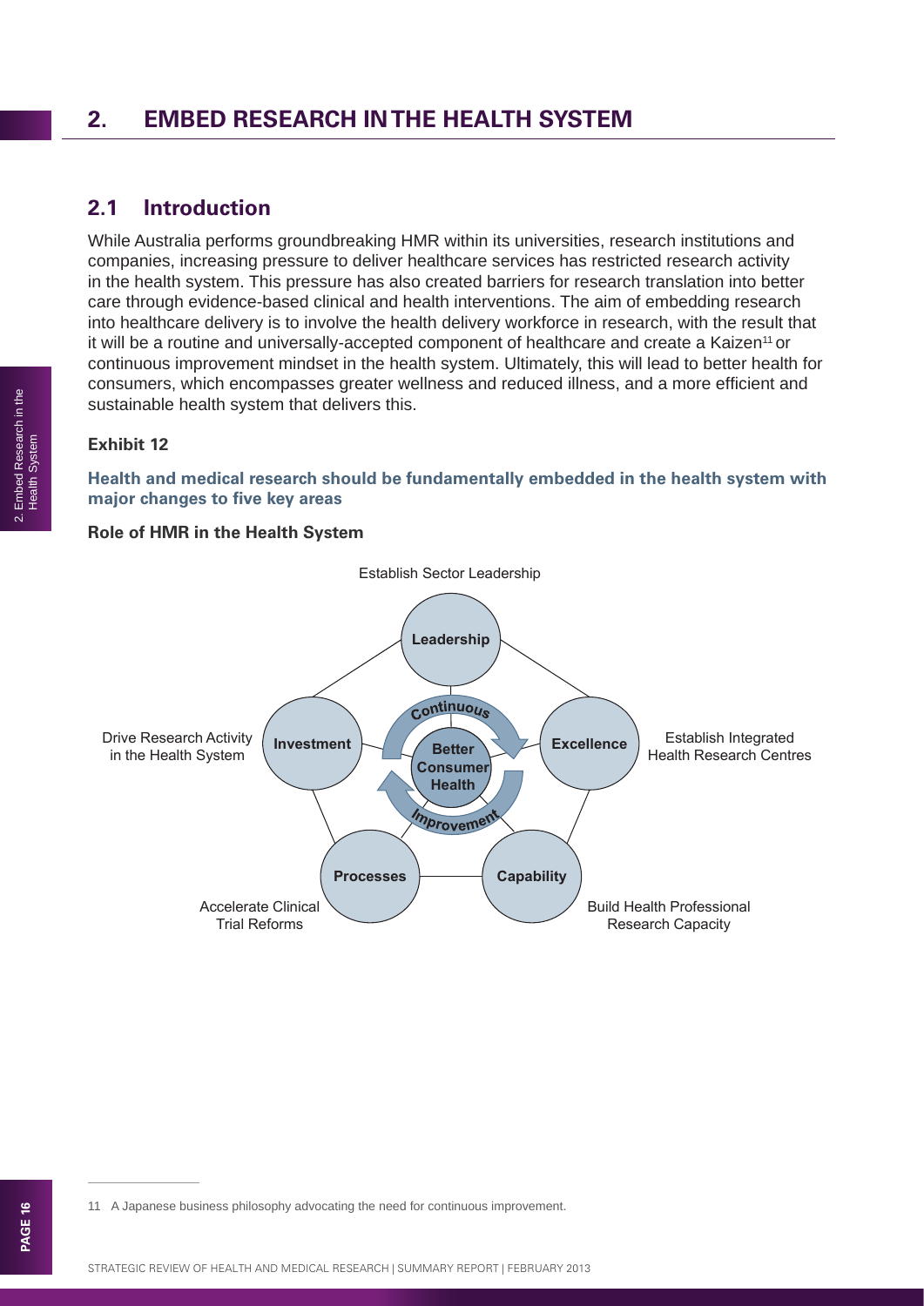# 2. EMBED RESEARCH IN THE HEALTH SYSTEM

## 2.1 Introduction

While Australia performs groundbreaking HMR within its universities, research institutions and companies, increasing pressure to deliver healthcare services has restricted research activity in the health system. This pressure has also created barriers for research translation into better care through evidence-based clinical and health interventions. The aim of embedding research into healthcare delivery is to involve the health delivery workforce in research, with the result that it will be a routine and universally-accepted component of healthcare and create a Kaizen[11] or continuous improvement mindset in the health system. Ultimately, this will lead to better health for consumers, which encompasses greater wellness and reduced illness, and a more efficient and sustainable health system that delivers this.

**Exhibit 12**

**Health and medical research should be fundamentally embedded in the health system with major changes to five key areas**

**Role of HMR in the Health System**

Establish Sector Leadership

Leadership

Drive Research Activity in the Health System

Investment

Continuous

Better Consumer Health

Improvement

Excellence

Establish Integrated Health Research Centres

Processes

Accelerate Clinical Trial Reforms

Capability

Build Health Professional Research Capacity

---

11 A Japanese business philosophy advocating the need for continuous improvement.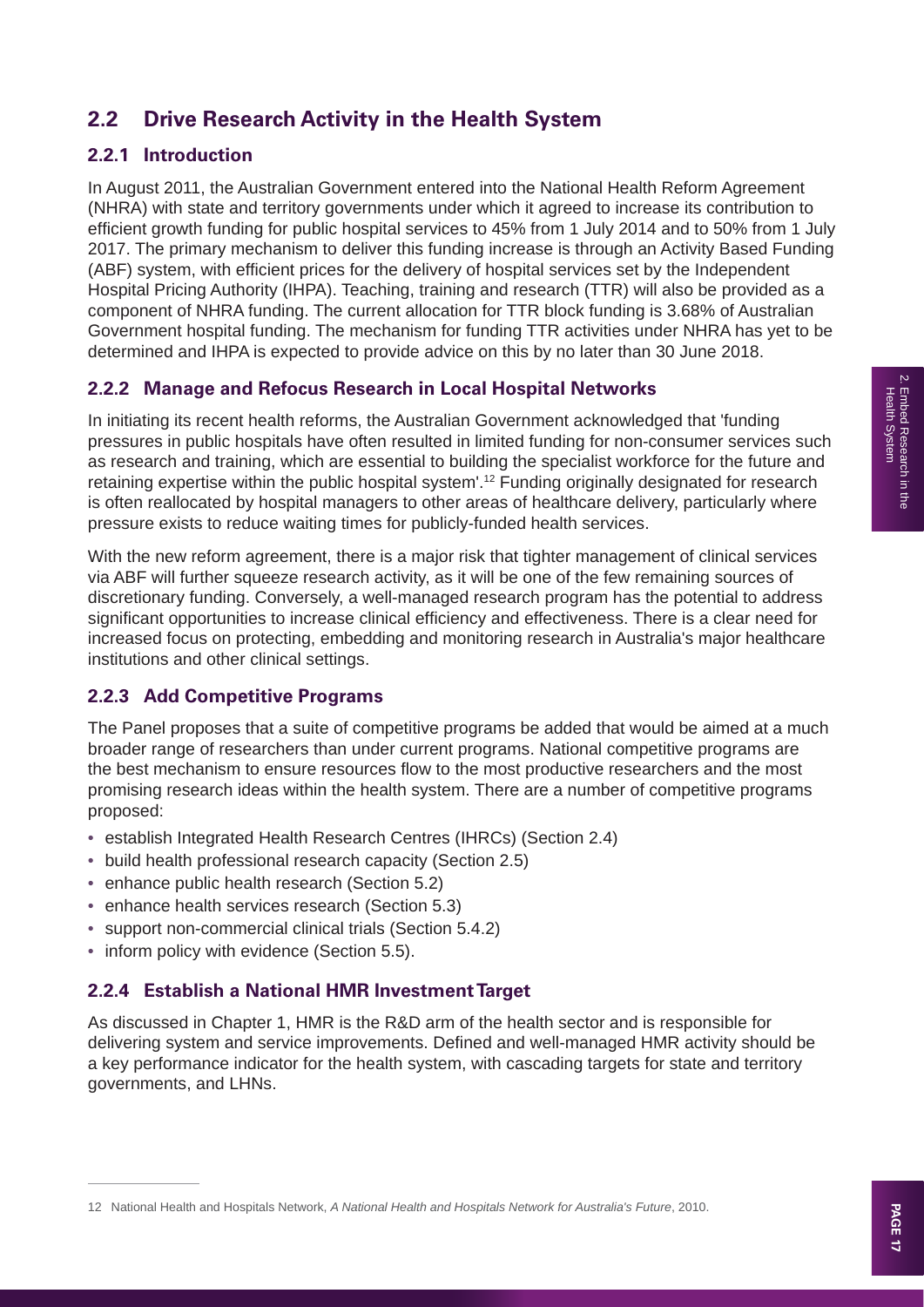## 2.2 Drive Research Activity in the Health System

### 2.2.1 Introduction

In August 2011, the Australian Government entered into the National Health Reform Agreement (NHRA) with state and territory governments under which it agreed to increase its contribution to efficient growth funding for public hospital services to 45% from 1 July 2014 and to 50% from 1 July 2017. The primary mechanism to deliver this funding increase is through an Activity Based Funding (ABF) system, with efficient prices for the delivery of hospital services set by the Independent Hospital Pricing Authority (IHPA). Teaching, training and research (TTR) will also be provided as a component of NHRA funding. The current allocation for TTR block funding is 3.68% of Australian Government hospital funding. The mechanism for funding TTR activities under NHRA has yet to be determined and IHPA is expected to provide advice on this by no later than 30 June 2018.

### 2.2.2 Manage and Refocus Research in Local Hospital Networks

In initiating its recent health reforms, the Australian Government acknowledged that 'funding pressures in public hospitals have often resulted in limited funding for non-consumer services such as research and training, which are essential to building the specialist workforce for the future and retaining expertise within the public hospital system'.[12] Funding originally designated for research is often reallocated by hospital managers to other areas of healthcare delivery, particularly where pressure exists to reduce waiting times for publicly-funded health services.

With the new reform agreement, there is a major risk that tighter management of clinical services via ABF will further squeeze research activity, as it will be one of the few remaining sources of discretionary funding. Conversely, a well-managed research program has the potential to address significant opportunities to increase clinical efficiency and effectiveness. There is a clear need for increased focus on protecting, embedding and monitoring research in Australia's major healthcare institutions and other clinical settings.

### 2.2.3 Add Competitive Programs

The Panel proposes that a suite of competitive programs be added that would be aimed at a much broader range of researchers than under current programs. National competitive programs are the best mechanism to ensure resources flow to the most productive researchers and the most promising research ideas within the health system. There are a number of competitive programs proposed:

- establish Integrated Health Research Centres (IHRCs) (Section 2.4)
- build health professional research capacity (Section 2.5)
- enhance public health research (Section 5.2)
- enhance health services research (Section 5.3)
- support non-commercial clinical trials (Section 5.4.2)
- inform policy with evidence (Section 5.5).

### 2.2.4 Establish a National HMR Investment Target

As discussed in Chapter 1, HMR is the R&D arm of the health sector and is responsible for delivering system and service improvements. Defined and well-managed HMR activity should be a key performance indicator for the health system, with cascading targets for state and territory governments, and LHNs.

---

12 National Health and Hospitals Network, *A National Health and Hospitals Network for Australia's Future*, 2010.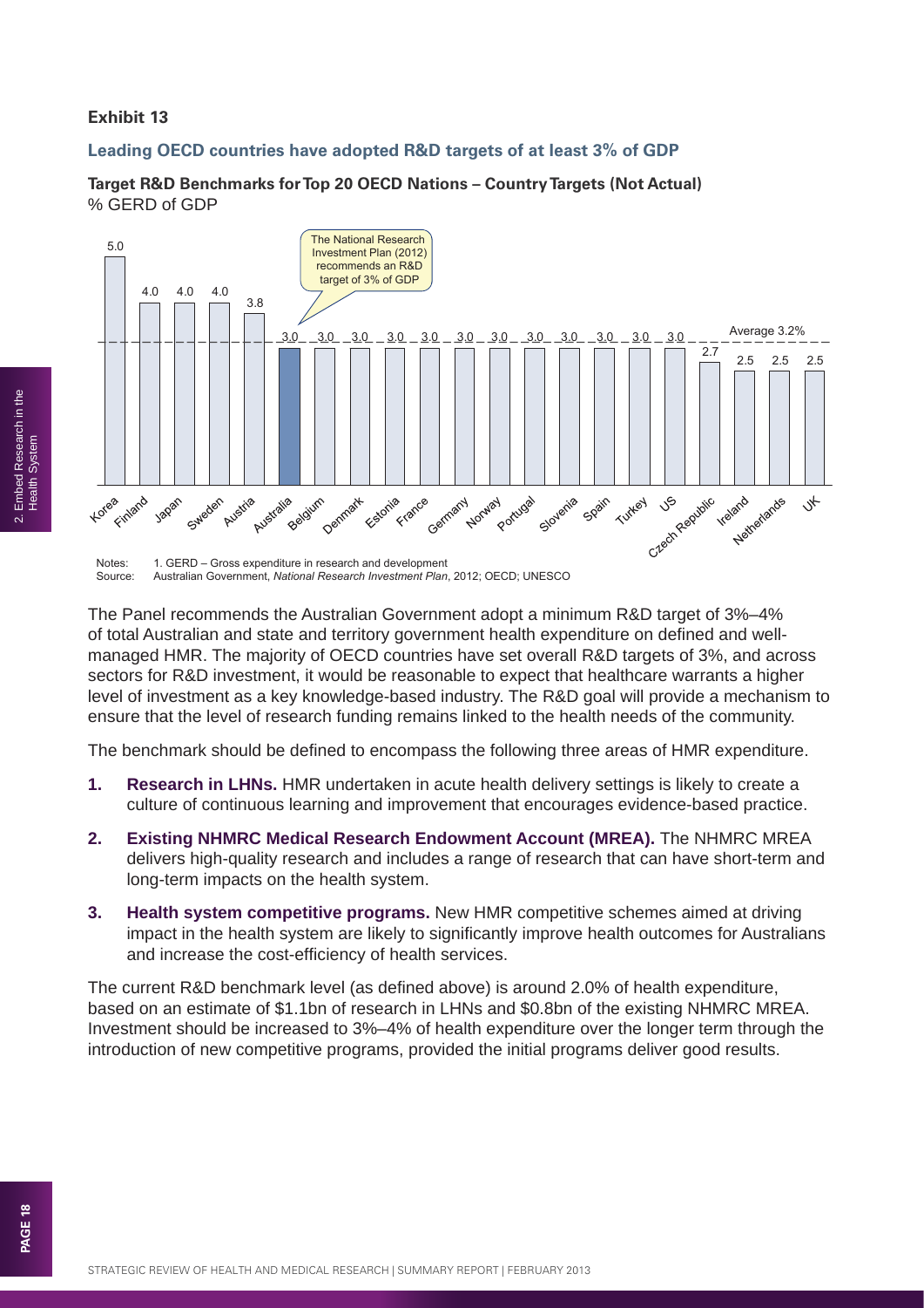**Exhibit 13**

**Leading OECD countries have adopted R&D targets of at least 3% of GDP**

**Target R&D Benchmarks for Top 20 OECD Nations – Country Targets (Not Actual)**
% GERD of GDP

The National Research Investment Plan (2012) recommends an R&D target of 3% of GDP

Average 3.2%

5.0 4.0 4.0 4.0 3.8 3.0 3.0 3.0 3.0 3.0 3.0 3.0 3.0 3.0 3.0 3.0 3.0 2.7 2.5 2.5 2.5

Korea, Finland, Japan, Sweden, Austria, Australia, Belgium, Denmark, Estonia, France, Germany, Norway, Portugal, Slovenia, Spain, Turkey, US, Czech Republic, Ireland, Netherlands, UK

Notes: 1. GERD – Gross expenditure in research and development
Source: Australian Government, *National Research Investment Plan*, 2012; OECD; UNESCO

The Panel recommends the Australian Government adopt a minimum R&D target of 3%–4% of total Australian and state and territory government health expenditure on defined and well-managed HMR. The majority of OECD countries have set overall R&D targets of 3%, and across sectors for R&D investment, it would be reasonable to expect that healthcare warrants a higher level of investment as a key knowledge-based industry. The R&D goal will provide a mechanism to ensure that the level of research funding remains linked to the health needs of the community.

The benchmark should be defined to encompass the following three areas of HMR expenditure.

1. **Research in LHNs.** HMR undertaken in acute health delivery settings is likely to create a culture of continuous learning and improvement that encourages evidence-based practice.
2. **Existing NHMRC Medical Research Endowment Account (MREA).** The NHMRC MREA delivers high-quality research and includes a range of research that can have short-term and long-term impacts on the health system.
3. **Health system competitive programs.** New HMR competitive schemes aimed at driving impact in the health system are likely to significantly improve health outcomes for Australians and increase the cost-efficiency of health services.

The current R&D benchmark level (as defined above) is around 2.0% of health expenditure, based on an estimate of $1.1bn of research in LHNs and $0.8bn of the existing NHMRC MREA. Investment should be increased to 3%–4% of health expenditure over the longer term through the introduction of new competitive programs, provided the initial programs deliver good results.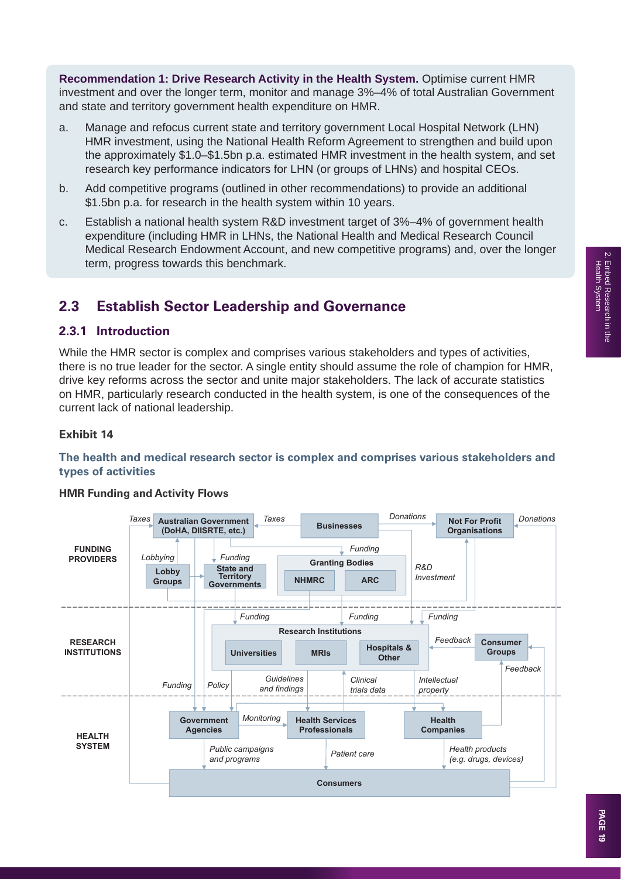**Recommendation 1: Drive Research Activity in the Health System.** Optimise current HMR investment and over the longer term, monitor and manage 3%–4% of total Australian Government and state and territory government health expenditure on HMR.

a. Manage and refocus current state and territory government Local Hospital Network (LHN) HMR investment, using the National Health Reform Agreement to strengthen and build upon the approximately $1.0–$1.5bn p.a. estimated HMR investment in the health system, and set research key performance indicators for LHN (or groups of LHNs) and hospital CEOs.

b. Add competitive programs (outlined in other recommendations) to provide an additional $1.5bn p.a. for research in the health system within 10 years.

c. Establish a national health system R&D investment target of 3%–4% of government health expenditure (including HMR in LHNs, the National Health and Medical Research Council Medical Research Endowment Account, and new competitive programs) and, over the longer term, progress towards this benchmark.

## 2.3 Establish Sector Leadership and Governance

### 2.3.1 Introduction

While the HMR sector is complex and comprises various stakeholders and types of activities, there is no true leader for the sector. A single entity should assume the role of champion for HMR, drive key reforms across the sector and unite major stakeholders. The lack of accurate statistics on HMR, particularly research conducted in the health system, is one of the consequences of the current lack of national leadership.

**Exhibit 14**

**The health and medical research sector is complex and comprises various stakeholders and types of activities**

**HMR Funding and Activity Flows**

FUNDING PROVIDERS

Australian Government (DoHA, DIISRTE, etc.)
Businesses
Not For Profit Organisations
Lobby Groups
State and Territory Governments
Granting Bodies
NHMRC
ARC

RESEARCH INSTITUTIONS

Research Institutions
Universities
MRIs
Hospitals & Other
Consumer Groups

HEALTH SYSTEM

Government Agencies
Health Services Professionals
Health Companies
Consumers

Taxes, Taxes, Donations, Donations, Lobbying, Funding, Funding, R&D Investment, Funding, Funding, Funding, Feedback, Feedback, Funding, Policy, Guidelines and findings, Clinical trials data, Intellectual property, Monitoring, Public campaigns and programs, Patient care, Health products (e.g. drugs, devices)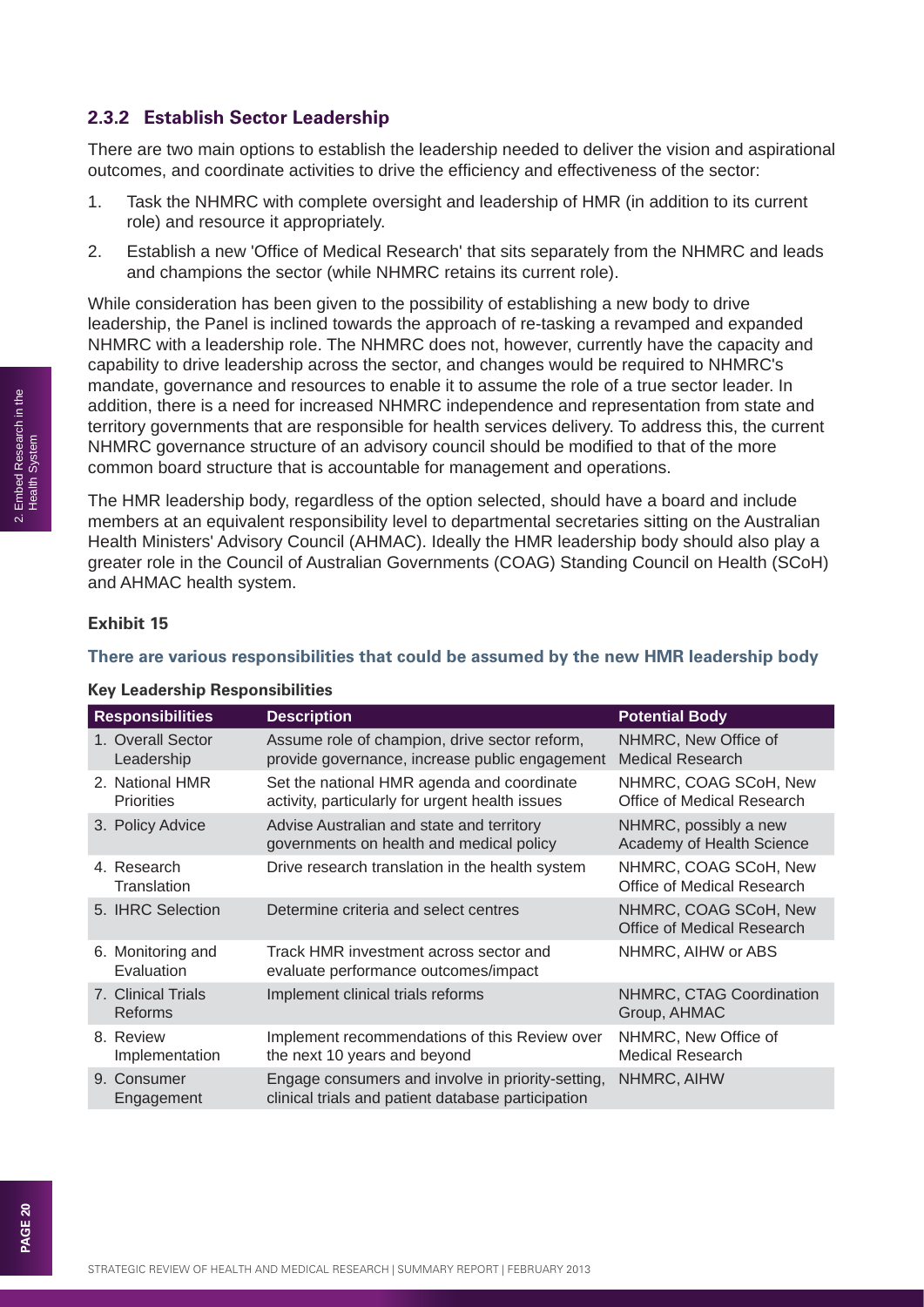### 2.3.2 Establish Sector Leadership

There are two main options to establish the leadership needed to deliver the vision and aspirational outcomes, and coordinate activities to drive the efficiency and effectiveness of the sector:

1. Task the NHMRC with complete oversight and leadership of HMR (in addition to its current role) and resource it appropriately.
2. Establish a new 'Office of Medical Research' that sits separately from the NHMRC and leads and champions the sector (while NHMRC retains its current role).

While consideration has been given to the possibility of establishing a new body to drive leadership, the Panel is inclined towards the approach of re-tasking a revamped and expanded NHMRC with a leadership role. The NHMRC does not, however, currently have the capacity and capability to drive leadership across the sector, and changes would be required to NHMRC's mandate, governance and resources to enable it to assume the role of a true sector leader. In addition, there is a need for increased NHMRC independence and representation from state and territory governments that are responsible for health services delivery. To address this, the current NHMRC governance structure of an advisory council should be modified to that of the more common board structure that is accountable for management and operations.

The HMR leadership body, regardless of the option selected, should have a board and include members at an equivalent responsibility level to departmental secretaries sitting on the Australian Health Ministers' Advisory Council (AHMAC). Ideally the HMR leadership body should also play a greater role in the Council of Australian Governments (COAG) Standing Council on Health (SCoH) and AHMAC health system.

**Exhibit 15**

**There are various responsibilities that could be assumed by the new HMR leadership body**

**Key Leadership Responsibilities**

| Responsibilities | Description | Potential Body |
|---|---|---|
| 1. Overall Sector Leadership | Assume role of champion, drive sector reform, provide governance, increase public engagement | NHMRC, New Office of Medical Research |
| 2. National HMR Priorities | Set the national HMR agenda and coordinate activity, particularly for urgent health issues | NHMRC, COAG SCoH, New Office of Medical Research |
| 3. Policy Advice | Advise Australian and state and territory governments on health and medical policy | NHMRC, possibly a new Academy of Health Science |
| 4. Research Translation | Drive research translation in the health system | NHMRC, COAG SCoH, New Office of Medical Research |
| 5. IHRC Selection | Determine criteria and select centres | NHMRC, COAG SCoH, New Office of Medical Research |
| 6. Monitoring and Evaluation | Track HMR investment across sector and evaluate performance outcomes/impact | NHMRC, AIHW or ABS |
| 7. Clinical Trials Reforms | Implement clinical trials reforms | NHMRC, CTAG Coordination Group, AHMAC |
| 8. Review Implementation | Implement recommendations of this Review over the next 10 years and beyond | NHMRC, New Office of Medical Research |
| 9. Consumer Engagement | Engage consumers and involve in priority-setting, clinical trials and patient database participation | NHMRC, AIHW |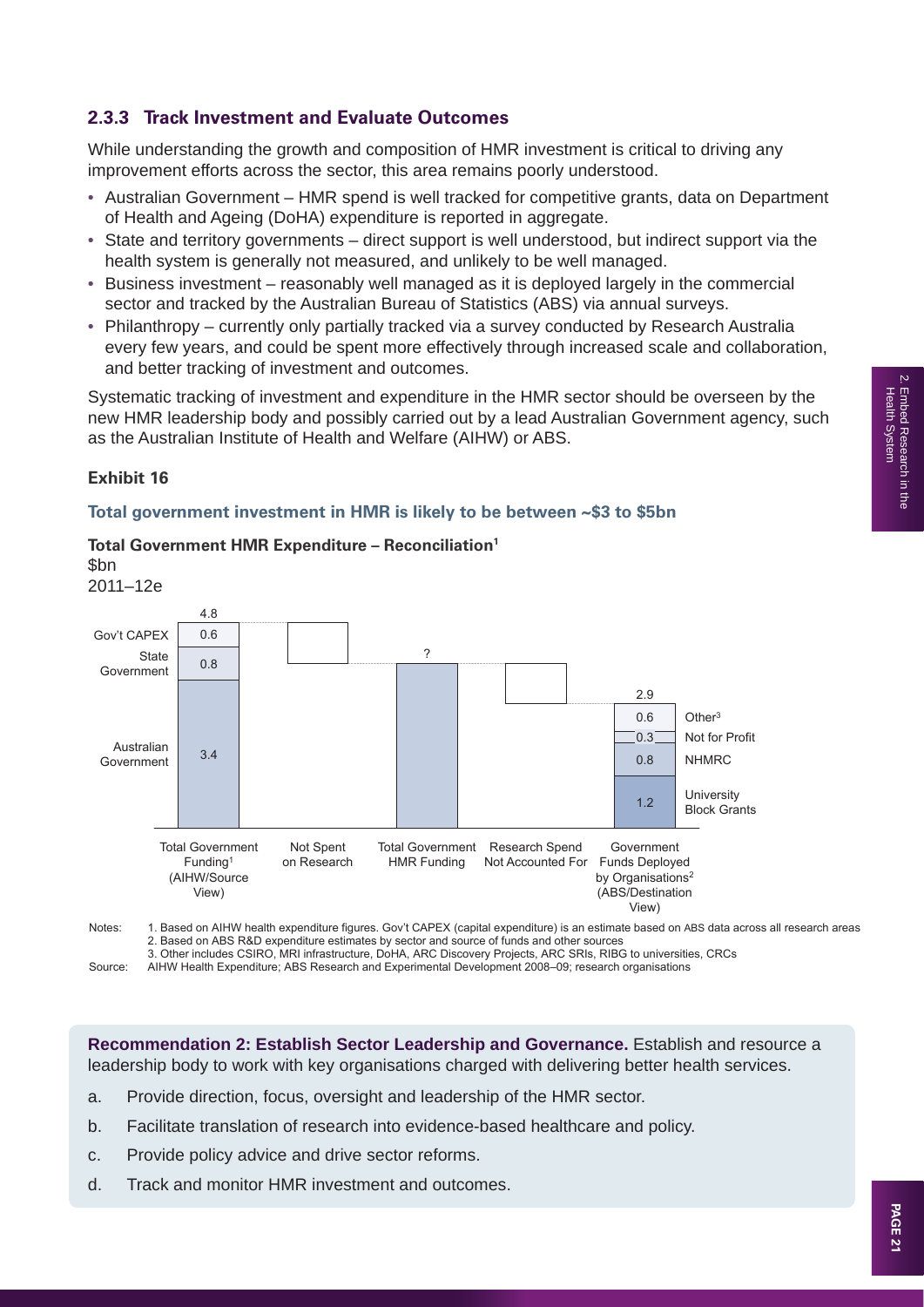### 2.3.3 Track Investment and Evaluate Outcomes

While understanding the growth and composition of HMR investment is critical to driving any improvement efforts across the sector, this area remains poorly understood.

- Australian Government – HMR spend is well tracked for competitive grants, data on Department of Health and Ageing (DoHA) expenditure is reported in aggregate.
- State and territory governments – direct support is well understood, but indirect support via the health system is generally not measured, and unlikely to be well managed.
- Business investment – reasonably well managed as it is deployed largely in the commercial sector and tracked by the Australian Bureau of Statistics (ABS) via annual surveys.
- Philanthropy – currently only partially tracked via a survey conducted by Research Australia every few years, and could be spent more effectively through increased scale and collaboration, and better tracking of investment and outcomes.

Systematic tracking of investment and expenditure in the HMR sector should be overseen by the new HMR leadership body and possibly carried out by a lead Australian Government agency, such as the Australian Institute of Health and Welfare (AIHW) or ABS.

**Exhibit 16**

**Total government investment in HMR is likely to be between ~$3 to $5bn**

**Total Government HMR Expenditure – Reconciliation[1]**
$bn
2011–12e

4.8
Gov't CAPEX 0.6
State Government 0.8
Australian Government 3.4
?
2.9
Other[3] 0.6
Not for Profit 0.3
NHMRC 0.8
University Block Grants 1.2

Total Government Funding[1] (AIHW/Source View)
Not Spent on Research
Total Government HMR Funding
Research Spend Not Accounted For
Government Funds Deployed by Organisations[2] (ABS/Destination View)

Notes: 1. Based on AIHW health expenditure figures. Gov't CAPEX (capital expenditure) is an estimate based on ABS data across all research areas
2. Based on ABS R&D expenditure estimates by sector and source of funds and other sources
3. Other includes CSIRO, MRI infrastructure, DoHA, ARC Discovery Projects, ARC SRIs, RIBG to universities, CRCs

Source: AIHW Health Expenditure; ABS Research and Experimental Development 2008–09; research organisations

**Recommendation 2: Establish Sector Leadership and Governance.** Establish and resource a leadership body to work with key organisations charged with delivering better health services.

a. Provide direction, focus, oversight and leadership of the HMR sector.

b. Facilitate translation of research into evidence-based healthcare and policy.

c. Provide policy advice and drive sector reforms.

d. Track and monitor HMR investment and outcomes.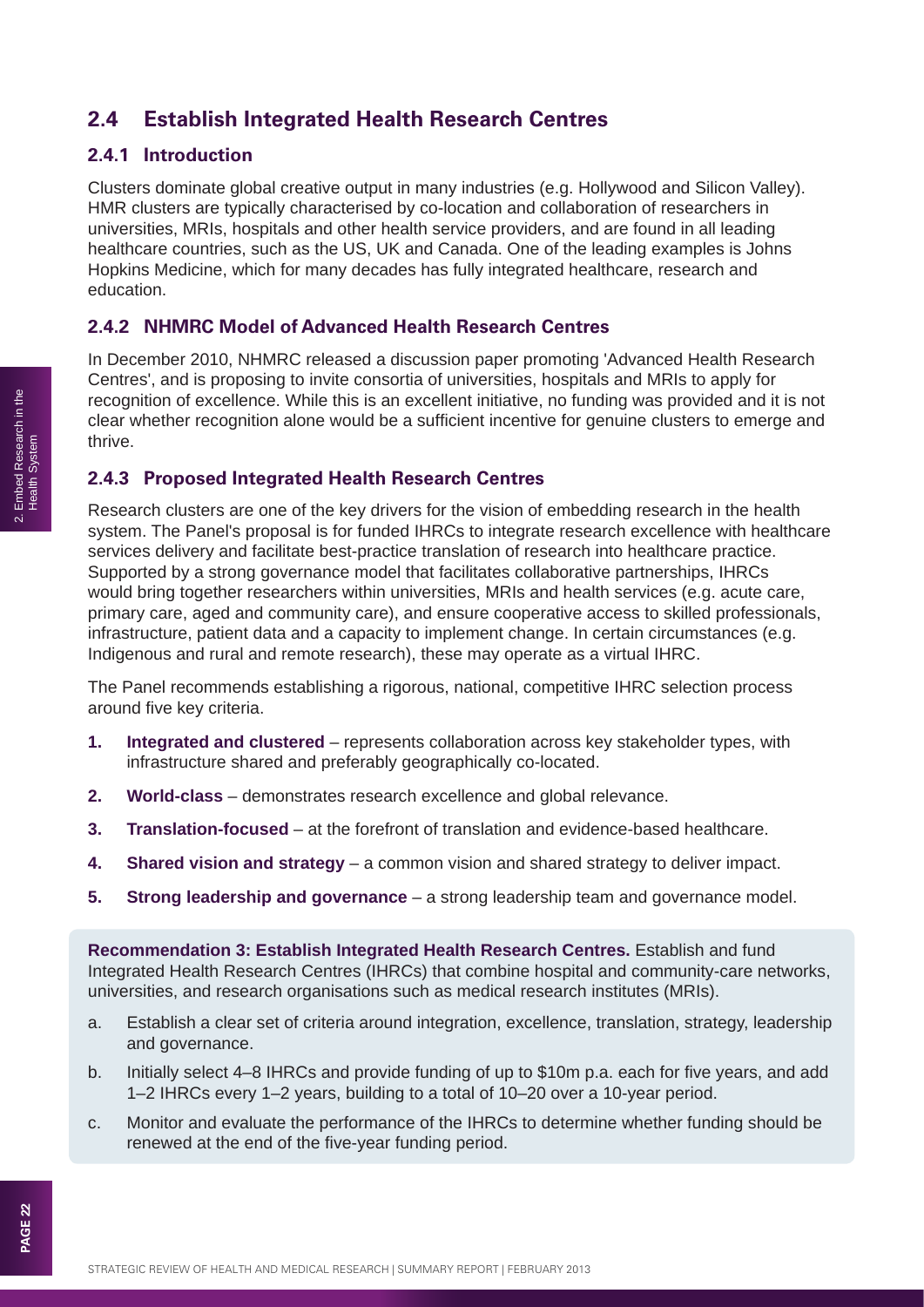## 2.4 Establish Integrated Health Research Centres

### 2.4.1 Introduction

Clusters dominate global creative output in many industries (e.g. Hollywood and Silicon Valley). HMR clusters are typically characterised by co-location and collaboration of researchers in universities, MRIs, hospitals and other health service providers, and are found in all leading healthcare countries, such as the US, UK and Canada. One of the leading examples is Johns Hopkins Medicine, which for many decades has fully integrated healthcare, research and education.

### 2.4.2 NHMRC Model of Advanced Health Research Centres

In December 2010, NHMRC released a discussion paper promoting 'Advanced Health Research Centres', and is proposing to invite consortia of universities, hospitals and MRIs to apply for recognition of excellence. While this is an excellent initiative, no funding was provided and it is not clear whether recognition alone would be a sufficient incentive for genuine clusters to emerge and thrive.

### 2.4.3 Proposed Integrated Health Research Centres

Research clusters are one of the key drivers for the vision of embedding research in the health system. The Panel's proposal is for funded IHRCs to integrate research excellence with healthcare services delivery and facilitate best-practice translation of research into healthcare practice. Supported by a strong governance model that facilitates collaborative partnerships, IHRCs would bring together researchers within universities, MRIs and health services (e.g. acute care, primary care, aged and community care), and ensure cooperative access to skilled professionals, infrastructure, patient data and a capacity to implement change. In certain circumstances (e.g. Indigenous and rural and remote research), these may operate as a virtual IHRC.

The Panel recommends establishing a rigorous, national, competitive IHRC selection process around five key criteria.

1. **Integrated and clustered** – represents collaboration across key stakeholder types, with infrastructure shared and preferably geographically co-located.
2. **World-class** – demonstrates research excellence and global relevance.
3. **Translation-focused** – at the forefront of translation and evidence-based healthcare.
4. **Shared vision and strategy** – a common vision and shared strategy to deliver impact.
5. **Strong leadership and governance** – a strong leadership team and governance model.

**Recommendation 3: Establish Integrated Health Research Centres.** Establish and fund Integrated Health Research Centres (IHRCs) that combine hospital and community-care networks, universities, and research organisations such as medical research institutes (MRIs).

a. Establish a clear set of criteria around integration, excellence, translation, strategy, leadership and governance.

b. Initially select 4–8 IHRCs and provide funding of up to $10m p.a. each for five years, and add 1–2 IHRCs every 1–2 years, building to a total of 10–20 over a 10-year period.

c. Monitor and evaluate the performance of the IHRCs to determine whether funding should be renewed at the end of the five-year funding period.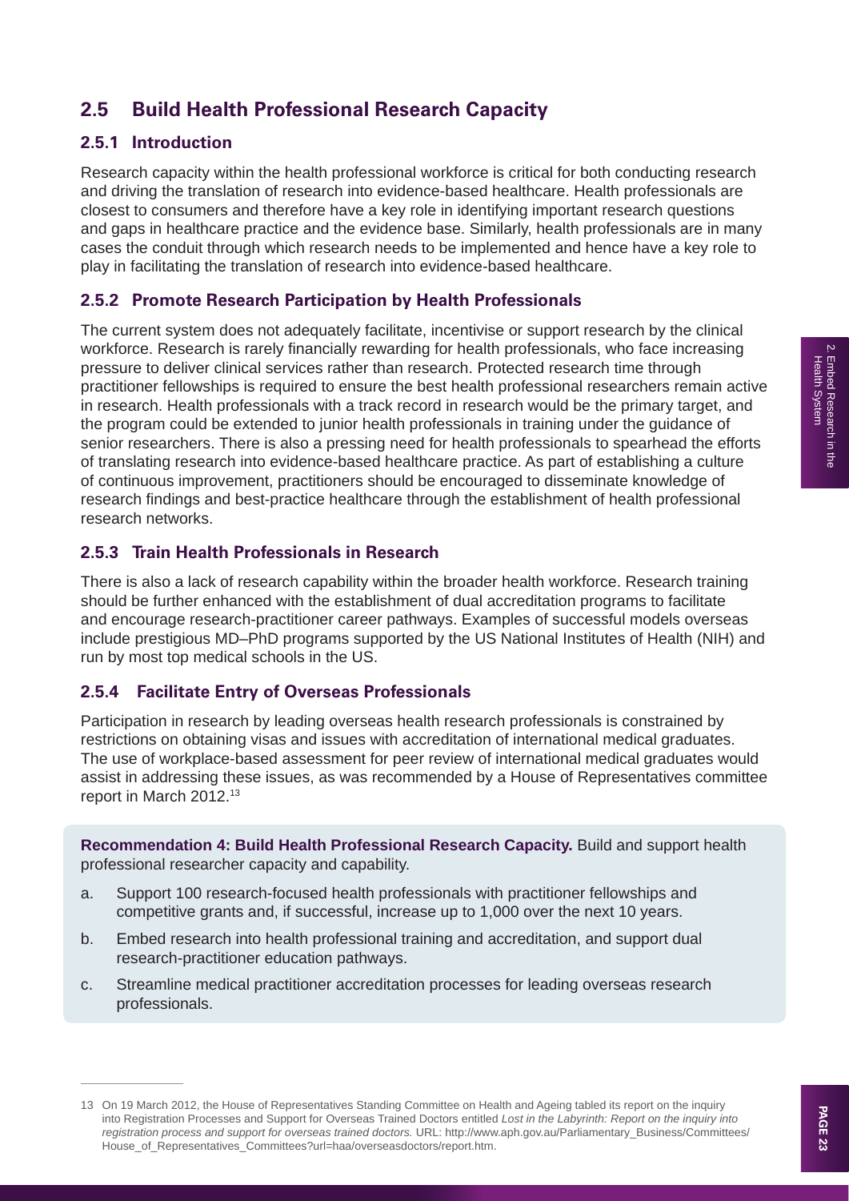## 2.5 Build Health Professional Research Capacity

### 2.5.1 Introduction

Research capacity within the health professional workforce is critical for both conducting research and driving the translation of research into evidence-based healthcare. Health professionals are closest to consumers and therefore have a key role in identifying important research questions and gaps in healthcare practice and the evidence base. Similarly, health professionals are in many cases the conduit through which research needs to be implemented and hence have a key role to play in facilitating the translation of research into evidence-based healthcare.

### 2.5.2 Promote Research Participation by Health Professionals

The current system does not adequately facilitate, incentivise or support research by the clinical workforce. Research is rarely financially rewarding for health professionals, who face increasing pressure to deliver clinical services rather than research. Protected research time through practitioner fellowships is required to ensure the best health professional researchers remain active in research. Health professionals with a track record in research would be the primary target, and the program could be extended to junior health professionals in training under the guidance of senior researchers. There is also a pressing need for health professionals to spearhead the efforts of translating research into evidence-based healthcare practice. As part of establishing a culture of continuous improvement, practitioners should be encouraged to disseminate knowledge of research findings and best-practice healthcare through the establishment of health professional research networks.

### 2.5.3 Train Health Professionals in Research

There is also a lack of research capability within the broader health workforce. Research training should be further enhanced with the establishment of dual accreditation programs to facilitate and encourage research-practitioner career pathways. Examples of successful models overseas include prestigious MD–PhD programs supported by the US National Institutes of Health (NIH) and run by most top medical schools in the US.

### 2.5.4 Facilitate Entry of Overseas Professionals

Participation in research by leading overseas health research professionals is constrained by restrictions on obtaining visas and issues with accreditation of international medical graduates. The use of workplace-based assessment for peer review of international medical graduates would assist in addressing these issues, as was recommended by a House of Representatives committee report in March 2012.[13]

**Recommendation 4: Build Health Professional Research Capacity.** Build and support health professional researcher capacity and capability.

a. Support 100 research-focused health professionals with practitioner fellowships and competitive grants and, if successful, increase up to 1,000 over the next 10 years.

b. Embed research into health professional training and accreditation, and support dual research-practitioner education pathways.

c. Streamline medical practitioner accreditation processes for leading overseas research professionals.

---

13 On 19 March 2012, the House of Representatives Standing Committee on Health and Ageing tabled its report on the inquiry into Registration Processes and Support for Overseas Trained Doctors entitled *Lost in the Labyrinth: Report on the inquiry into registration process and support for overseas trained doctors.* URL: http://www.aph.gov.au/Parliamentary_Business/Committees/House_of_Representatives_Committees?url=haa/overseasdoctors/report.htm.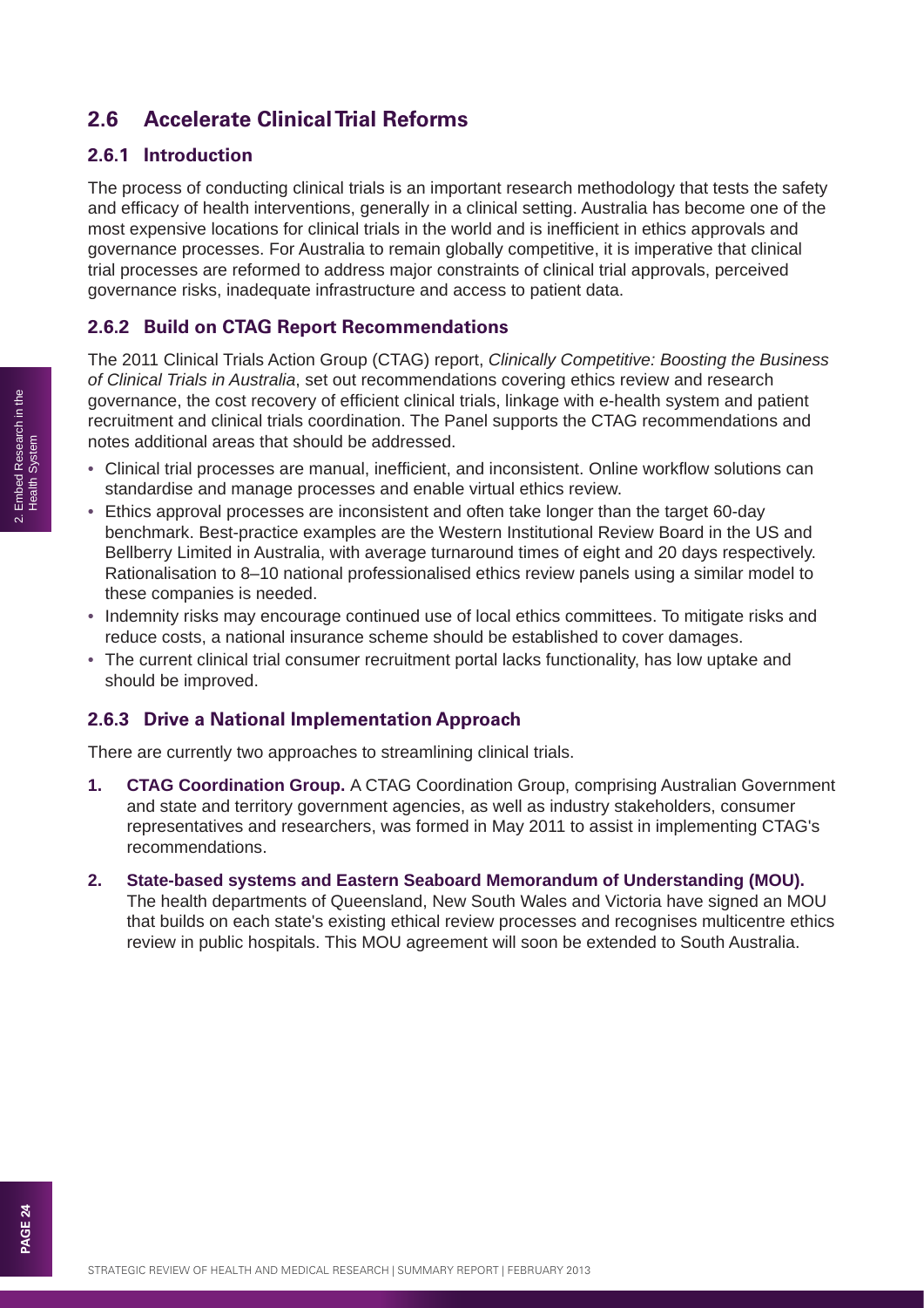## 2.6 Accelerate Clinical Trial Reforms

### 2.6.1 Introduction

The process of conducting clinical trials is an important research methodology that tests the safety and efficacy of health interventions, generally in a clinical setting. Australia has become one of the most expensive locations for clinical trials in the world and is inefficient in ethics approvals and governance processes. For Australia to remain globally competitive, it is imperative that clinical trial processes are reformed to address major constraints of clinical trial approvals, perceived governance risks, inadequate infrastructure and access to patient data.

### 2.6.2 Build on CTAG Report Recommendations

The 2011 Clinical Trials Action Group (CTAG) report, *Clinically Competitive: Boosting the Business of Clinical Trials in Australia*, set out recommendations covering ethics review and research governance, the cost recovery of efficient clinical trials, linkage with e-health system and patient recruitment and clinical trials coordination. The Panel supports the CTAG recommendations and notes additional areas that should be addressed.

- Clinical trial processes are manual, inefficient, and inconsistent. Online workflow solutions can standardise and manage processes and enable virtual ethics review.
- Ethics approval processes are inconsistent and often take longer than the target 60-day benchmark. Best-practice examples are the Western Institutional Review Board in the US and Bellberry Limited in Australia, with average turnaround times of eight and 20 days respectively. Rationalisation to 8–10 national professionalised ethics review panels using a similar model to these companies is needed.
- Indemnity risks may encourage continued use of local ethics committees. To mitigate risks and reduce costs, a national insurance scheme should be established to cover damages.
- The current clinical trial consumer recruitment portal lacks functionality, has low uptake and should be improved.

### 2.6.3 Drive a National Implementation Approach

There are currently two approaches to streamlining clinical trials.

1. **CTAG Coordination Group.** A CTAG Coordination Group, comprising Australian Government and state and territory government agencies, as well as industry stakeholders, consumer representatives and researchers, was formed in May 2011 to assist in implementing CTAG's recommendations.
2. **State-based systems and Eastern Seaboard Memorandum of Understanding (MOU).** The health departments of Queensland, New South Wales and Victoria have signed an MOU that builds on each state's existing ethical review processes and recognises multicentre ethics review in public hospitals. This MOU agreement will soon be extended to South Australia.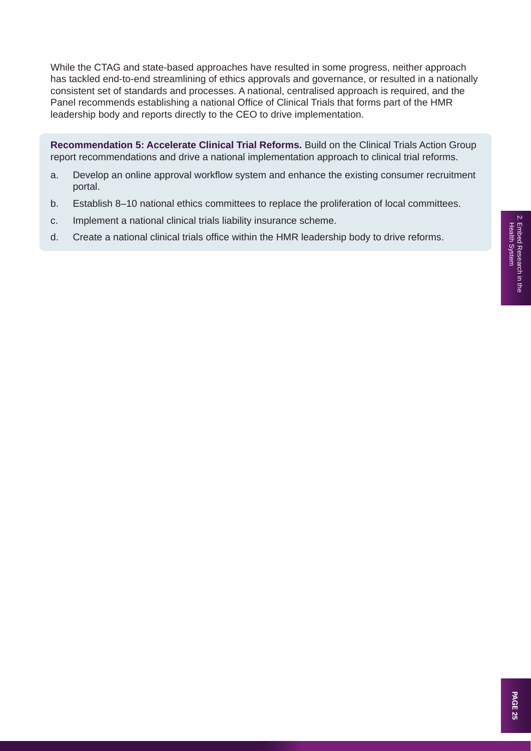While the CTAG and state-based approaches have resulted in some progress, neither approach has tackled end-to-end streamlining of ethics approvals and governance, or resulted in a nationally consistent set of standards and processes. A national, centralised approach is required, and the Panel recommends establishing a national Office of Clinical Trials that forms part of the HMR leadership body and reports directly to the CEO to drive implementation.

**Recommendation 5: Accelerate Clinical Trial Reforms.** Build on the Clinical Trials Action Group report recommendations and drive a national implementation approach to clinical trial reforms.

a. Develop an online approval workflow system and enhance the existing consumer recruitment portal.

b. Establish 8–10 national ethics committees to replace the proliferation of local committees.

c. Implement a national clinical trials liability insurance scheme.

d. Create a national clinical trials office within the HMR leadership body to drive reforms.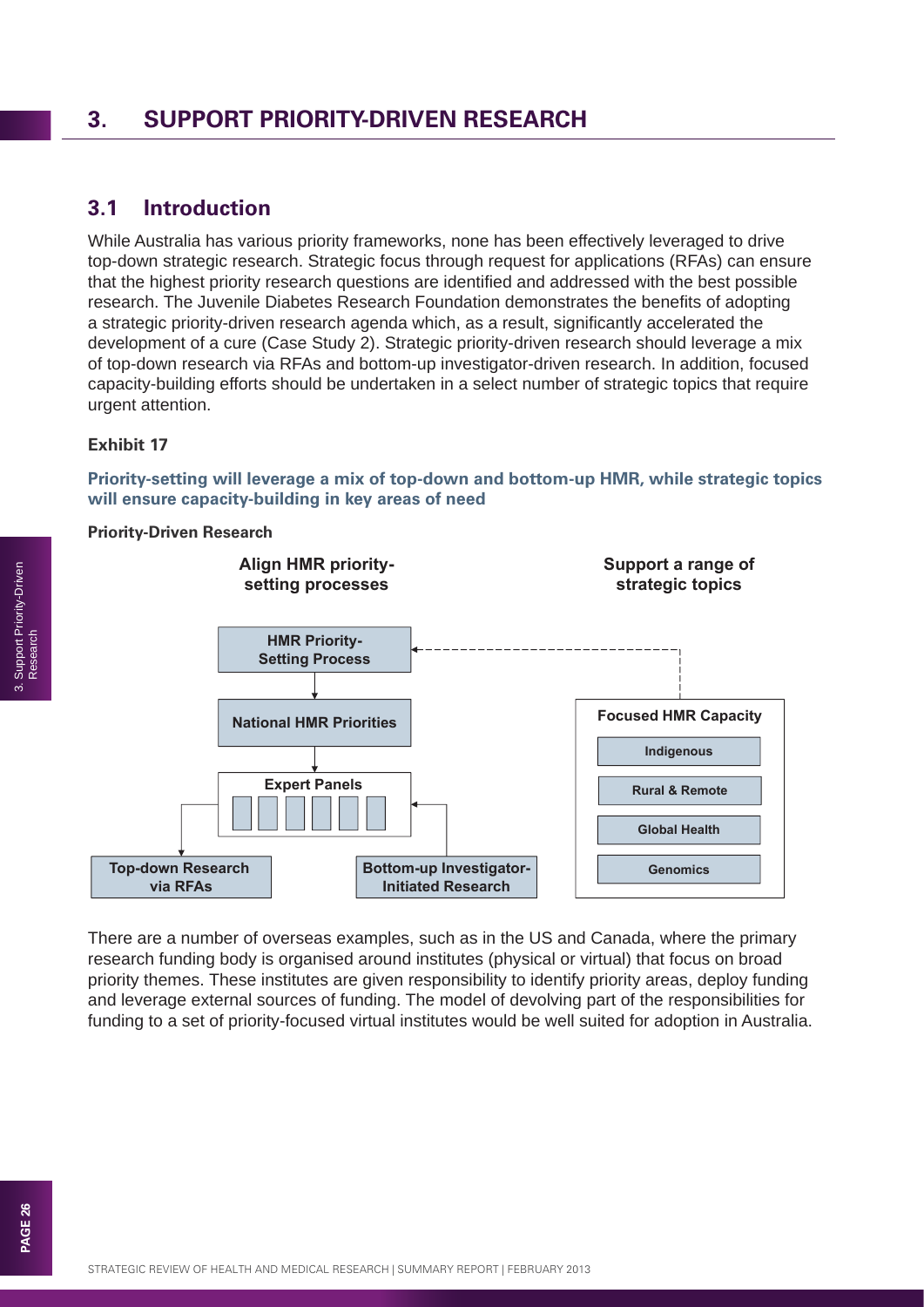# 3. SUPPORT PRIORITY-DRIVEN RESEARCH

## 3.1 Introduction

While Australia has various priority frameworks, none has been effectively leveraged to drive top-down strategic research. Strategic focus through request for applications (RFAs) can ensure that the highest priority research questions are identified and addressed with the best possible research. The Juvenile Diabetes Research Foundation demonstrates the benefits of adopting a strategic priority-driven research agenda which, as a result, significantly accelerated the development of a cure (Case Study 2). Strategic priority-driven research should leverage a mix of top-down research via RFAs and bottom-up investigator-driven research. In addition, focused capacity-building efforts should be undertaken in a select number of strategic topics that require urgent attention.

**Exhibit 17**

**Priority-setting will leverage a mix of top-down and bottom-up HMR, while strategic topics will ensure capacity-building in key areas of need**

**Priority-Driven Research**

Align HMR priority-setting processes

Support a range of strategic topics

HMR Priority-Setting Process

National HMR Priorities

Expert Panels

Top-down Research via RFAs

Bottom-up Investigator-Initiated Research

Focused HMR Capacity

Indigenous

Rural & Remote

Global Health

Genomics

There are a number of overseas examples, such as in the US and Canada, where the primary research funding body is organised around institutes (physical or virtual) that focus on broad priority themes. These institutes are given responsibility to identify priority areas, deploy funding and leverage external sources of funding. The model of devolving part of the responsibilities for funding to a set of priority-focused virtual institutes would be well suited for adoption in Australia.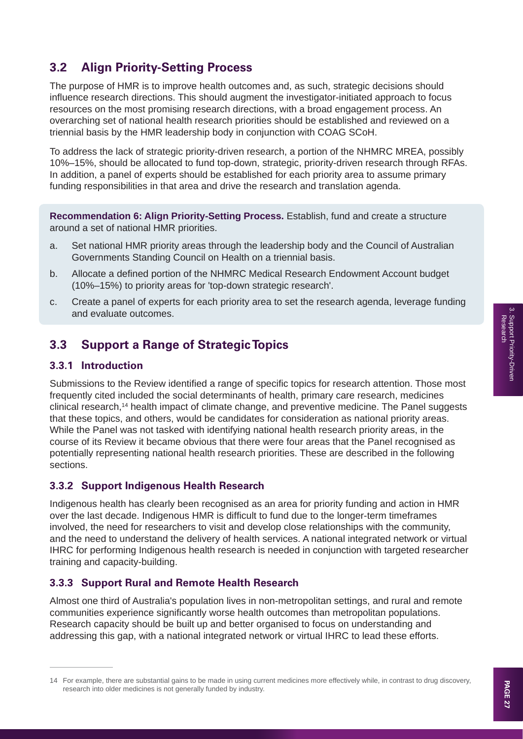## 3.2 Align Priority-Setting Process

The purpose of HMR is to improve health outcomes and, as such, strategic decisions should influence research directions. This should augment the investigator-initiated approach to focus resources on the most promising research directions, with a broad engagement process. An overarching set of national health research priorities should be established and reviewed on a triennial basis by the HMR leadership body in conjunction with COAG SCoH.

To address the lack of strategic priority-driven research, a portion of the NHMRC MREA, possibly 10%–15%, should be allocated to fund top-down, strategic, priority-driven research through RFAs. In addition, a panel of experts should be established for each priority area to assume primary funding responsibilities in that area and drive the research and translation agenda.

**Recommendation 6: Align Priority-Setting Process.** Establish, fund and create a structure around a set of national HMR priorities.

a. Set national HMR priority areas through the leadership body and the Council of Australian Governments Standing Council on Health on a triennial basis.

b. Allocate a defined portion of the NHMRC Medical Research Endowment Account budget (10%–15%) to priority areas for 'top-down strategic research'.

c. Create a panel of experts for each priority area to set the research agenda, leverage funding and evaluate outcomes.

## 3.3 Support a Range of Strategic Topics

### 3.3.1 Introduction

Submissions to the Review identified a range of specific topics for research attention. Those most frequently cited included the social determinants of health, primary care research, medicines clinical research,[14] health impact of climate change, and preventive medicine. The Panel suggests that these topics, and others, would be candidates for consideration as national priority areas. While the Panel was not tasked with identifying national health research priority areas, in the course of its Review it became obvious that there were four areas that the Panel recognised as potentially representing national health research priorities. These are described in the following sections.

### 3.3.2 Support Indigenous Health Research

Indigenous health has clearly been recognised as an area for priority funding and action in HMR over the last decade. Indigenous HMR is difficult to fund due to the longer-term timeframes involved, the need for researchers to visit and develop close relationships with the community, and the need to understand the delivery of health services. A national integrated network or virtual IHRC for performing Indigenous health research is needed in conjunction with targeted researcher training and capacity-building.

### 3.3.3 Support Rural and Remote Health Research

Almost one third of Australia's population lives in non-metropolitan settings, and rural and remote communities experience significantly worse health outcomes than metropolitan populations. Research capacity should be built up and better organised to focus on understanding and addressing this gap, with a national integrated network or virtual IHRC to lead these efforts.

---

14 For example, there are substantial gains to be made in using current medicines more effectively while, in contrast to drug discovery, research into older medicines is not generally funded by industry.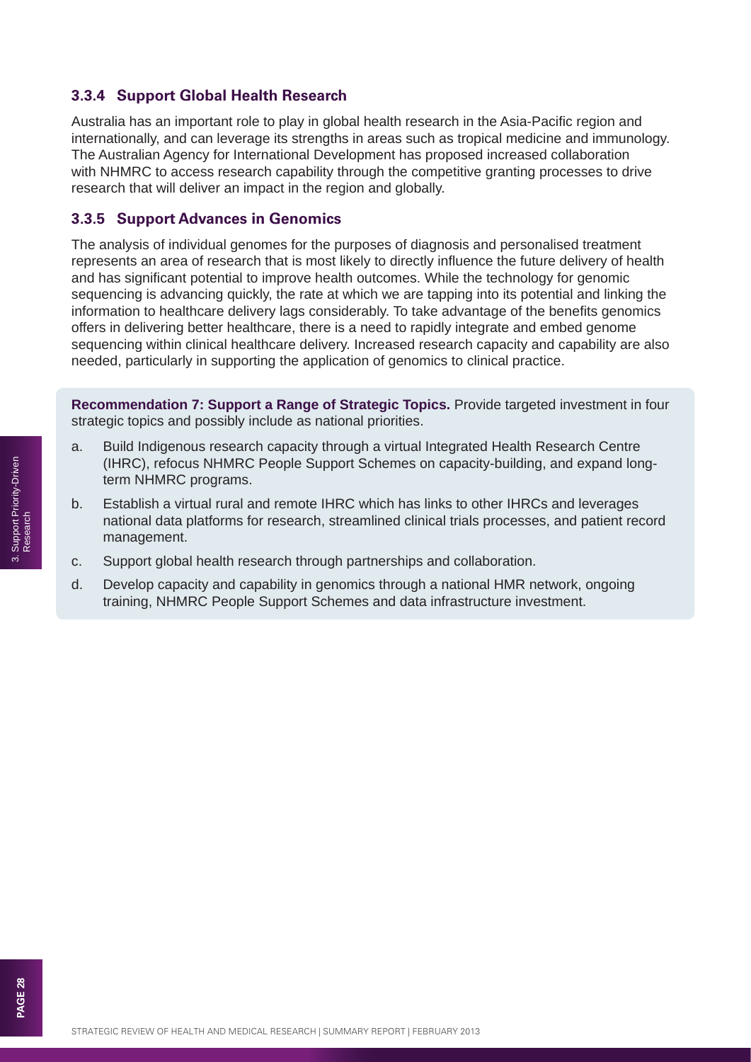### 3.3.4 Support Global Health Research

Australia has an important role to play in global health research in the Asia-Pacific region and internationally, and can leverage its strengths in areas such as tropical medicine and immunology. The Australian Agency for International Development has proposed increased collaboration with NHMRC to access research capability through the competitive granting processes to drive research that will deliver an impact in the region and globally.

### 3.3.5 Support Advances in Genomics

The analysis of individual genomes for the purposes of diagnosis and personalised treatment represents an area of research that is most likely to directly influence the future delivery of health and has significant potential to improve health outcomes. While the technology for genomic sequencing is advancing quickly, the rate at which we are tapping into its potential and linking the information to healthcare delivery lags considerably. To take advantage of the benefits genomics offers in delivering better healthcare, there is a need to rapidly integrate and embed genome sequencing within clinical healthcare delivery. Increased research capacity and capability are also needed, particularly in supporting the application of genomics to clinical practice.

**Recommendation 7: Support a Range of Strategic Topics.** Provide targeted investment in four strategic topics and possibly include as national priorities.

a. Build Indigenous research capacity through a virtual Integrated Health Research Centre (IHRC), refocus NHMRC People Support Schemes on capacity-building, and expand long-term NHMRC programs.

b. Establish a virtual rural and remote IHRC which has links to other IHRCs and leverages national data platforms for research, streamlined clinical trials processes, and patient record management.

c. Support global health research through partnerships and collaboration.

d. Develop capacity and capability in genomics through a national HMR network, ongoing training, NHMRC People Support Schemes and data infrastructure investment.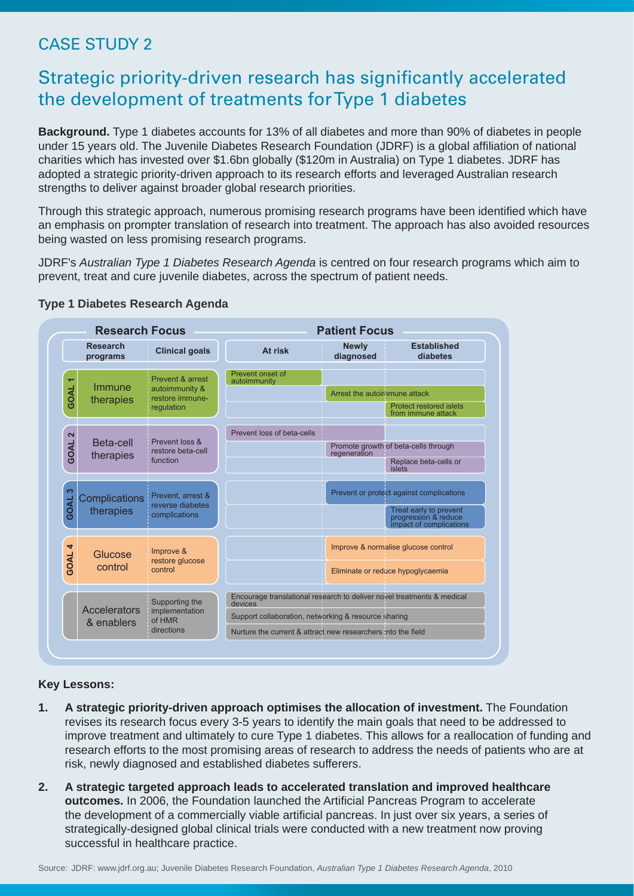CASE STUDY 2

# Strategic priority-driven research has significantly accelerated the development of treatments for Type 1 diabetes

**Background.** Type 1 diabetes accounts for 13% of all diabetes and more than 90% of diabetes in people under 15 years old. The Juvenile Diabetes Research Foundation (JDRF) is a global affiliation of national charities which has invested over $1.6bn globally ($120m in Australia) on Type 1 diabetes. JDRF has adopted a strategic priority-driven approach to its research efforts and leveraged Australian research strengths to deliver against broader global research priorities.

Through this strategic approach, numerous promising research programs have been identified which have an emphasis on prompter translation of research into treatment. The approach has also avoided resources being wasted on less promising research programs.

JDRF's *Australian Type 1 Diabetes Research Agenda* is centred on four research programs which aim to prevent, treat and cure juvenile diabetes, across the spectrum of patient needs.

**Type 1 Diabetes Research Agenda**

| Research Focus | | | Patient Focus | | |
|---|---|---|---|---|---|
| | Research programs | Clinical goals | At risk | Newly diagnosed | Established diabetes |
| GOAL 1 | Immune therapies | Prevent & arrest autoimmunity & restore immune-regulation | Prevent onset of autoimmunity | | |
| | | | | Arrest the autoimmune attack | Arrest the autoimmune attack |
| | | | | | Protect restored islets from immune attack |
| GOAL 2 | Beta-cell therapies | Prevent loss & restore beta-cell function | Prevent loss of beta-cells | Prevent loss of beta-cells | |
| | | | | Promote growth of beta-cells through regeneration | Promote growth of beta-cells through regeneration |
| | | | | | Replace beta-cells or islets |
| GOAL 3 | Complications therapies | Prevent, arrest & reverse diabetes complications | | Prevent or protect against complications | Prevent or protect against complications |
| | | | | | Treat early to prevent progression & reduce impact of complications |
| GOAL 4 | Glucose control | Improve & restore glucose control | | Improve & normalise glucose control | Improve & normalise glucose control |
| | | | | Eliminate or reduce hypoglycaemia | Eliminate or reduce hypoglycaemia |
| | Accelerators & enablers | Supporting the implementation of HMR directions | Encourage translational research to deliver novel treatments & medical devices | Encourage translational research to deliver novel treatments & medical devices | Encourage translational research to deliver novel treatments & medical devices |
| | | | Support collaboration, networking & resource sharing | Support collaboration, networking & resource sharing | Support collaboration, networking & resource sharing |
| | | | Nurture the current & attract new researchers into the field | Nurture the current & attract new researchers into the field | Nurture the current & attract new researchers into the field |

**Key Lessons:**

1. **A strategic priority-driven approach optimises the allocation of investment.** The Foundation revises its research focus every 3-5 years to identify the main goals that need to be addressed to improve treatment and ultimately to cure Type 1 diabetes. This allows for a reallocation of funding and research efforts to the most promising areas of research to address the needs of patients who are at risk, newly diagnosed and established diabetes sufferers.

2. **A strategic targeted approach leads to accelerated translation and improved healthcare outcomes.** In 2006, the Foundation launched the Artificial Pancreas Program to accelerate the development of a commercially viable artificial pancreas. In just over six years, a series of strategically-designed global clinical trials were conducted with a new treatment now proving successful in healthcare practice.

Source: JDRF: www.jdrf.org.au; Juvenile Diabetes Research Foundation, *Australian Type 1 Diabetes Research Agenda*, 2010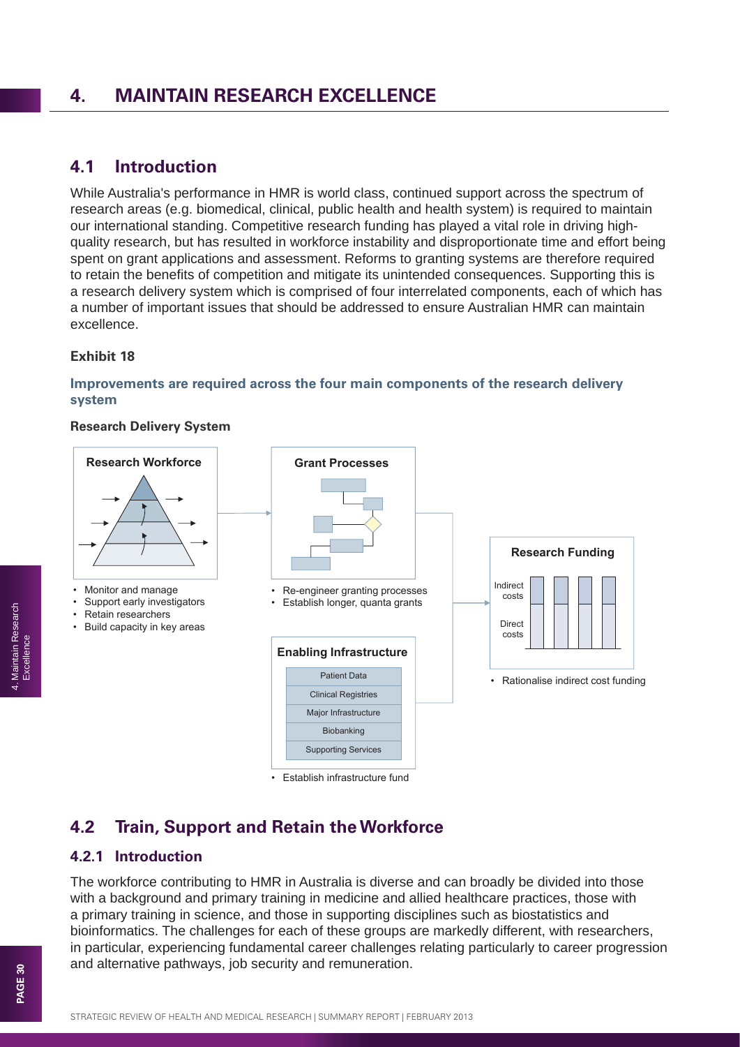# 4. MAINTAIN RESEARCH EXCELLENCE

## 4.1 Introduction

While Australia's performance in HMR is world class, continued support across the spectrum of research areas (e.g. biomedical, clinical, public health and health system) is required to maintain our international standing. Competitive research funding has played a vital role in driving high-quality research, but has resulted in workforce instability and disproportionate time and effort being spent on grant applications and assessment. Reforms to granting systems are therefore required to retain the benefits of competition and mitigate its unintended consequences. Supporting this is a research delivery system which is comprised of four interrelated components, each of which has a number of important issues that should be addressed to ensure Australian HMR can maintain excellence.

**Exhibit 18**

**Improvements are required across the four main components of the research delivery system**

**Research Delivery System**

Research Workforce

- Monitor and manage
- Support early investigators
- Retain researchers
- Build capacity in key areas

Grant Processes

- Re-engineer granting processes
- Establish longer, quanta grants

Enabling Infrastructure

Patient Data

Clinical Registries

Major Infrastructure

Biobanking

Supporting Services

- Establish infrastructure fund

Research Funding

Indirect costs

Direct costs

- Rationalise indirect cost funding

## 4.2 Train, Support and Retain the Workforce

### 4.2.1 Introduction

The workforce contributing to HMR in Australia is diverse and can broadly be divided into those with a background and primary training in medicine and allied healthcare practices, those with a primary training in science, and those in supporting disciplines such as biostatistics and bioinformatics. The challenges for each of these groups are markedly different, with researchers, in particular, experiencing fundamental career challenges relating particularly to career progression and alternative pathways, job security and remuneration.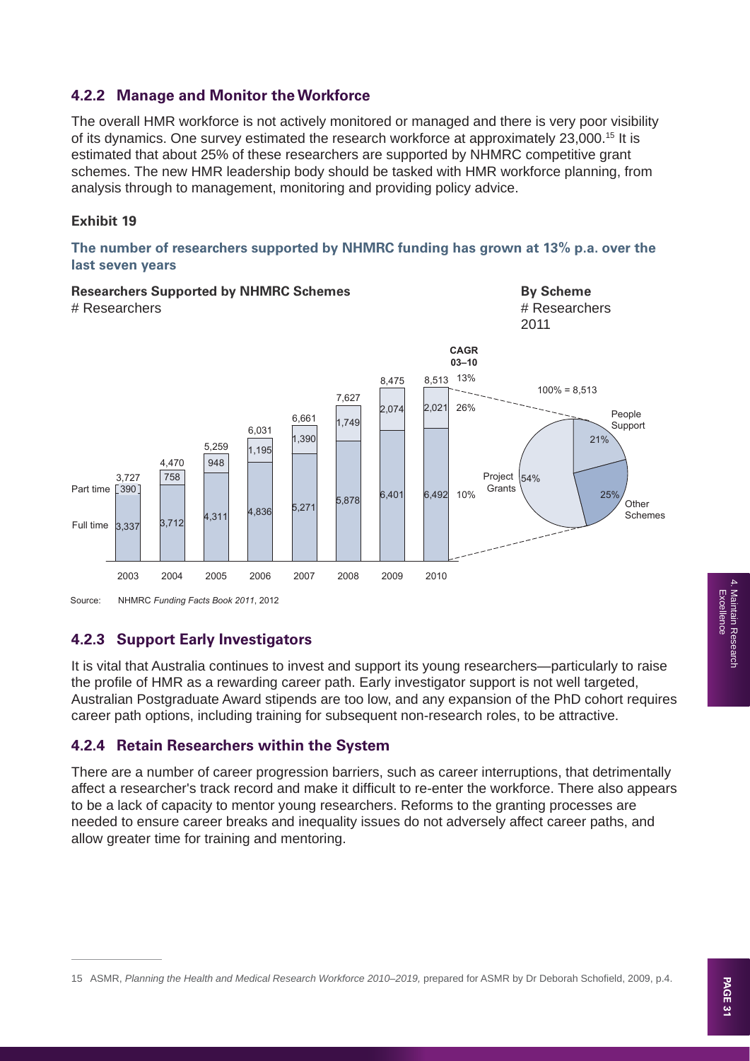### 4.2.2 Manage and Monitor the Workforce

The overall HMR workforce is not actively monitored or managed and there is very poor visibility of its dynamics. One survey estimated the research workforce at approximately 23,000.[15] It is estimated that about 25% of these researchers are supported by NHMRC competitive grant schemes. The new HMR leadership body should be tasked with HMR workforce planning, from analysis through to management, monitoring and providing policy advice.

**Exhibit 19**

**The number of researchers supported by NHMRC funding has grown at 13% p.a. over the last seven years**

**Researchers Supported by NHMRC Schemes**
# Researchers

CAGR 03–10

Part time
Full time

2003: 3,727 (Part time 390, Full time 3,337)
2004: 4,470 (758, 3,712)
2005: 5,259 (948, 4,311)
2006: 6,031 (1,195, 4,836)
2007: 6,661 (1,390, 5,271)
2008: 7,627 (1,749, 5,878)
2009: 8,475 (2,074, 6,401)
2010: 8,513 (2,021, 6,492)

13%
26%
10%

**By Scheme**
# Researchers
2011

100% = 8,513

People Support 21%
Other Schemes 25%
Project Grants 54%

Source: NHMRC *Funding Facts Book 2011*, 2012

### 4.2.3 Support Early Investigators

It is vital that Australia continues to invest and support its young researchers—particularly to raise the profile of HMR as a rewarding career path. Early investigator support is not well targeted, Australian Postgraduate Award stipends are too low, and any expansion of the PhD cohort requires career path options, including training for subsequent non-research roles, to be attractive.

### 4.2.4 Retain Researchers within the System

There are a number of career progression barriers, such as career interruptions, that detrimentally affect a researcher's track record and make it difficult to re-enter the workforce. There also appears to be a lack of capacity to mentor young researchers. Reforms to the granting processes are needed to ensure career breaks and inequality issues do not adversely affect career paths, and allow greater time for training and mentoring.

---

15 ASMR, *Planning the Health and Medical Research Workforce 2010–2019,* prepared for ASMR by Dr Deborah Schofield, 2009, p.4.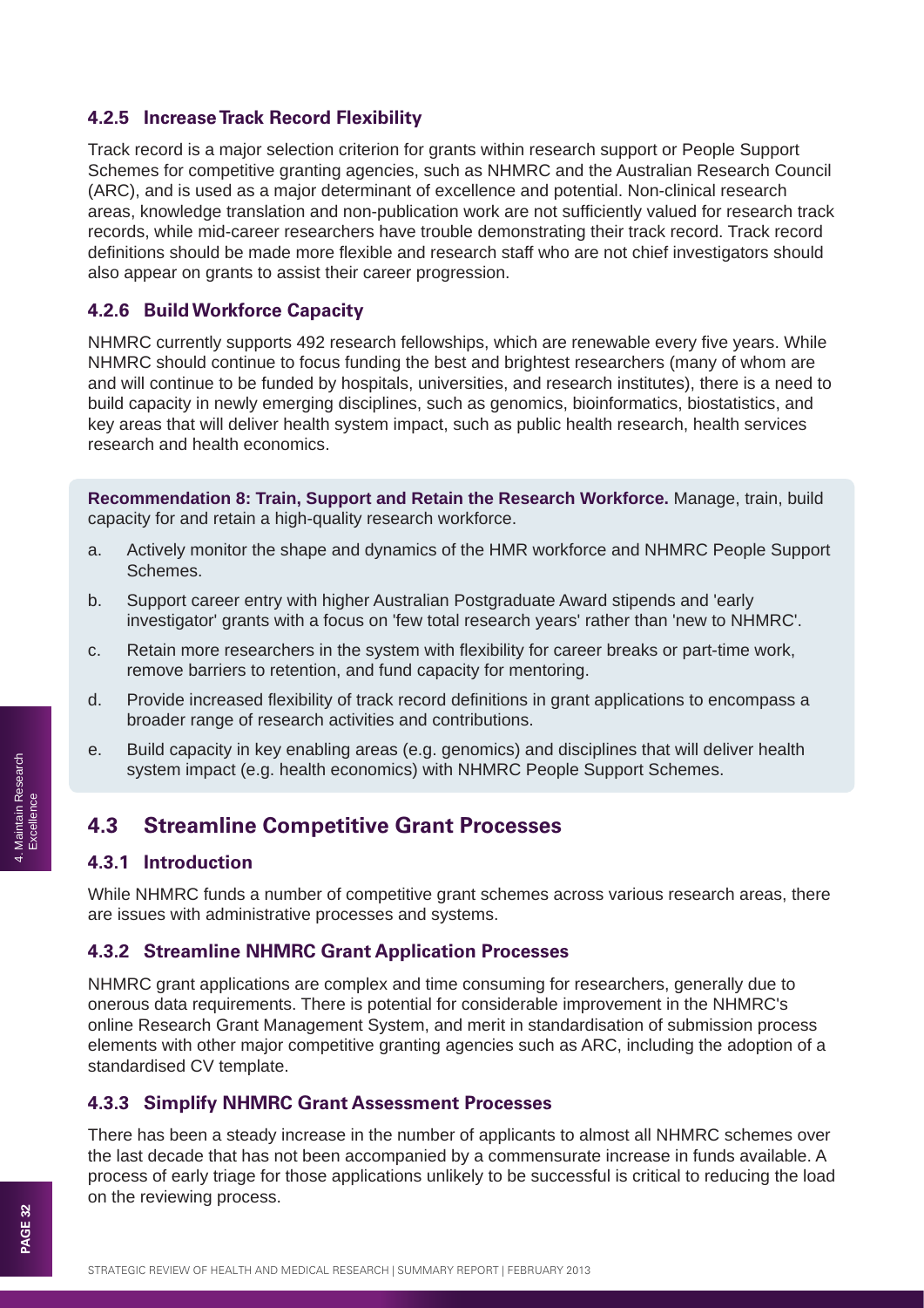### 4.2.5 Increase Track Record Flexibility

Track record is a major selection criterion for grants within research support or People Support Schemes for competitive granting agencies, such as NHMRC and the Australian Research Council (ARC), and is used as a major determinant of excellence and potential. Non-clinical research areas, knowledge translation and non-publication work are not sufficiently valued for research track records, while mid-career researchers have trouble demonstrating their track record. Track record definitions should be made more flexible and research staff who are not chief investigators should also appear on grants to assist their career progression.

### 4.2.6 Build Workforce Capacity

NHMRC currently supports 492 research fellowships, which are renewable every five years. While NHMRC should continue to focus funding the best and brightest researchers (many of whom are and will continue to be funded by hospitals, universities, and research institutes), there is a need to build capacity in newly emerging disciplines, such as genomics, bioinformatics, biostatistics, and key areas that will deliver health system impact, such as public health research, health services research and health economics.

**Recommendation 8: Train, Support and Retain the Research Workforce.** Manage, train, build capacity for and retain a high-quality research workforce.

a. Actively monitor the shape and dynamics of the HMR workforce and NHMRC People Support Schemes.

b. Support career entry with higher Australian Postgraduate Award stipends and 'early investigator' grants with a focus on 'few total research years' rather than 'new to NHMRC'.

c. Retain more researchers in the system with flexibility for career breaks or part-time work, remove barriers to retention, and fund capacity for mentoring.

d. Provide increased flexibility of track record definitions in grant applications to encompass a broader range of research activities and contributions.

e. Build capacity in key enabling areas (e.g. genomics) and disciplines that will deliver health system impact (e.g. health economics) with NHMRC People Support Schemes.

## 4.3 Streamline Competitive Grant Processes

### 4.3.1 Introduction

While NHMRC funds a number of competitive grant schemes across various research areas, there are issues with administrative processes and systems.

### 4.3.2 Streamline NHMRC Grant Application Processes

NHMRC grant applications are complex and time consuming for researchers, generally due to onerous data requirements. There is potential for considerable improvement in the NHMRC's online Research Grant Management System, and merit in standardisation of submission process elements with other major competitive granting agencies such as ARC, including the adoption of a standardised CV template.

### 4.3.3 Simplify NHMRC Grant Assessment Processes

There has been a steady increase in the number of applicants to almost all NHMRC schemes over the last decade that has not been accompanied by a commensurate increase in funds available. A process of early triage for those applications unlikely to be successful is critical to reducing the load on the reviewing process.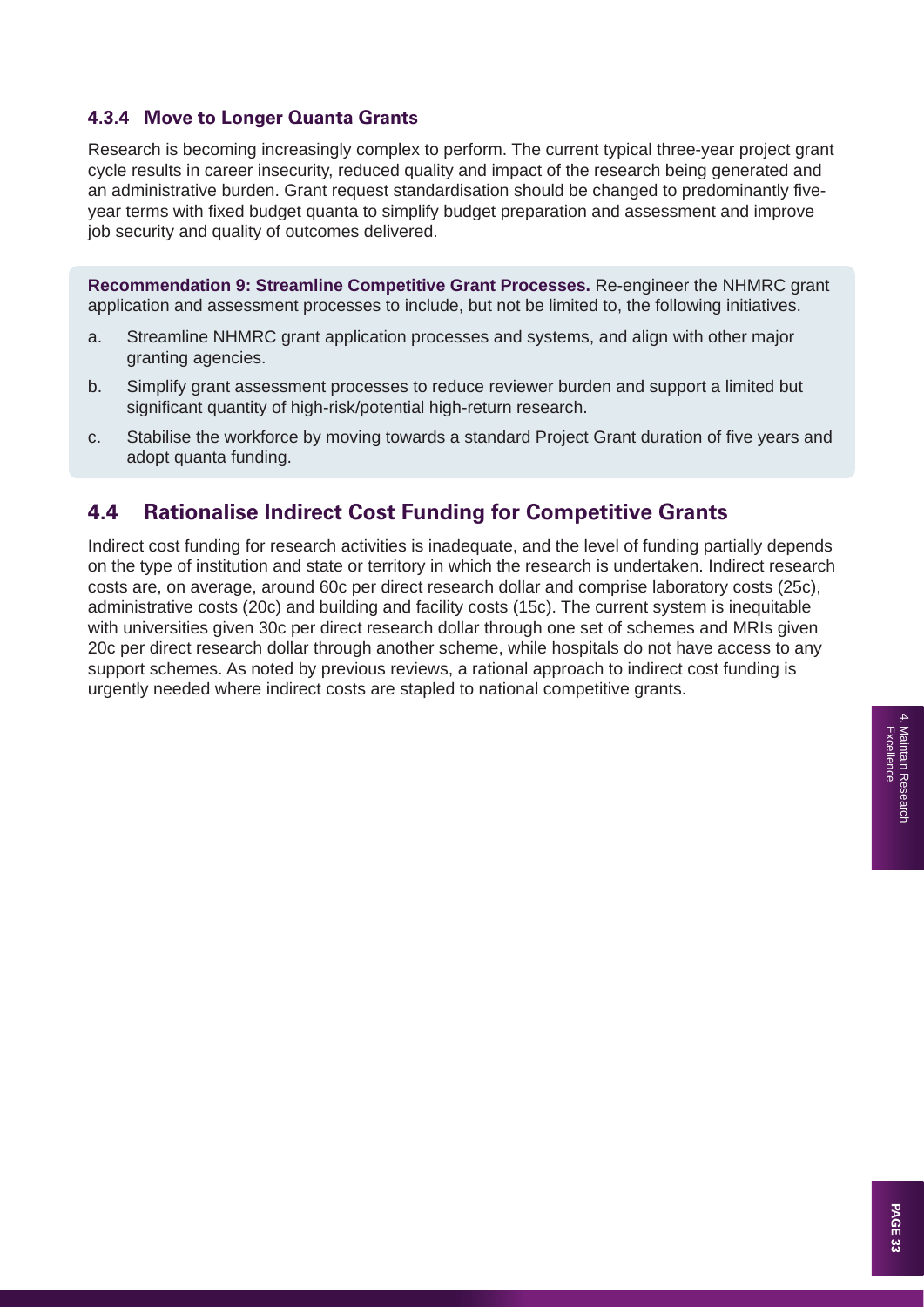### 4.3.4 Move to Longer Quanta Grants

Research is becoming increasingly complex to perform. The current typical three-year project grant cycle results in career insecurity, reduced quality and impact of the research being generated and an administrative burden. Grant request standardisation should be changed to predominantly five-year terms with fixed budget quanta to simplify budget preparation and assessment and improve job security and quality of outcomes delivered.

**Recommendation 9: Streamline Competitive Grant Processes.** Re-engineer the NHMRC grant application and assessment processes to include, but not be limited to, the following initiatives.

a. Streamline NHMRC grant application processes and systems, and align with other major granting agencies.

b. Simplify grant assessment processes to reduce reviewer burden and support a limited but significant quantity of high-risk/potential high-return research.

c. Stabilise the workforce by moving towards a standard Project Grant duration of five years and adopt quanta funding.

## 4.4 Rationalise Indirect Cost Funding for Competitive Grants

Indirect cost funding for research activities is inadequate, and the level of funding partially depends on the type of institution and state or territory in which the research is undertaken. Indirect research costs are, on average, around 60c per direct research dollar and comprise laboratory costs (25c), administrative costs (20c) and building and facility costs (15c). The current system is inequitable with universities given 30c per direct research dollar through one set of schemes and MRIs given 20c per direct research dollar through another scheme, while hospitals do not have access to any support schemes. As noted by previous reviews, a rational approach to indirect cost funding is urgently needed where indirect costs are stapled to national competitive grants.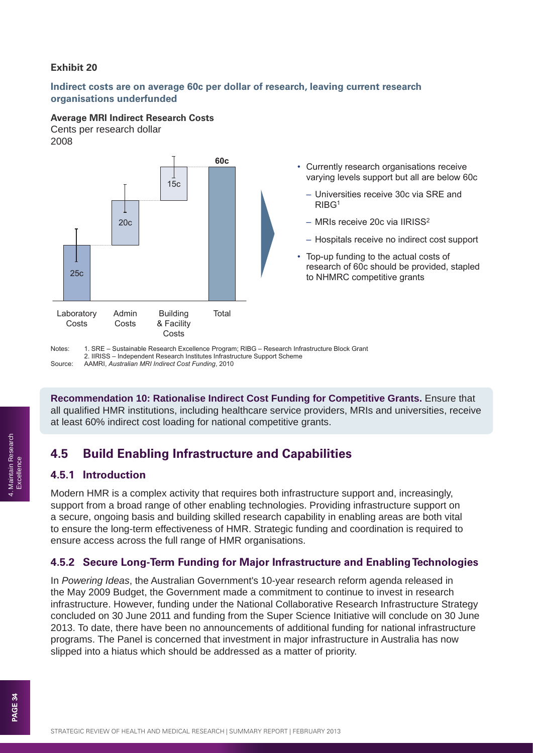**Exhibit 20**

**Indirect costs are on average 60c per dollar of research, leaving current research organisations underfunded**

**Average MRI Indirect Research Costs**
Cents per research dollar
2008

25c
20c
15c
60c

Laboratory Costs
Admin Costs
Building & Facility Costs
Total

- Currently research organisations receive varying levels support but all are below 60c
  - Universities receive 30c via SRE and RIBG[1]
  - MRIs receive 20c via IIRISS[2]
  - Hospitals receive no indirect cost support
- Top-up funding to the actual costs of research of 60c should be provided, stapled to NHMRC competitive grants

Notes: 1. SRE – Sustainable Research Excellence Program; RIBG – Research Infrastructure Block Grant
2. IIRISS – Independent Research Institutes Infrastructure Support Scheme
Source: AAMRI, *Australian MRI Indirect Cost Funding*, 2010

**Recommendation 10: Rationalise Indirect Cost Funding for Competitive Grants.** Ensure that all qualified HMR institutions, including healthcare service providers, MRIs and universities, receive at least 60% indirect cost loading for national competitive grants.

## 4.5 Build Enabling Infrastructure and Capabilities

### 4.5.1 Introduction

Modern HMR is a complex activity that requires both infrastructure support and, increasingly, support from a broad range of other enabling technologies. Providing infrastructure support on a secure, ongoing basis and building skilled research capability in enabling areas are both vital to ensure the long-term effectiveness of HMR. Strategic funding and coordination is required to ensure access across the full range of HMR organisations.

### 4.5.2 Secure Long-Term Funding for Major Infrastructure and Enabling Technologies

In *Powering Ideas*, the Australian Government's 10-year research reform agenda released in the May 2009 Budget, the Government made a commitment to continue to invest in research infrastructure. However, funding under the National Collaborative Research Infrastructure Strategy concluded on 30 June 2011 and funding from the Super Science Initiative will conclude on 30 June 2013. To date, there have been no announcements of additional funding for national infrastructure programs. The Panel is concerned that investment in major infrastructure in Australia has now slipped into a hiatus which should be addressed as a matter of priority.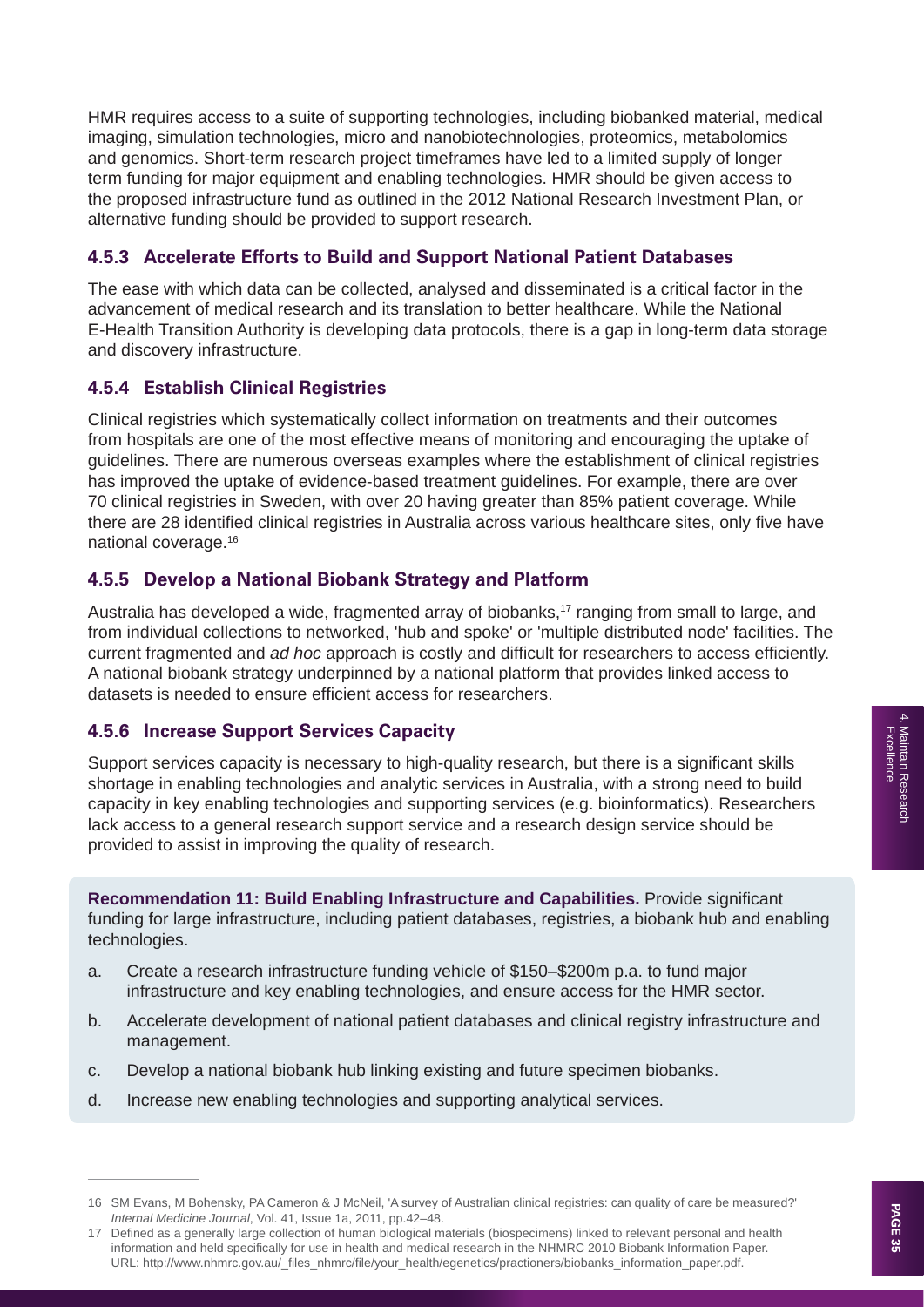HMR requires access to a suite of supporting technologies, including biobanked material, medical imaging, simulation technologies, micro and nanobiotechnologies, proteomics, metabolomics and genomics. Short-term research project timeframes have led to a limited supply of longer term funding for major equipment and enabling technologies. HMR should be given access to the proposed infrastructure fund as outlined in the 2012 National Research Investment Plan, or alternative funding should be provided to support research.

### 4.5.3 Accelerate Efforts to Build and Support National Patient Databases

The ease with which data can be collected, analysed and disseminated is a critical factor in the advancement of medical research and its translation to better healthcare. While the National E-Health Transition Authority is developing data protocols, there is a gap in long-term data storage and discovery infrastructure.

### 4.5.4 Establish Clinical Registries

Clinical registries which systematically collect information on treatments and their outcomes from hospitals are one of the most effective means of monitoring and encouraging the uptake of guidelines. There are numerous overseas examples where the establishment of clinical registries has improved the uptake of evidence-based treatment guidelines. For example, there are over 70 clinical registries in Sweden, with over 20 having greater than 85% patient coverage. While there are 28 identified clinical registries in Australia across various healthcare sites, only five have national coverage.[16]

### 4.5.5 Develop a National Biobank Strategy and Platform

Australia has developed a wide, fragmented array of biobanks,[17] ranging from small to large, and from individual collections to networked, 'hub and spoke' or 'multiple distributed node' facilities. The current fragmented and *ad hoc* approach is costly and difficult for researchers to access efficiently. A national biobank strategy underpinned by a national platform that provides linked access to datasets is needed to ensure efficient access for researchers.

### 4.5.6 Increase Support Services Capacity

Support services capacity is necessary to high-quality research, but there is a significant skills shortage in enabling technologies and analytic services in Australia, with a strong need to build capacity in key enabling technologies and supporting services (e.g. bioinformatics). Researchers lack access to a general research support service and a research design service should be provided to assist in improving the quality of research.

**Recommendation 11: Build Enabling Infrastructure and Capabilities.** Provide significant funding for large infrastructure, including patient databases, registries, a biobank hub and enabling technologies.

a. Create a research infrastructure funding vehicle of $150–$200m p.a. to fund major infrastructure and key enabling technologies, and ensure access for the HMR sector.

b. Accelerate development of national patient databases and clinical registry infrastructure and management.

c. Develop a national biobank hub linking existing and future specimen biobanks.

d. Increase new enabling technologies and supporting analytical services.

---

16 SM Evans, M Bohensky, PA Cameron & J McNeil, 'A survey of Australian clinical registries: can quality of care be measured?' *Internal Medicine Journal*, Vol. 41, Issue 1a, 2011, pp.42–48.

17 Defined as a generally large collection of human biological materials (biospecimens) linked to relevant personal and health information and held specifically for use in health and medical research in the NHMRC 2010 Biobank Information Paper. URL: http://www.nhmrc.gov.au/_files_nhmrc/file/your_health/egenetics/practioners/biobanks_information_paper.pdf.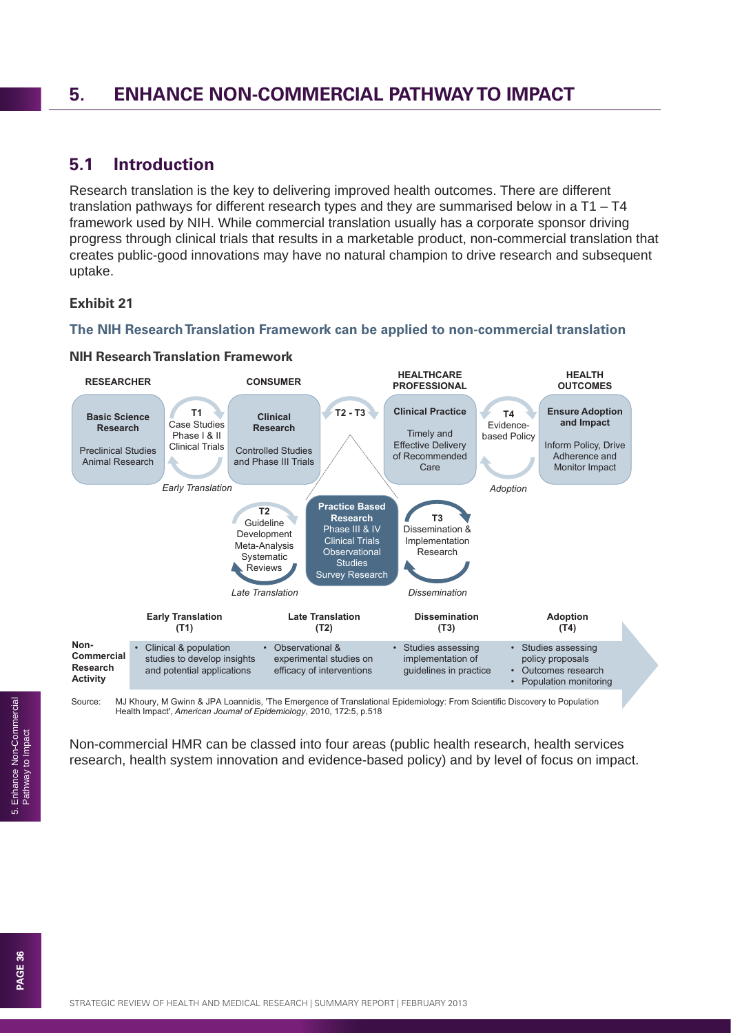# 5. ENHANCE NON-COMMERCIAL PATHWAY TO IMPACT

## 5.1 Introduction

Research translation is the key to delivering improved health outcomes. There are different translation pathways for different research types and they are summarised below in a T1 – T4 framework used by NIH. While commercial translation usually has a corporate sponsor driving progress through clinical trials that results in a marketable product, non-commercial translation that creates public-good innovations may have no natural champion to drive research and subsequent uptake.

**Exhibit 21**

**The NIH Research Translation Framework can be applied to non-commercial translation**

**NIH Research Translation Framework**

RESEARCHER
CONSUMER
HEALTHCARE PROFESSIONAL
HEALTH OUTCOMES

Basic Science Research
Preclinical Studies
Animal Research

T1
Case Studies
Phase I & II
Clinical Trials

Early Translation

Clinical Research
Controlled Studies and Phase III Trials

T2 - T3

Clinical Practice
Timely and Effective Delivery of Recommended Care

T4
Evidence-based Policy

Adoption

Ensure Adoption and Impact
Inform Policy, Drive Adherence and Monitor Impact

T2
Guideline Development
Meta-Analysis
Systematic Reviews

Late Translation

Practice Based Research
Phase III & IV Clinical Trials
Observational Studies
Survey Research

T3
Dissemination & Implementation Research

Dissemination

| | Early Translation (T1) | Late Translation (T2) | Dissemination (T3) | Adoption (T4) |
|---|---|---|---|---|
| Non-Commercial Research Activity | • Clinical & population studies to develop insights and potential applications | • Observational & experimental studies on efficacy of interventions | • Studies assessing implementation of guidelines in practice | • Studies assessing policy proposals<br>• Outcomes research<br>• Population monitoring |

Source: MJ Khoury, M Gwinn & JPA Loannidis, 'The Emergence of Translational Epidemiology: From Scientific Discovery to Population Health Impact', *American Journal of Epidemiology*, 2010, 172:5, p.518

Non-commercial HMR can be classed into four areas (public health research, health services research, health system innovation and evidence-based policy) and by level of focus on impact.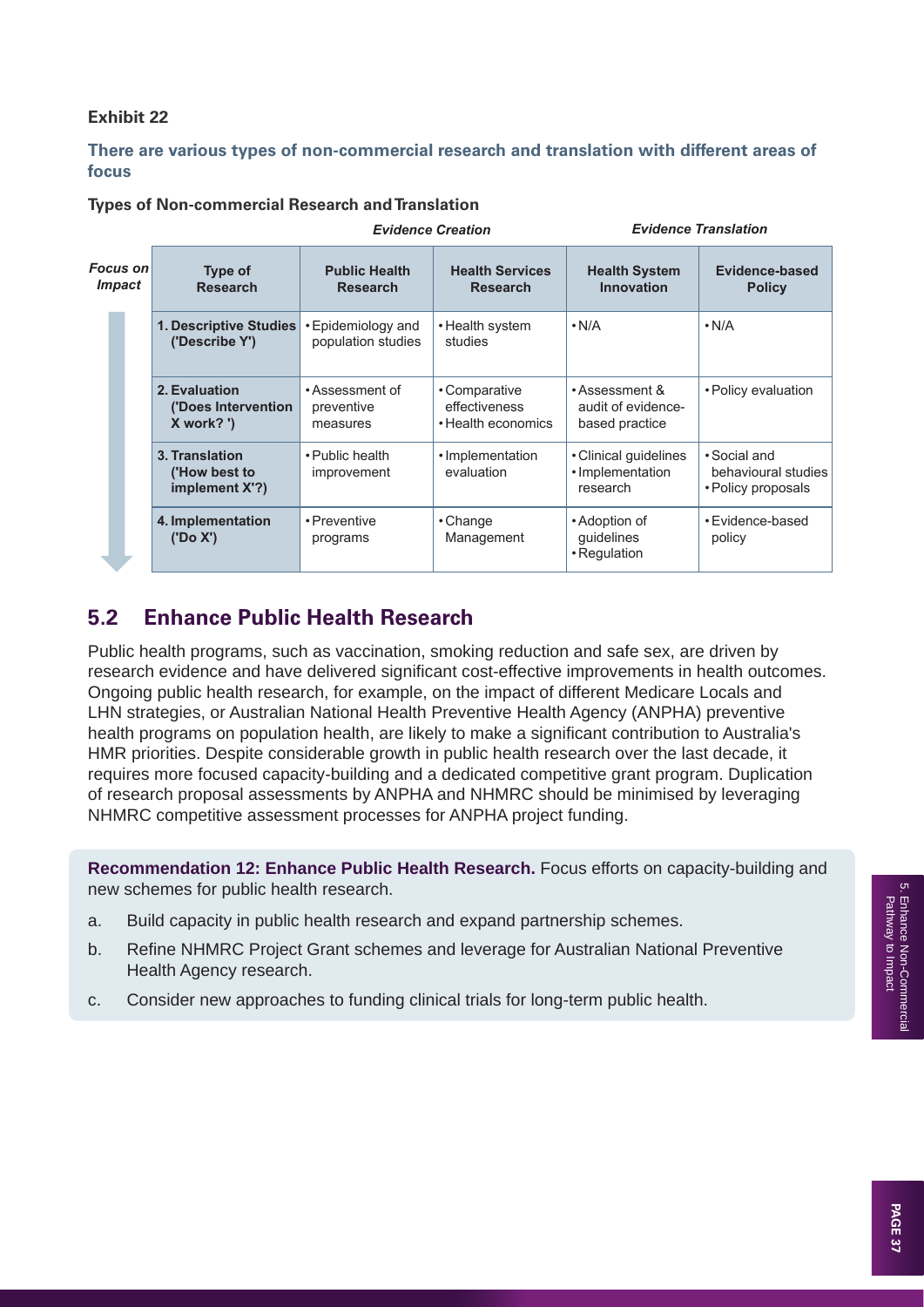**Exhibit 22**

**There are various types of non-commercial research and translation with different areas of focus**

**Types of Non-commercial Research and Translation**

| *Focus on Impact* | | *Evidence Creation* | | *Evidence Translation* | |
|---|---|---|---|---|---|
| | **Type of Research** | **Public Health Research** | **Health Services Research** | **Health System Innovation** | **Evidence-based Policy** |
| | **1. Descriptive Studies ('Describe Y')** | • Epidemiology and population studies | • Health system studies | • N/A | • N/A |
| | **2. Evaluation ('Does Intervention X work? ')** | • Assessment of preventive measures | • Comparative effectiveness<br>• Health economics | • Assessment & audit of evidence-based practice | • Policy evaluation |
| | **3. Translation ('How best to implement X'?)** | • Public health improvement | • Implementation evaluation | • Clinical guidelines<br>• Implementation research | • Social and behavioural studies<br>• Policy proposals |
| | **4. Implementation ('Do X')** | • Preventive programs | • Change Management | • Adoption of guidelines<br>• Regulation | • Evidence-based policy |

## 5.2 Enhance Public Health Research

Public health programs, such as vaccination, smoking reduction and safe sex, are driven by research evidence and have delivered significant cost-effective improvements in health outcomes. Ongoing public health research, for example, on the impact of different Medicare Locals and LHN strategies, or Australian National Health Preventive Health Agency (ANPHA) preventive health programs on population health, are likely to make a significant contribution to Australia's HMR priorities. Despite considerable growth in public health research over the last decade, it requires more focused capacity-building and a dedicated competitive grant program. Duplication of research proposal assessments by ANPHA and NHMRC should be minimised by leveraging NHMRC competitive assessment processes for ANPHA project funding.

**Recommendation 12: Enhance Public Health Research.** Focus efforts on capacity-building and new schemes for public health research.

a. Build capacity in public health research and expand partnership schemes.

b. Refine NHMRC Project Grant schemes and leverage for Australian National Preventive Health Agency research.

c. Consider new approaches to funding clinical trials for long-term public health.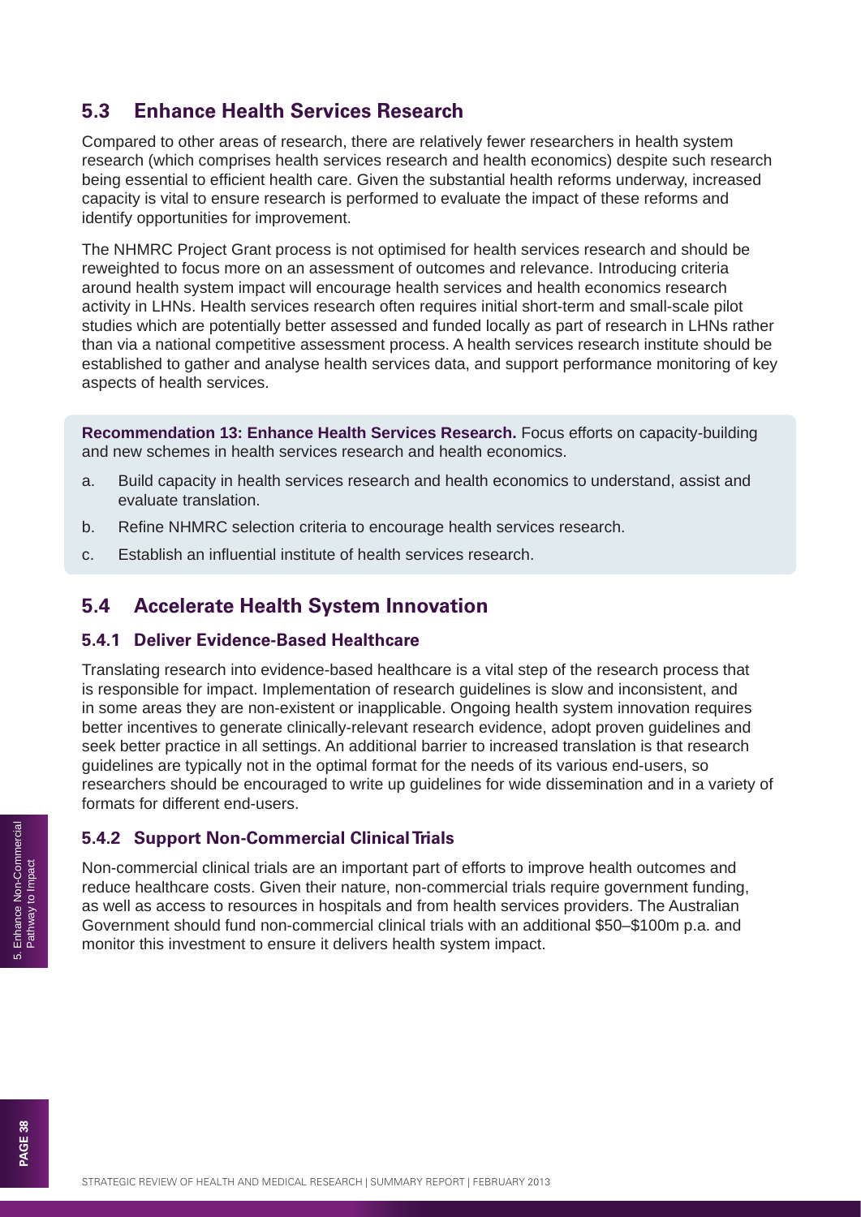## 5.3 Enhance Health Services Research

Compared to other areas of research, there are relatively fewer researchers in health system research (which comprises health services research and health economics) despite such research being essential to efficient health care. Given the substantial health reforms underway, increased capacity is vital to ensure research is performed to evaluate the impact of these reforms and identify opportunities for improvement.

The NHMRC Project Grant process is not optimised for health services research and should be reweighted to focus more on an assessment of outcomes and relevance. Introducing criteria around health system impact will encourage health services and health economics research activity in LHNs. Health services research often requires initial short-term and small-scale pilot studies which are potentially better assessed and funded locally as part of research in LHNs rather than via a national competitive assessment process. A health services research institute should be established to gather and analyse health services data, and support performance monitoring of key aspects of health services.

**Recommendation 13: Enhance Health Services Research.** Focus efforts on capacity-building and new schemes in health services research and health economics.

a. Build capacity in health services research and health economics to understand, assist and evaluate translation.

b. Refine NHMRC selection criteria to encourage health services research.

c. Establish an influential institute of health services research.

## 5.4 Accelerate Health System Innovation

### 5.4.1 Deliver Evidence-Based Healthcare

Translating research into evidence-based healthcare is a vital step of the research process that is responsible for impact. Implementation of research guidelines is slow and inconsistent, and in some areas they are non-existent or inapplicable. Ongoing health system innovation requires better incentives to generate clinically-relevant research evidence, adopt proven guidelines and seek better practice in all settings. An additional barrier to increased translation is that research guidelines are typically not in the optimal format for the needs of its various end-users, so researchers should be encouraged to write up guidelines for wide dissemination and in a variety of formats for different end-users.

### 5.4.2 Support Non-Commercial Clinical Trials

Non-commercial clinical trials are an important part of efforts to improve health outcomes and reduce healthcare costs. Given their nature, non-commercial trials require government funding, as well as access to resources in hospitals and from health services providers. The Australian Government should fund non-commercial clinical trials with an additional \$50–\$100m p.a. and monitor this investment to ensure it delivers health system impact.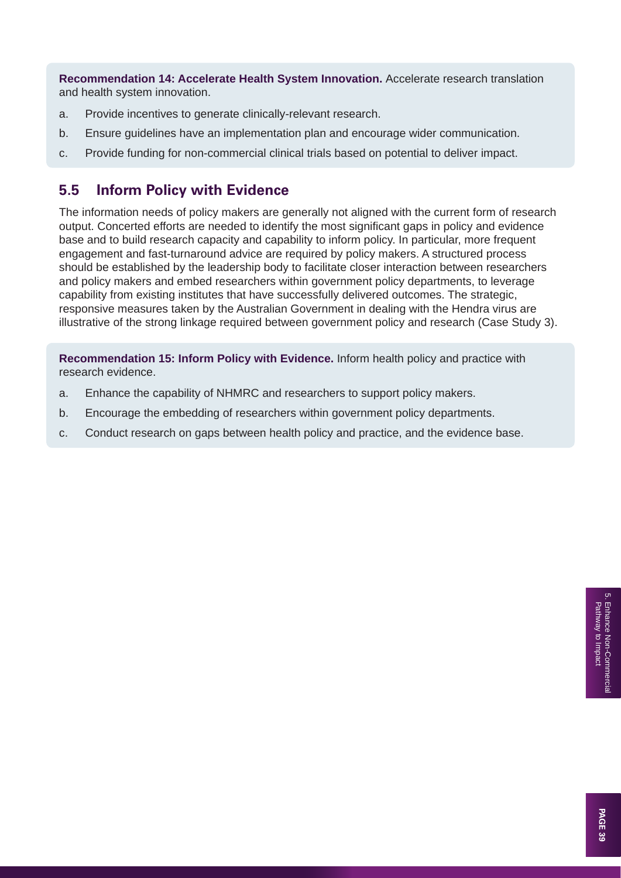**Recommendation 14: Accelerate Health System Innovation.** Accelerate research translation and health system innovation.

a. Provide incentives to generate clinically-relevant research.
b. Ensure guidelines have an implementation plan and encourage wider communication.
c. Provide funding for non-commercial clinical trials based on potential to deliver impact.

## 5.5 Inform Policy with Evidence

The information needs of policy makers are generally not aligned with the current form of research output. Concerted efforts are needed to identify the most significant gaps in policy and evidence base and to build research capacity and capability to inform policy. In particular, more frequent engagement and fast-turnaround advice are required by policy makers. A structured process should be established by the leadership body to facilitate closer interaction between researchers and policy makers and embed researchers within government policy departments, to leverage capability from existing institutes that have successfully delivered outcomes. The strategic, responsive measures taken by the Australian Government in dealing with the Hendra virus are illustrative of the strong linkage required between government policy and research (Case Study 3).

**Recommendation 15: Inform Policy with Evidence.** Inform health policy and practice with research evidence.

a. Enhance the capability of NHMRC and researchers to support policy makers.
b. Encourage the embedding of researchers within government policy departments.
c. Conduct research on gaps between health policy and practice, and the evidence base.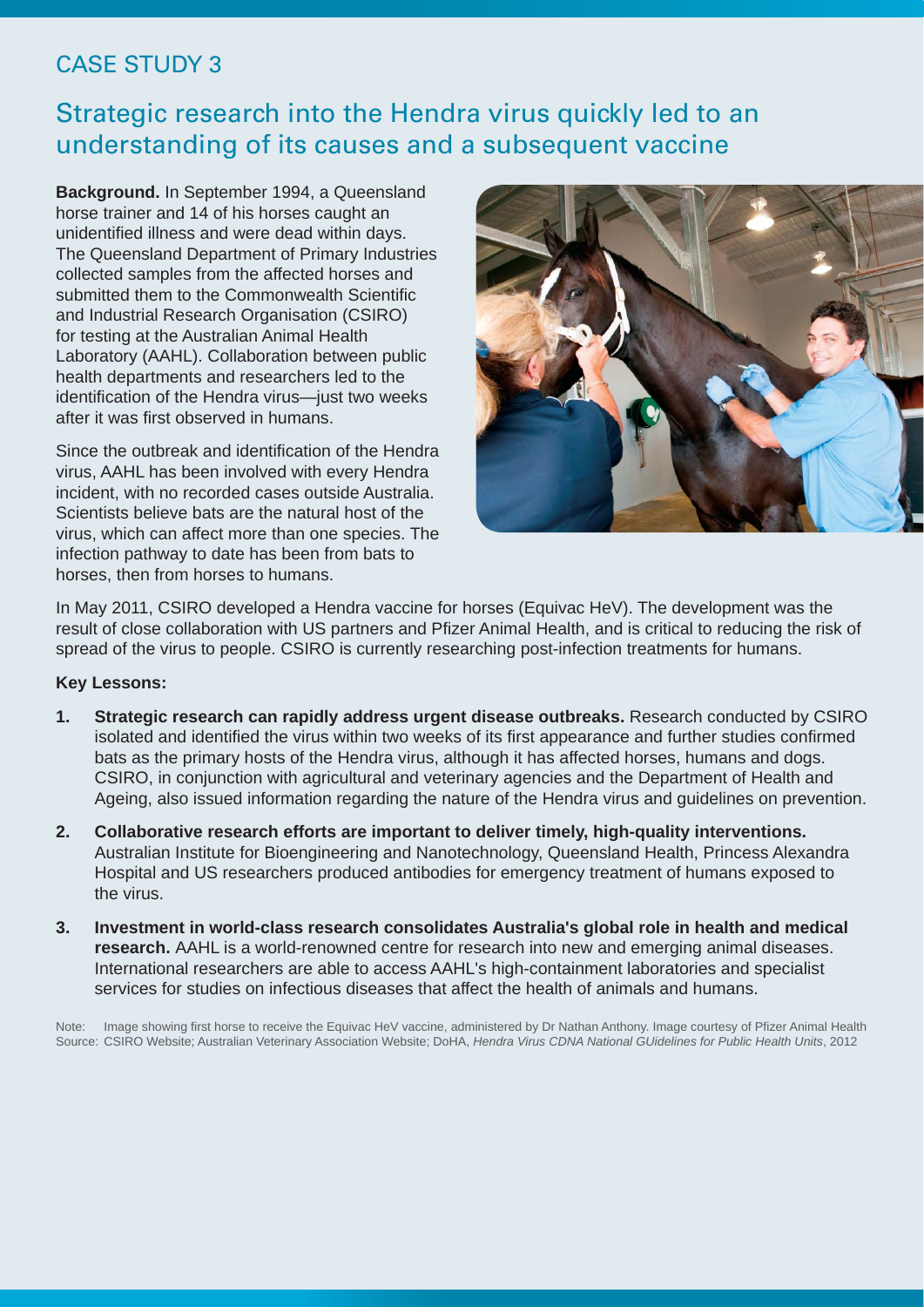CASE STUDY 3

## Strategic research into the Hendra virus quickly led to an understanding of its causes and a subsequent vaccine

**Background.** In September 1994, a Queensland horse trainer and 14 of his horses caught an unidentified illness and were dead within days. The Queensland Department of Primary Industries collected samples from the affected horses and submitted them to the Commonwealth Scientific and Industrial Research Organisation (CSIRO) for testing at the Australian Animal Health Laboratory (AAHL). Collaboration between public health departments and researchers led to the identification of the Hendra virus—just two weeks after it was first observed in humans.

Since the outbreak and identification of the Hendra virus, AAHL has been involved with every Hendra incident, with no recorded cases outside Australia. Scientists believe bats are the natural host of the virus, which can affect more than one species. The infection pathway to date has been from bats to horses, then from horses to humans.

In May 2011, CSIRO developed a Hendra vaccine for horses (Equivac HeV). The development was the result of close collaboration with US partners and Pfizer Animal Health, and is critical to reducing the risk of spread of the virus to people. CSIRO is currently researching post-infection treatments for humans.

**Key Lessons:**

1. **Strategic research can rapidly address urgent disease outbreaks.** Research conducted by CSIRO isolated and identified the virus within two weeks of its first appearance and further studies confirmed bats as the primary hosts of the Hendra virus, although it has affected horses, humans and dogs. CSIRO, in conjunction with agricultural and veterinary agencies and the Department of Health and Ageing, also issued information regarding the nature of the Hendra virus and guidelines on prevention.
2. **Collaborative research efforts are important to deliver timely, high-quality interventions.** Australian Institute for Bioengineering and Nanotechnology, Queensland Health, Princess Alexandra Hospital and US researchers produced antibodies for emergency treatment of humans exposed to the virus.
3. **Investment in world-class research consolidates Australia's global role in health and medical research.** AAHL is a world-renowned centre for research into new and emerging animal diseases. International researchers are able to access AAHL's high-containment laboratories and specialist services for studies on infectious diseases that affect the health of animals and humans.

Note: Image showing first horse to receive the Equivac HeV vaccine, administered by Dr Nathan Anthony. Image courtesy of Pfizer Animal Health
Source: CSIRO Website; Australian Veterinary Association Website; DoHA, *Hendra Virus CDNA National GUidelines for Public Health Units*, 2012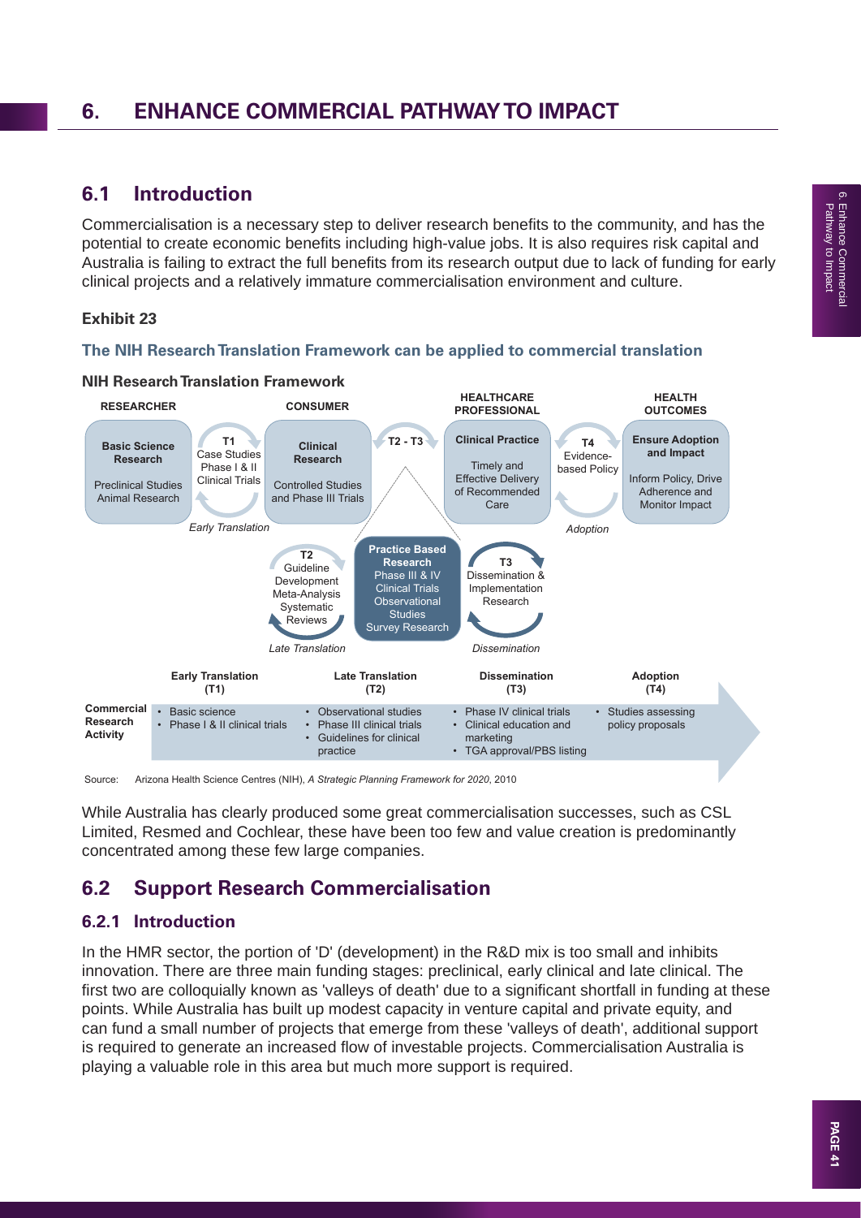# 6. ENHANCE COMMERCIAL PATHWAY TO IMPACT

## 6.1 Introduction

Commercialisation is a necessary step to deliver research benefits to the community, and has the potential to create economic benefits including high-value jobs. It is also requires risk capital and Australia is failing to extract the full benefits from its research output due to lack of funding for early clinical projects and a relatively immature commercialisation environment and culture.

**Exhibit 23**

**The NIH Research Translation Framework can be applied to commercial translation**

**NIH Research Translation Framework**

RESEARCHER

CONSUMER

HEALTHCARE PROFESSIONAL

HEALTH OUTCOMES

Basic Science Research

Preclinical Studies
Animal Research

T1
Case Studies
Phase I & II
Clinical Trials

Clinical Research

Controlled Studies and Phase III Trials

T2 - T3

Clinical Practice

Timely and Effective Delivery of Recommended Care

T4
Evidence-based Policy

Ensure Adoption and Impact

Inform Policy, Drive Adherence and Monitor Impact

*Early Translation*

*Adoption*

T2
Guideline Development
Meta-Analysis
Systematic Reviews

Practice Based Research
Phase III & IV Clinical Trials
Observational Studies
Survey Research

T3
Dissemination & Implementation Research

*Late Translation*

*Dissemination*

| | Early Translation (T1) | Late Translation (T2) | Dissemination (T3) | Adoption (T4) |
|---|---|---|---|---|
| **Commercial Research Activity** | • Basic science<br>• Phase I & II clinical trials | • Observational studies<br>• Phase III clinical trials<br>• Guidelines for clinical practice | • Phase IV clinical trials<br>• Clinical education and marketing<br>• TGA approval/PBS listing | • Studies assessing policy proposals |

Source: Arizona Health Science Centres (NIH), *A Strategic Planning Framework for 2020*, 2010

While Australia has clearly produced some great commercialisation successes, such as CSL Limited, Resmed and Cochlear, these have been too few and value creation is predominantly concentrated among these few large companies.

## 6.2 Support Research Commercialisation

### 6.2.1 Introduction

In the HMR sector, the portion of 'D' (development) in the R&D mix is too small and inhibits innovation. There are three main funding stages: preclinical, early clinical and late clinical. The first two are colloquially known as 'valleys of death' due to a significant shortfall in funding at these points. While Australia has built up modest capacity in venture capital and private equity, and can fund a small number of projects that emerge from these 'valleys of death', additional support is required to generate an increased flow of investable projects. Commercialisation Australia is playing a valuable role in this area but much more support is required.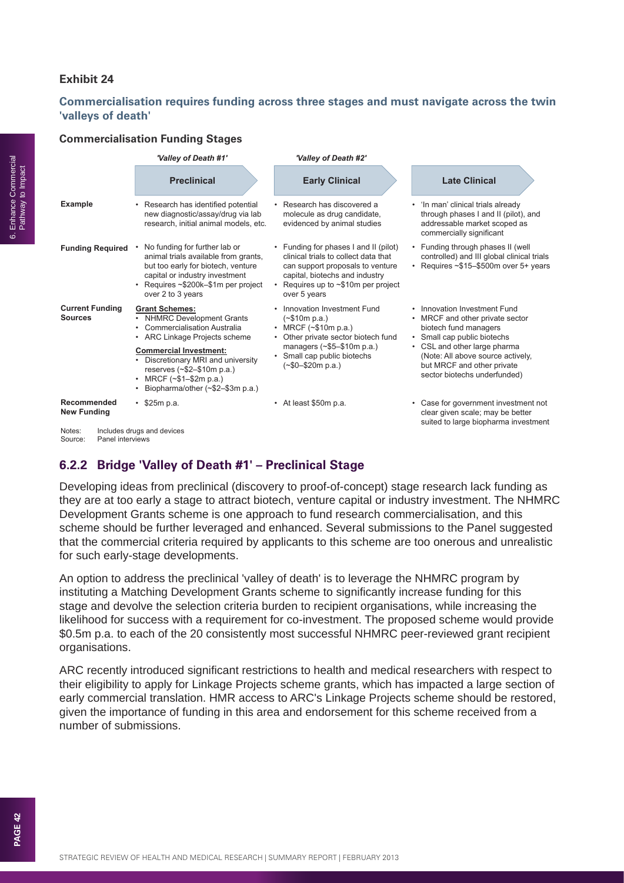**Exhibit 24**

### Commercialisation requires funding across three stages and must navigate across the twin 'valleys of death'

**Commercialisation Funding Stages**

| | *'Valley of Death #1'* **Preclinical** | *'Valley of Death #2'* **Early Clinical** | **Late Clinical** |
|---|---|---|---|
| **Example** | • Research has identified potential new diagnostic/assay/drug via lab research, initial animal models, etc. | • Research has discovered a molecule as drug candidate, evidenced by animal studies | • 'In man' clinical trials already through phases I and II (pilot), and addressable market scoped as commercially significant |
| **Funding Required** | • No funding for further lab or animal trials available from grants, but too early for biotech, venture capital or industry investment<br>• Requires ~$200k–$1m per project over 2 to 3 years | • Funding for phases I and II (pilot) clinical trials to collect data that can support proposals to venture capital, biotechs and industry<br>• Requires up to ~$10m per project over 5 years | • Funding through phases II (well controlled) and III global clinical trials<br>• Requires ~$15–$500m over 5+ years |
| **Current Funding Sources** | **Grant Schemes:**<br>• NHMRC Development Grants<br>• Commercialisation Australia<br>• ARC Linkage Projects scheme<br>**Commercial Investment:**<br>• Discretionary MRI and university reserves (~$2–$10m p.a.)<br>• MRCF (~$1–$2m p.a.)<br>• Biopharma/other (~$2–$3m p.a.) | • Innovation Investment Fund (~$10m p.a.)<br>• MRCF (~$10m p.a.)<br>• Other private sector biotech fund managers (~$5–$10m p.a.)<br>• Small cap public biotechs (~$0–$20m p.a.) | • Innovation Investment Fund<br>• MRCF and other private sector biotech fund managers<br>• Small cap public biotechs<br>• CSL and other large pharma (Note: All above source actively, but MRCF and other private sector biotechs underfunded) |
| **Recommended New Funding** | • $25m p.a. | • At least $50m p.a. | • Case for government investment not clear given scale; may be better suited to large biopharma investment |

Notes: Includes drugs and devices
Source: Panel interviews

### 6.2.2 Bridge 'Valley of Death #1' – Preclinical Stage

Developing ideas from preclinical (discovery to proof-of-concept) stage research lack funding as they are at too early a stage to attract biotech, venture capital or industry investment. The NHMRC Development Grants scheme is one approach to fund research commercialisation, and this scheme should be further leveraged and enhanced. Several submissions to the Panel suggested that the commercial criteria required by applicants to this scheme are too onerous and unrealistic for such early-stage developments.

An option to address the preclinical 'valley of death' is to leverage the NHMRC program by instituting a Matching Development Grants scheme to significantly increase funding for this stage and devolve the selection criteria burden to recipient organisations, while increasing the likelihood for success with a requirement for co-investment. The proposed scheme would provide $0.5m p.a. to each of the 20 consistently most successful NHMRC peer-reviewed grant recipient organisations.

ARC recently introduced significant restrictions to health and medical researchers with respect to their eligibility to apply for Linkage Projects scheme grants, which has impacted a large section of early commercial translation. HMR access to ARC's Linkage Projects scheme should be restored, given the importance of funding in this area and endorsement for this scheme received from a number of submissions.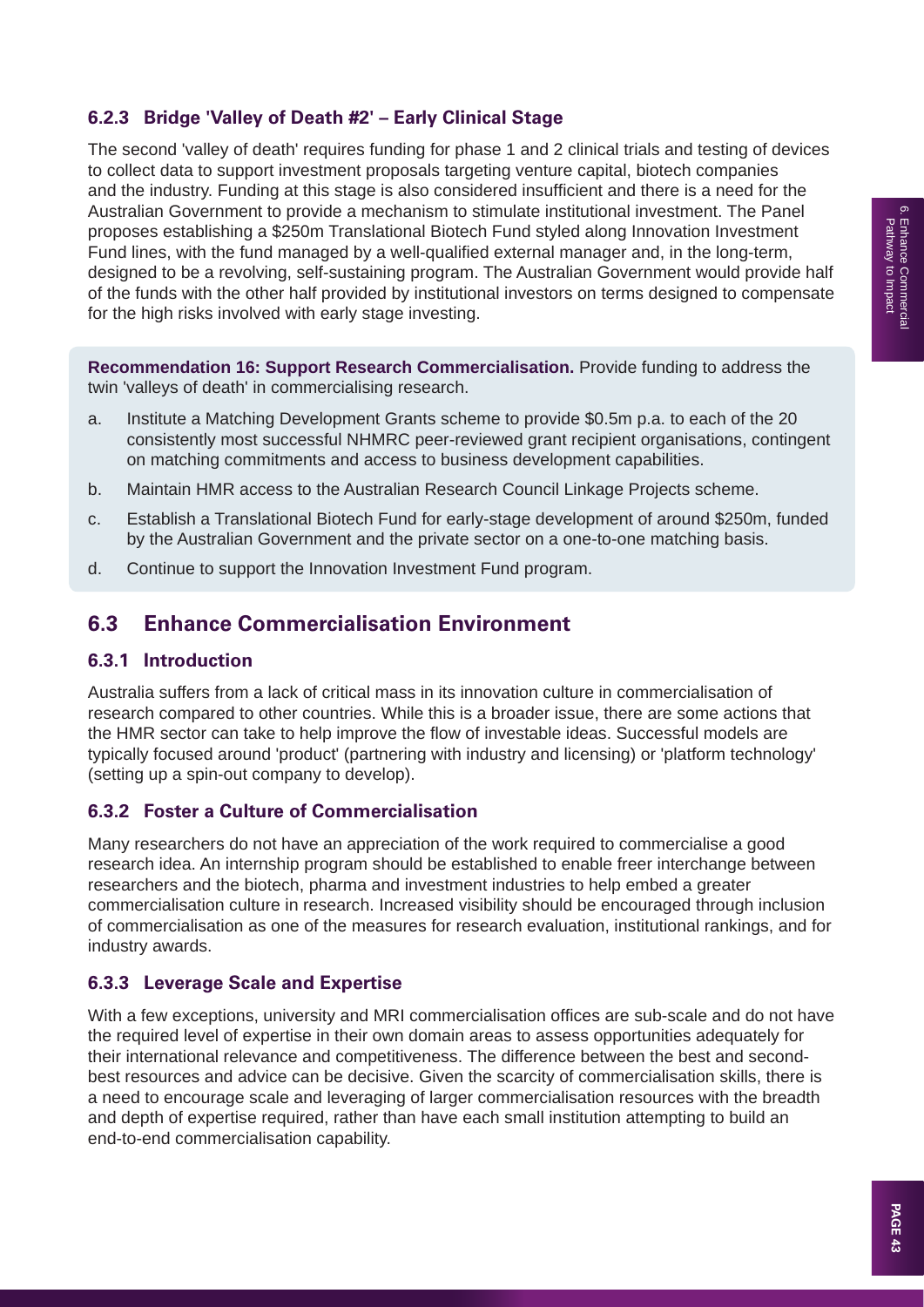### 6.2.3 Bridge 'Valley of Death #2' – Early Clinical Stage

The second 'valley of death' requires funding for phase 1 and 2 clinical trials and testing of devices to collect data to support investment proposals targeting venture capital, biotech companies and the industry. Funding at this stage is also considered insufficient and there is a need for the Australian Government to provide a mechanism to stimulate institutional investment. The Panel proposes establishing a $250m Translational Biotech Fund styled along Innovation Investment Fund lines, with the fund managed by a well-qualified external manager and, in the long-term, designed to be a revolving, self-sustaining program. The Australian Government would provide half of the funds with the other half provided by institutional investors on terms designed to compensate for the high risks involved with early stage investing.

**Recommendation 16: Support Research Commercialisation.** Provide funding to address the twin 'valleys of death' in commercialising research.

a. Institute a Matching Development Grants scheme to provide $0.5m p.a. to each of the 20 consistently most successful NHMRC peer-reviewed grant recipient organisations, contingent on matching commitments and access to business development capabilities.

b. Maintain HMR access to the Australian Research Council Linkage Projects scheme.

c. Establish a Translational Biotech Fund for early-stage development of around $250m, funded by the Australian Government and the private sector on a one-to-one matching basis.

d. Continue to support the Innovation Investment Fund program.

## 6.3 Enhance Commercialisation Environment

### 6.3.1 Introduction

Australia suffers from a lack of critical mass in its innovation culture in commercialisation of research compared to other countries. While this is a broader issue, there are some actions that the HMR sector can take to help improve the flow of investable ideas. Successful models are typically focused around 'product' (partnering with industry and licensing) or 'platform technology' (setting up a spin-out company to develop).

### 6.3.2 Foster a Culture of Commercialisation

Many researchers do not have an appreciation of the work required to commercialise a good research idea. An internship program should be established to enable freer interchange between researchers and the biotech, pharma and investment industries to help embed a greater commercialisation culture in research. Increased visibility should be encouraged through inclusion of commercialisation as one of the measures for research evaluation, institutional rankings, and for industry awards.

### 6.3.3 Leverage Scale and Expertise

With a few exceptions, university and MRI commercialisation offices are sub-scale and do not have the required level of expertise in their own domain areas to assess opportunities adequately for their international relevance and competitiveness. The difference between the best and second-best resources and advice can be decisive. Given the scarcity of commercialisation skills, there is a need to encourage scale and leveraging of larger commercialisation resources with the breadth and depth of expertise required, rather than have each small institution attempting to build an end-to-end commercialisation capability.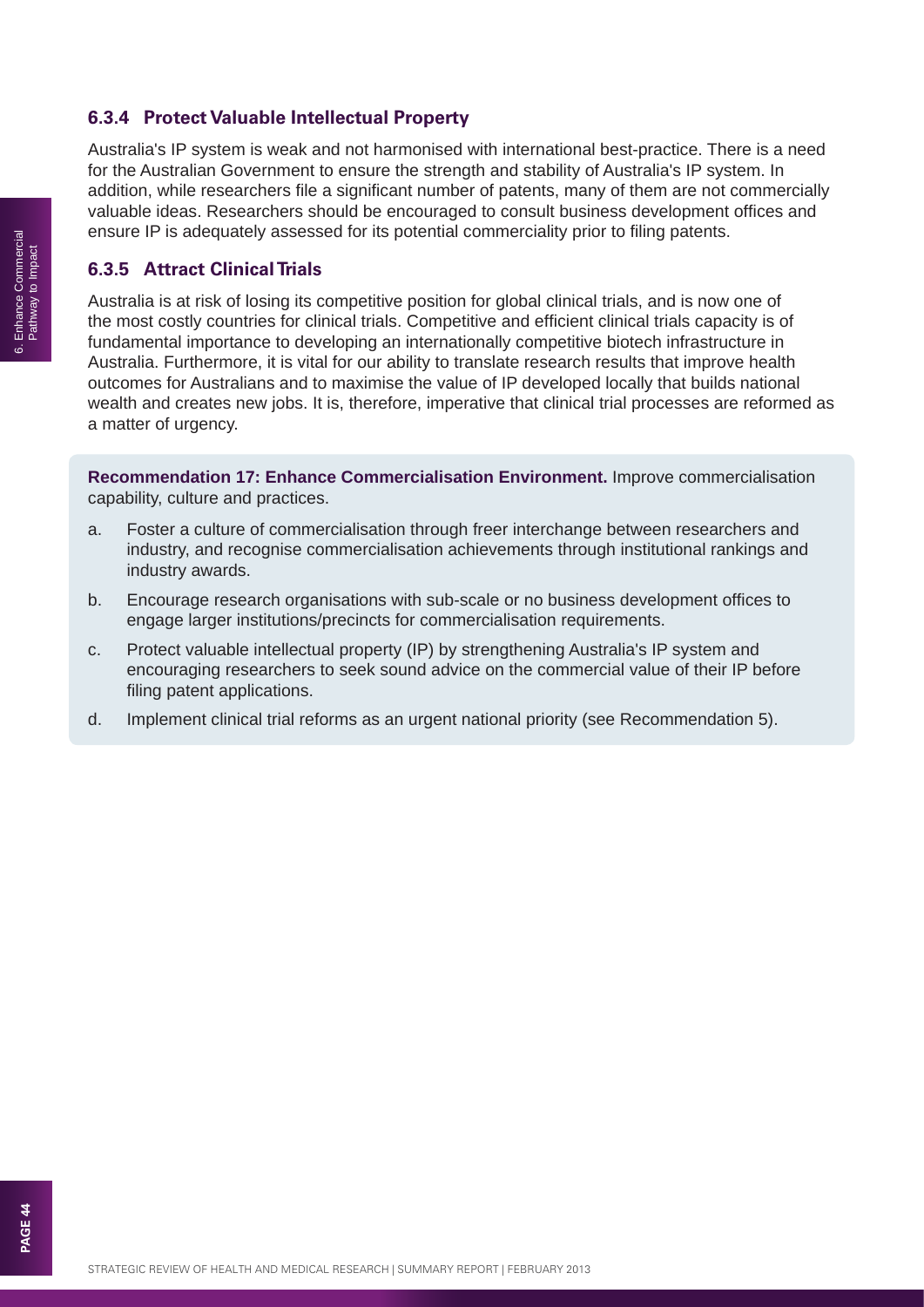### 6.3.4 Protect Valuable Intellectual Property

Australia's IP system is weak and not harmonised with international best-practice. There is a need for the Australian Government to ensure the strength and stability of Australia's IP system. In addition, while researchers file a significant number of patents, many of them are not commercially valuable ideas. Researchers should be encouraged to consult business development offices and ensure IP is adequately assessed for its potential commerciality prior to filing patents.

### 6.3.5 Attract Clinical Trials

Australia is at risk of losing its competitive position for global clinical trials, and is now one of the most costly countries for clinical trials. Competitive and efficient clinical trials capacity is of fundamental importance to developing an internationally competitive biotech infrastructure in Australia. Furthermore, it is vital for our ability to translate research results that improve health outcomes for Australians and to maximise the value of IP developed locally that builds national wealth and creates new jobs. It is, therefore, imperative that clinical trial processes are reformed as a matter of urgency.

**Recommendation 17: Enhance Commercialisation Environment.** Improve commercialisation capability, culture and practices.

a. Foster a culture of commercialisation through freer interchange between researchers and industry, and recognise commercialisation achievements through institutional rankings and industry awards.

b. Encourage research organisations with sub-scale or no business development offices to engage larger institutions/precincts for commercialisation requirements.

c. Protect valuable intellectual property (IP) by strengthening Australia's IP system and encouraging researchers to seek sound advice on the commercial value of their IP before filing patent applications.

d. Implement clinical trial reforms as an urgent national priority (see Recommendation 5).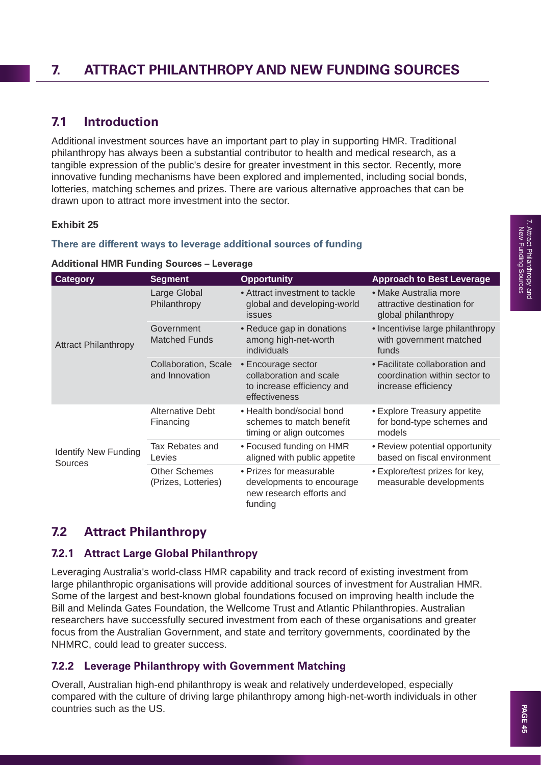# 7. ATTRACT PHILANTHROPY AND NEW FUNDING SOURCES

## 7.1 Introduction

Additional investment sources have an important part to play in supporting HMR. Traditional philanthropy has always been a substantial contributor to health and medical research, as a tangible expression of the public's desire for greater investment in this sector. Recently, more innovative funding mechanisms have been explored and implemented, including social bonds, lotteries, matching schemes and prizes. There are various alternative approaches that can be drawn upon to attract more investment into the sector.

**Exhibit 25**

**There are different ways to leverage additional sources of funding**

**Additional HMR Funding Sources – Leverage**

| Category | Segment | Opportunity | Approach to Best Leverage |
|---|---|---|---|
| Attract Philanthropy | Large Global Philanthropy | • Attract investment to tackle global and developing-world issues | • Make Australia more attractive destination for global philanthropy |
| | Government Matched Funds | • Reduce gap in donations among high-net-worth individuals | • Incentivise large philanthropy with government matched funds |
| | Collaboration, Scale and Innovation | • Encourage sector collaboration and scale to increase efficiency and effectiveness | • Facilitate collaboration and coordination within sector to increase efficiency |
| Identify New Funding Sources | Alternative Debt Financing | • Health bond/social bond schemes to match benefit timing or align outcomes | • Explore Treasury appetite for bond-type schemes and models |
| | Tax Rebates and Levies | • Focused funding on HMR aligned with public appetite | • Review potential opportunity based on fiscal environment |
| | Other Schemes (Prizes, Lotteries) | • Prizes for measurable developments to encourage new research efforts and funding | • Explore/test prizes for key, measurable developments |

## 7.2 Attract Philanthropy

### 7.2.1 Attract Large Global Philanthropy

Leveraging Australia's world-class HMR capability and track record of existing investment from large philanthropic organisations will provide additional sources of investment for Australian HMR. Some of the largest and best-known global foundations focused on improving health include the Bill and Melinda Gates Foundation, the Wellcome Trust and Atlantic Philanthropies. Australian researchers have successfully secured investment from each of these organisations and greater focus from the Australian Government, and state and territory governments, coordinated by the NHMRC, could lead to greater success.

### 7.2.2 Leverage Philanthropy with Government Matching

Overall, Australian high-end philanthropy is weak and relatively underdeveloped, especially compared with the culture of driving large philanthropy among high-net-worth individuals in other countries such as the US.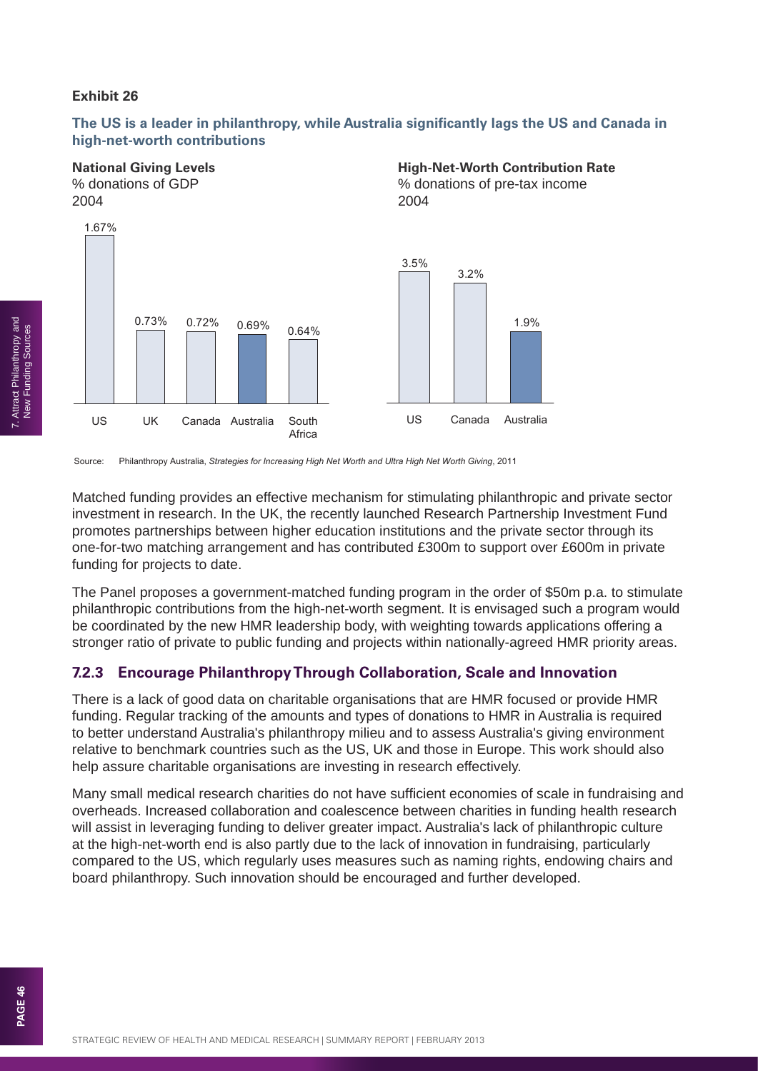**Exhibit 26**

**The US is a leader in philanthropy, while Australia significantly lags the US and Canada in high-net-worth contributions**

**National Giving Levels**
% donations of GDP
2004

1.67%
0.73%
0.72%
0.69%
0.64%

US
UK
Canada
Australia
South Africa

**High-Net-Worth Contribution Rate**
% donations of pre-tax income
2004

3.5%
3.2%
1.9%

US
Canada
Australia

Source: Philanthropy Australia, *Strategies for Increasing High Net Worth and Ultra High Net Worth Giving*, 2011

Matched funding provides an effective mechanism for stimulating philanthropic and private sector investment in research. In the UK, the recently launched Research Partnership Investment Fund promotes partnerships between higher education institutions and the private sector through its one-for-two matching arrangement and has contributed £300m to support over £600m in private funding for projects to date.

The Panel proposes a government-matched funding program in the order of $50m p.a. to stimulate philanthropic contributions from the high-net-worth segment. It is envisaged such a program would be coordinated by the new HMR leadership body, with weighting towards applications offering a stronger ratio of private to public funding and projects within nationally-agreed HMR priority areas.

### 7.2.3 Encourage Philanthropy Through Collaboration, Scale and Innovation

There is a lack of good data on charitable organisations that are HMR focused or provide HMR funding. Regular tracking of the amounts and types of donations to HMR in Australia is required to better understand Australia's philanthropy milieu and to assess Australia's giving environment relative to benchmark countries such as the US, UK and those in Europe. This work should also help assure charitable organisations are investing in research effectively.

Many small medical research charities do not have sufficient economies of scale in fundraising and overheads. Increased collaboration and coalescence between charities in funding health research will assist in leveraging funding to deliver greater impact. Australia's lack of philanthropic culture at the high-net-worth end is also partly due to the lack of innovation in fundraising, particularly compared to the US, which regularly uses measures such as naming rights, endowing chairs and board philanthropy. Such innovation should be encouraged and further developed.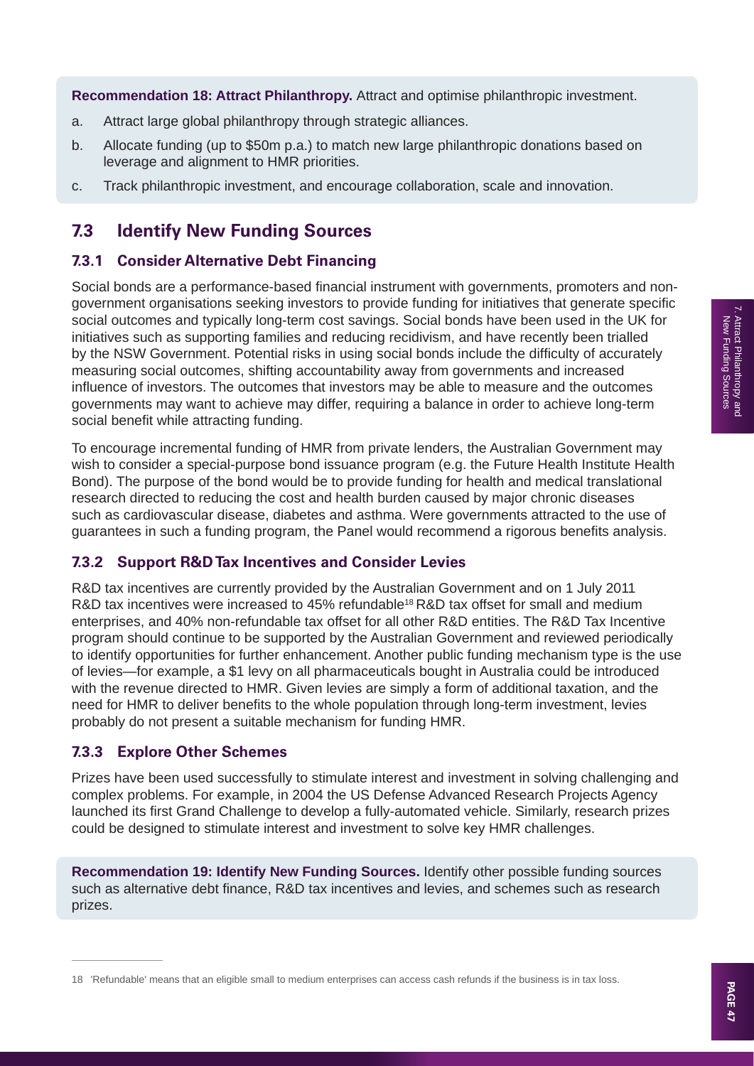**Recommendation 18: Attract Philanthropy.** Attract and optimise philanthropic investment.

a. Attract large global philanthropy through strategic alliances.

b. Allocate funding (up to $50m p.a.) to match new large philanthropic donations based on leverage and alignment to HMR priorities.

c. Track philanthropic investment, and encourage collaboration, scale and innovation.

## 7.3 Identify New Funding Sources

### 7.3.1 Consider Alternative Debt Financing

Social bonds are a performance-based financial instrument with governments, promoters and non-government organisations seeking investors to provide funding for initiatives that generate specific social outcomes and typically long-term cost savings. Social bonds have been used in the UK for initiatives such as supporting families and reducing recidivism, and have recently been trialled by the NSW Government. Potential risks in using social bonds include the difficulty of accurately measuring social outcomes, shifting accountability away from governments and increased influence of investors. The outcomes that investors may be able to measure and the outcomes governments may want to achieve may differ, requiring a balance in order to achieve long-term social benefit while attracting funding.

To encourage incremental funding of HMR from private lenders, the Australian Government may wish to consider a special-purpose bond issuance program (e.g. the Future Health Institute Health Bond). The purpose of the bond would be to provide funding for health and medical translational research directed to reducing the cost and health burden caused by major chronic diseases such as cardiovascular disease, diabetes and asthma. Were governments attracted to the use of guarantees in such a funding program, the Panel would recommend a rigorous benefits analysis.

### 7.3.2 Support R&D Tax Incentives and Consider Levies

R&D tax incentives are currently provided by the Australian Government and on 1 July 2011 R&D tax incentives were increased to 45% refundable[18] R&D tax offset for small and medium enterprises, and 40% non-refundable tax offset for all other R&D entities. The R&D Tax Incentive program should continue to be supported by the Australian Government and reviewed periodically to identify opportunities for further enhancement. Another public funding mechanism type is the use of levies—for example, a $1 levy on all pharmaceuticals bought in Australia could be introduced with the revenue directed to HMR. Given levies are simply a form of additional taxation, and the need for HMR to deliver benefits to the whole population through long-term investment, levies probably do not present a suitable mechanism for funding HMR.

### 7.3.3 Explore Other Schemes

Prizes have been used successfully to stimulate interest and investment in solving challenging and complex problems. For example, in 2004 the US Defense Advanced Research Projects Agency launched its first Grand Challenge to develop a fully-automated vehicle. Similarly, research prizes could be designed to stimulate interest and investment to solve key HMR challenges.

**Recommendation 19: Identify New Funding Sources.** Identify other possible funding sources such as alternative debt finance, R&D tax incentives and levies, and schemes such as research prizes.

---

18 'Refundable' means that an eligible small to medium enterprises can access cash refunds if the business is in tax loss.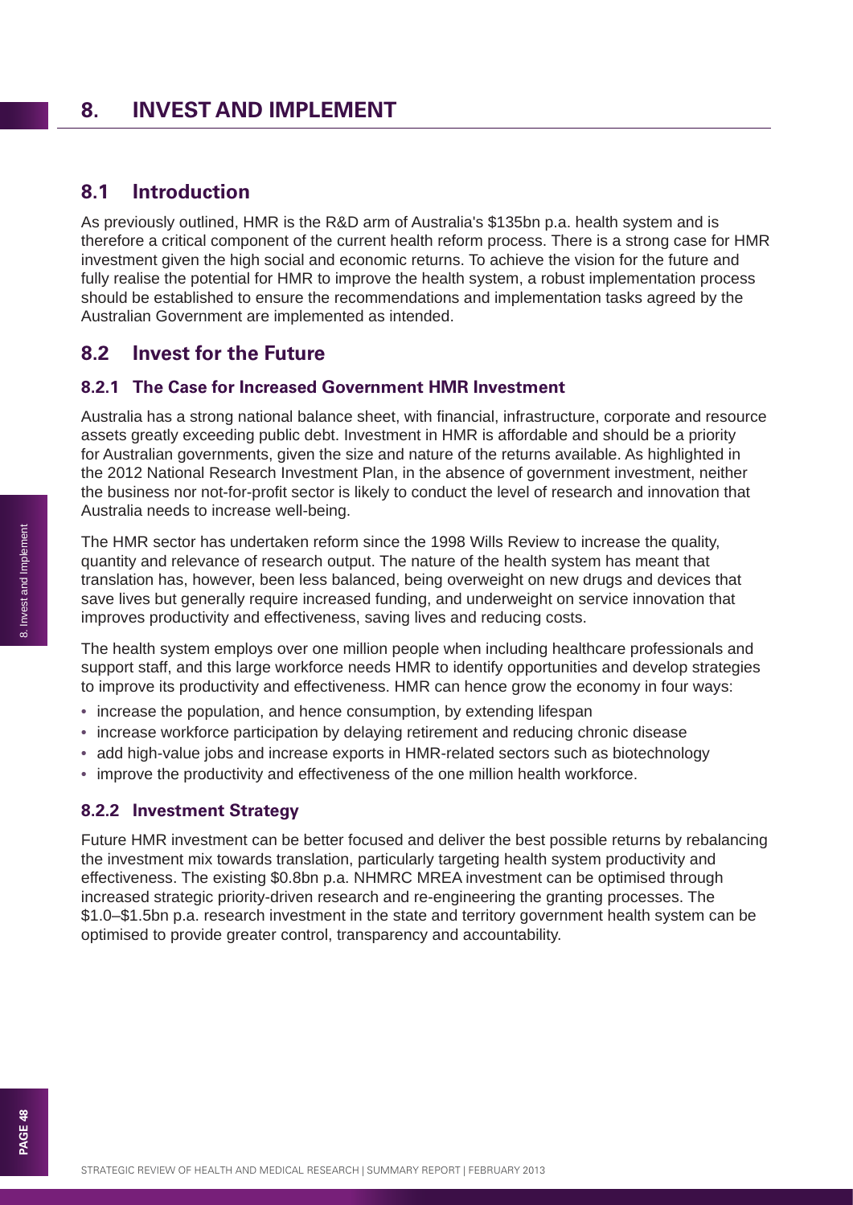# 8. INVEST AND IMPLEMENT

## 8.1 Introduction

As previously outlined, HMR is the R&D arm of Australia's $135bn p.a. health system and is therefore a critical component of the current health reform process. There is a strong case for HMR investment given the high social and economic returns. To achieve the vision for the future and fully realise the potential for HMR to improve the health system, a robust implementation process should be established to ensure the recommendations and implementation tasks agreed by the Australian Government are implemented as intended.

## 8.2 Invest for the Future

### 8.2.1 The Case for Increased Government HMR Investment

Australia has a strong national balance sheet, with financial, infrastructure, corporate and resource assets greatly exceeding public debt. Investment in HMR is affordable and should be a priority for Australian governments, given the size and nature of the returns available. As highlighted in the 2012 National Research Investment Plan, in the absence of government investment, neither the business nor not-for-profit sector is likely to conduct the level of research and innovation that Australia needs to increase well-being.

The HMR sector has undertaken reform since the 1998 Wills Review to increase the quality, quantity and relevance of research output. The nature of the health system has meant that translation has, however, been less balanced, being overweight on new drugs and devices that save lives but generally require increased funding, and underweight on service innovation that improves productivity and effectiveness, saving lives and reducing costs.

The health system employs over one million people when including healthcare professionals and support staff, and this large workforce needs HMR to identify opportunities and develop strategies to improve its productivity and effectiveness. HMR can hence grow the economy in four ways:

- increase the population, and hence consumption, by extending lifespan
- increase workforce participation by delaying retirement and reducing chronic disease
- add high-value jobs and increase exports in HMR-related sectors such as biotechnology
- improve the productivity and effectiveness of the one million health workforce.

### 8.2.2 Investment Strategy

Future HMR investment can be better focused and deliver the best possible returns by rebalancing the investment mix towards translation, particularly targeting health system productivity and effectiveness. The existing $0.8bn p.a. NHMRC MREA investment can be optimised through increased strategic priority-driven research and re-engineering the granting processes. The $1.0–$1.5bn p.a. research investment in the state and territory government health system can be optimised to provide greater control, transparency and accountability.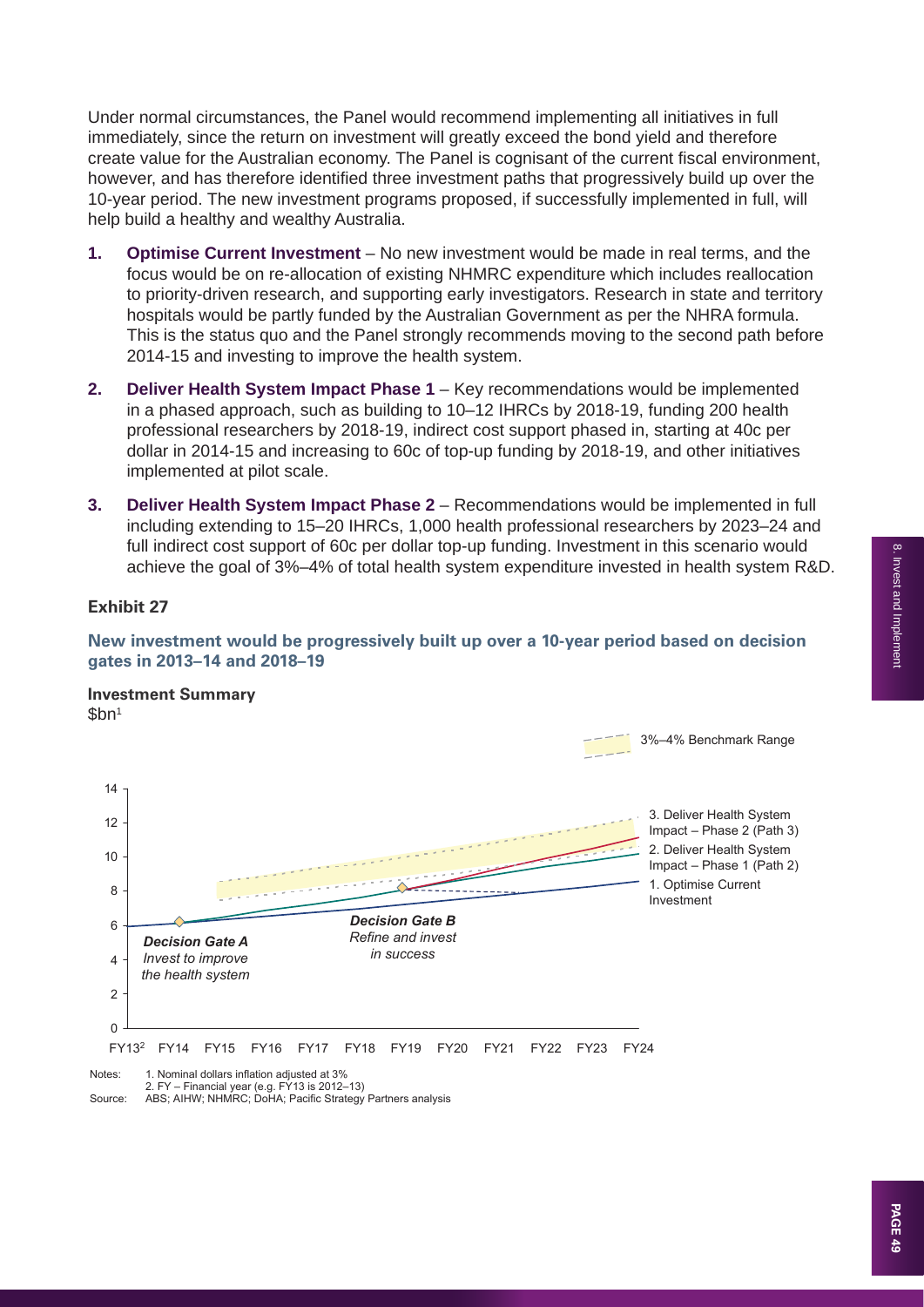Under normal circumstances, the Panel would recommend implementing all initiatives in full immediately, since the return on investment will greatly exceed the bond yield and therefore create value for the Australian economy. The Panel is cognisant of the current fiscal environment, however, and has therefore identified three investment paths that progressively build up over the 10-year period. The new investment programs proposed, if successfully implemented in full, will help build a healthy and wealthy Australia.

1. **Optimise Current Investment** – No new investment would be made in real terms, and the focus would be on re-allocation of existing NHMRC expenditure which includes reallocation to priority-driven research, and supporting early investigators. Research in state and territory hospitals would be partly funded by the Australian Government as per the NHRA formula. This is the status quo and the Panel strongly recommends moving to the second path before 2014-15 and investing to improve the health system.
2. **Deliver Health System Impact Phase 1** – Key recommendations would be implemented in a phased approach, such as building to 10–12 IHRCs by 2018-19, funding 200 health professional researchers by 2018-19, indirect cost support phased in, starting at 40c per dollar in 2014-15 and increasing to 60c of top-up funding by 2018-19, and other initiatives implemented at pilot scale.
3. **Deliver Health System Impact Phase 2** – Recommendations would be implemented in full including extending to 15–20 IHRCs, 1,000 health professional researchers by 2023–24 and full indirect cost support of 60c per dollar top-up funding. Investment in this scenario would achieve the goal of 3%–4% of total health system expenditure invested in health system R&D.

### Exhibit 27

**New investment would be progressively built up over a 10-year period based on decision gates in 2013–14 and 2018–19**

**Investment Summary**
$bn[1]

3%–4% Benchmark Range

14
12
10
8
6
4
2
0

FY13[2] FY14 FY15 FY16 FY17 FY18 FY19 FY20 FY21 FY22 FY23 FY24

3. Deliver Health System Impact – Phase 2 (Path 3)
2. Deliver Health System Impact – Phase 1 (Path 2)
1. Optimise Current Investment

*Decision Gate A*
*Invest to improve the health system*

*Decision Gate B*
*Refine and invest in success*

Notes: 1. Nominal dollars inflation adjusted at 3%
2. FY – Financial year (e.g. FY13 is 2012–13)
Source: ABS; AIHW; NHMRC; DoHA; Pacific Strategy Partners analysis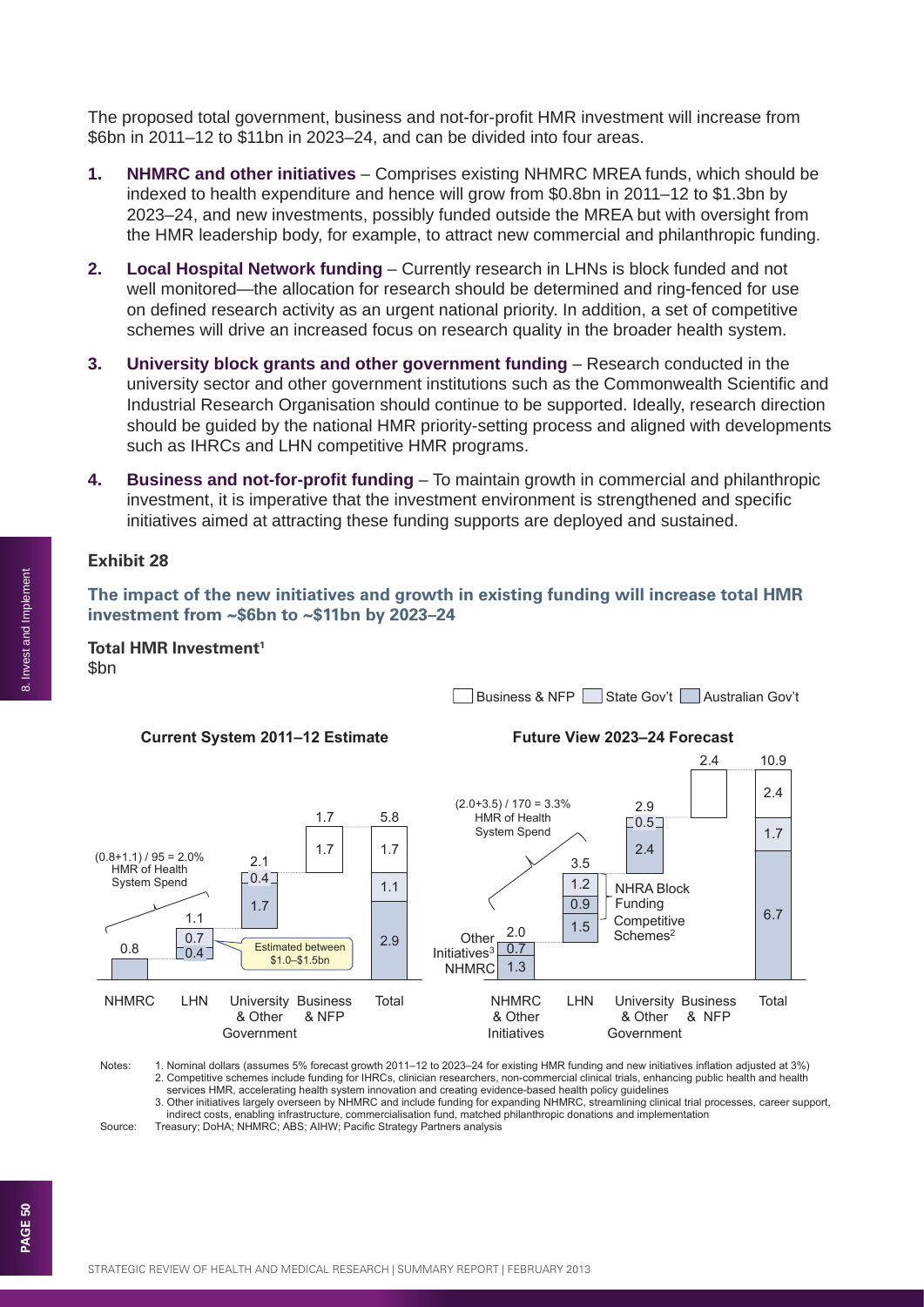The proposed total government, business and not-for-profit HMR investment will increase from \$6bn in 2011–12 to \$11bn in 2023–24, and can be divided into four areas.

1. **NHMRC and other initiatives** – Comprises existing NHMRC MREA funds, which should be indexed to health expenditure and hence will grow from \$0.8bn in 2011–12 to \$1.3bn by 2023–24, and new investments, possibly funded outside the MREA but with oversight from the HMR leadership body, for example, to attract new commercial and philanthropic funding.
2. **Local Hospital Network funding** – Currently research in LHNs is block funded and not well monitored—the allocation for research should be determined and ring-fenced for use on defined research activity as an urgent national priority. In addition, a set of competitive schemes will drive an increased focus on research quality in the broader health system.
3. **University block grants and other government funding** – Research conducted in the university sector and other government institutions such as the Commonwealth Scientific and Industrial Research Organisation should continue to be supported. Ideally, research direction should be guided by the national HMR priority-setting process and aligned with developments such as IHRCs and LHN competitive HMR programs.
4. **Business and not-for-profit funding** – To maintain growth in commercial and philanthropic investment, it is imperative that the investment environment is strengthened and specific initiatives aimed at attracting these funding supports are deployed and sustained.

**Exhibit 28**

**The impact of the new initiatives and growth in existing funding will increase total HMR investment from ~\$6bn to ~\$11bn by 2023–24**

**Total HMR Investment[1]**
\$bn

Business & NFP | State Gov't | Australian Gov't

**Current System 2011–12 Estimate**

(0.8+1.1) / 95 = 2.0% HMR of Health System Spend

NHMRC: 0.8
LHN: 1.1 (0.7, 0.4) – Estimated between \$1.0–\$1.5bn
University & Other Government: 2.1 (0.4, 1.7)
Business & NFP: 1.7 (1.7)
Total: 5.8 (1.7, 1.1, 2.9)

**Future View 2023–24 Forecast**

(2.0+3.5) / 170 = 3.3% HMR of Health System Spend

NHMRC & Other Initiatives: 2.0 (Other Initiatives[3] 0.7, NHMRC 1.3)
LHN: 3.5 (1.2, 0.9, 1.5) – NHRA Block Funding; Competitive Schemes[2]
University & Other Government: 2.9 (0.5, 2.4)
Business & NFP: 2.4
Total: 10.9 (2.4, 1.7, 6.7)

Notes: 1. Nominal dollars (assumes 5% forecast growth 2011–12 to 2023–24 for existing HMR funding and new initiatives inflation adjusted at 3%)
2. Competitive schemes include funding for IHRCs, clinician researchers, non-commercial clinical trials, enhancing public health and health services HMR, accelerating health system innovation and creating evidence-based health policy guidelines
3. Other initiatives largely overseen by NHMRC and include funding for expanding NHMRC, streamlining clinical trial processes, career support, indirect costs, enabling infrastructure, commercialisation fund, matched philanthropic donations and implementation

Source: Treasury; DoHA; NHMRC; ABS; AIHW; Pacific Strategy Partners analysis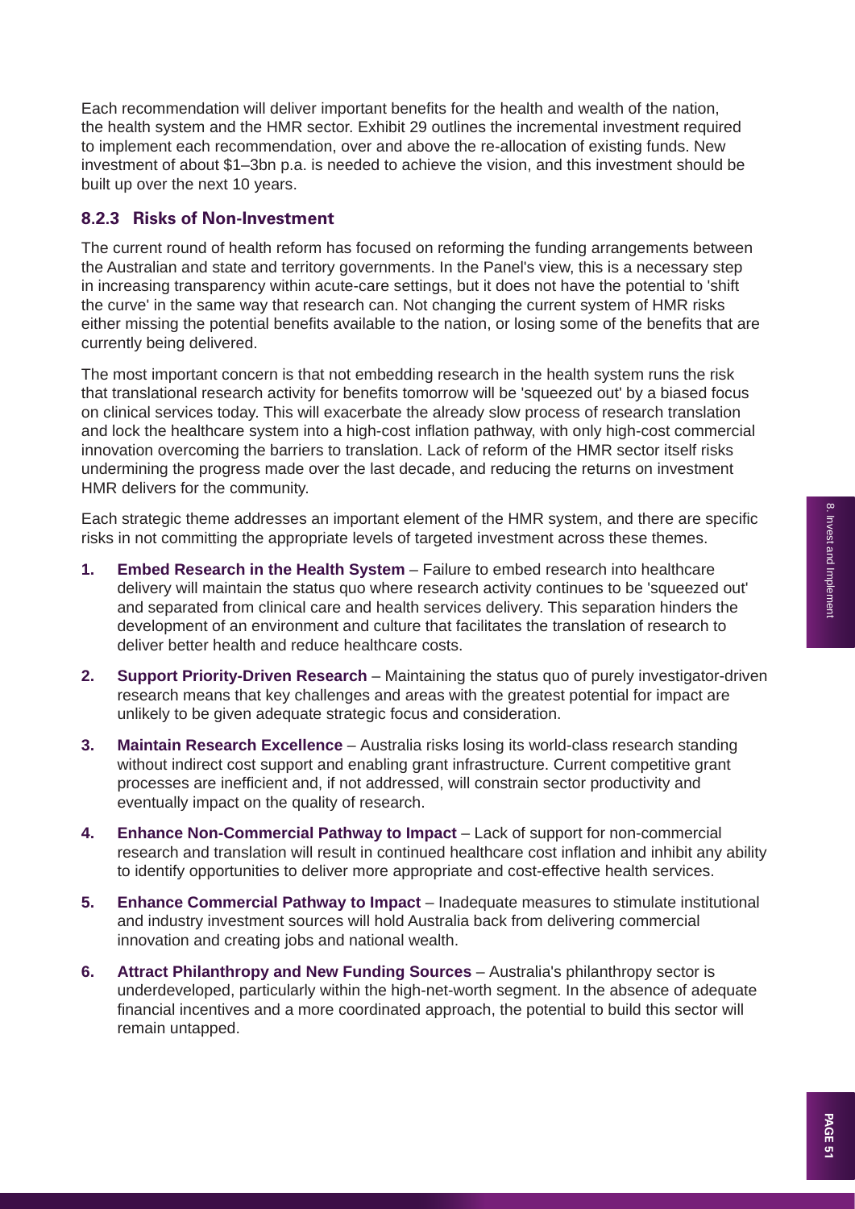Each recommendation will deliver important benefits for the health and wealth of the nation, the health system and the HMR sector. Exhibit 29 outlines the incremental investment required to implement each recommendation, over and above the re-allocation of existing funds. New investment of about $1–3bn p.a. is needed to achieve the vision, and this investment should be built up over the next 10 years.

### 8.2.3 Risks of Non-Investment

The current round of health reform has focused on reforming the funding arrangements between the Australian and state and territory governments. In the Panel's view, this is a necessary step in increasing transparency within acute-care settings, but it does not have the potential to 'shift the curve' in the same way that research can. Not changing the current system of HMR risks either missing the potential benefits available to the nation, or losing some of the benefits that are currently being delivered.

The most important concern is that not embedding research in the health system runs the risk that translational research activity for benefits tomorrow will be 'squeezed out' by a biased focus on clinical services today. This will exacerbate the already slow process of research translation and lock the healthcare system into a high-cost inflation pathway, with only high-cost commercial innovation overcoming the barriers to translation. Lack of reform of the HMR sector itself risks undermining the progress made over the last decade, and reducing the returns on investment HMR delivers for the community.

Each strategic theme addresses an important element of the HMR system, and there are specific risks in not committing the appropriate levels of targeted investment across these themes.

1. **Embed Research in the Health System** – Failure to embed research into healthcare delivery will maintain the status quo where research activity continues to be 'squeezed out' and separated from clinical care and health services delivery. This separation hinders the development of an environment and culture that facilitates the translation of research to deliver better health and reduce healthcare costs.
2. **Support Priority-Driven Research** – Maintaining the status quo of purely investigator-driven research means that key challenges and areas with the greatest potential for impact are unlikely to be given adequate strategic focus and consideration.
3. **Maintain Research Excellence** – Australia risks losing its world-class research standing without indirect cost support and enabling grant infrastructure. Current competitive grant processes are inefficient and, if not addressed, will constrain sector productivity and eventually impact on the quality of research.
4. **Enhance Non-Commercial Pathway to Impact** – Lack of support for non-commercial research and translation will result in continued healthcare cost inflation and inhibit any ability to identify opportunities to deliver more appropriate and cost-effective health services.
5. **Enhance Commercial Pathway to Impact** – Inadequate measures to stimulate institutional and industry investment sources will hold Australia back from delivering commercial innovation and creating jobs and national wealth.
6. **Attract Philanthropy and New Funding Sources** – Australia's philanthropy sector is underdeveloped, particularly within the high-net-worth segment. In the absence of adequate financial incentives and a more coordinated approach, the potential to build this sector will remain untapped.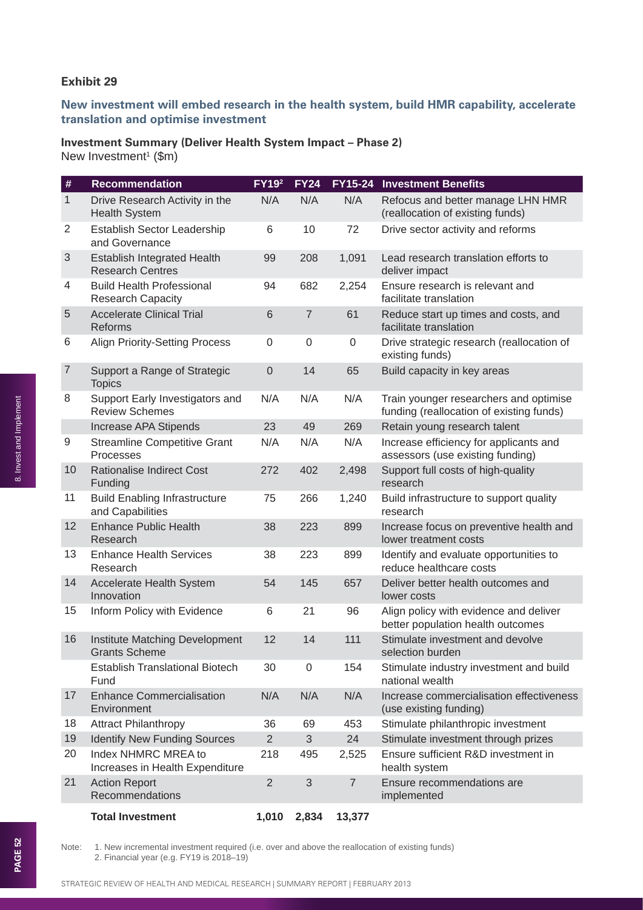**Exhibit 29**

## New investment will embed research in the health system, build HMR capability, accelerate translation and optimise investment

**Investment Summary (Deliver Health System Impact – Phase 2)**
New Investment[1] ($m)

| # | Recommendation | FY19[2] | FY24 | FY15-24 | Investment Benefits |
|---|---|---|---|---|---|
| 1 | Drive Research Activity in the Health System | N/A | N/A | N/A | Refocus and better manage LHN HMR (reallocation of existing funds) |
| 2 | Establish Sector Leadership and Governance | 6 | 10 | 72 | Drive sector activity and reforms |
| 3 | Establish Integrated Health Research Centres | 99 | 208 | 1,091 | Lead research translation efforts to deliver impact |
| 4 | Build Health Professional Research Capacity | 94 | 682 | 2,254 | Ensure research is relevant and facilitate translation |
| 5 | Accelerate Clinical Trial Reforms | 6 | 7 | 61 | Reduce start up times and costs, and facilitate translation |
| 6 | Align Priority-Setting Process | 0 | 0 | 0 | Drive strategic research (reallocation of existing funds) |
| 7 | Support a Range of Strategic Topics | 0 | 14 | 65 | Build capacity in key areas |
| 8 | Support Early Investigators and Review Schemes | N/A | N/A | N/A | Train younger researchers and optimise funding (reallocation of existing funds) |
| | Increase APA Stipends | 23 | 49 | 269 | Retain young research talent |
| 9 | Streamline Competitive Grant Processes | N/A | N/A | N/A | Increase efficiency for applicants and assessors (use existing funding) |
| 10 | Rationalise Indirect Cost Funding | 272 | 402 | 2,498 | Support full costs of high-quality research |
| 11 | Build Enabling Infrastructure and Capabilities | 75 | 266 | 1,240 | Build infrastructure to support quality research |
| 12 | Enhance Public Health Research | 38 | 223 | 899 | Increase focus on preventive health and lower treatment costs |
| 13 | Enhance Health Services Research | 38 | 223 | 899 | Identify and evaluate opportunities to reduce healthcare costs |
| 14 | Accelerate Health System Innovation | 54 | 145 | 657 | Deliver better health outcomes and lower costs |
| 15 | Inform Policy with Evidence | 6 | 21 | 96 | Align policy with evidence and deliver better population health outcomes |
| 16 | Institute Matching Development Grants Scheme | 12 | 14 | 111 | Stimulate investment and devolve selection burden |
| | Establish Translational Biotech Fund | 30 | 0 | 154 | Stimulate industry investment and build national wealth |
| 17 | Enhance Commercialisation Environment | N/A | N/A | N/A | Increase commercialisation effectiveness (use existing funding) |
| 18 | Attract Philanthropy | 36 | 69 | 453 | Stimulate philanthropic investment |
| 19 | Identify New Funding Sources | 2 | 3 | 24 | Stimulate investment through prizes |
| 20 | Index NHMRC MREA to Increases in Health Expenditure | 218 | 495 | 2,525 | Ensure sufficient R&D investment in health system |
| 21 | Action Report Recommendations | 2 | 3 | 7 | Ensure recommendations are implemented |
| | **Total Investment** | **1,010** | **2,834** | **13,377** | |

Note: 1. New incremental investment required (i.e. over and above the reallocation of existing funds)
2. Financial year (e.g. FY19 is 2018–19)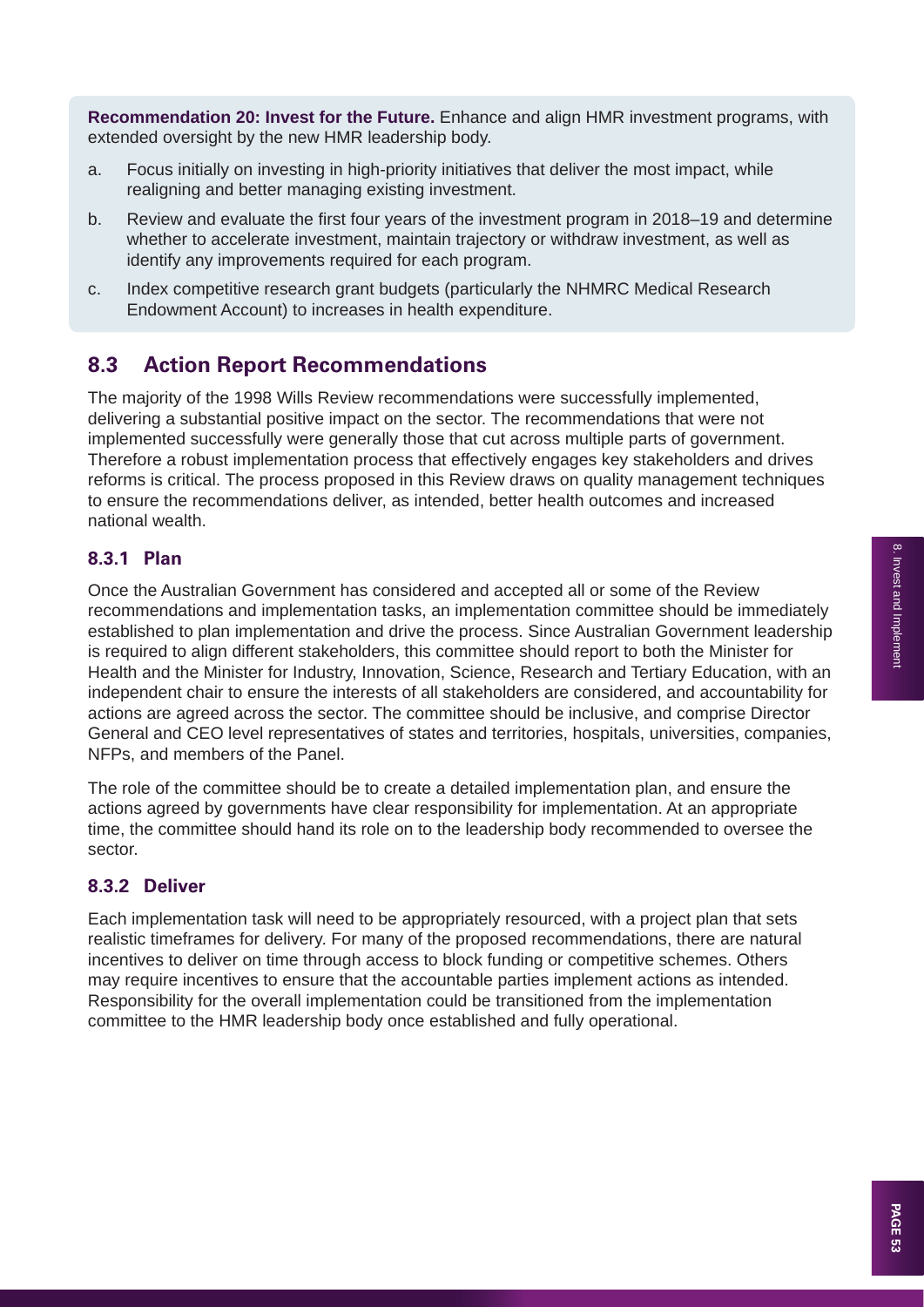**Recommendation 20: Invest for the Future.** Enhance and align HMR investment programs, with extended oversight by the new HMR leadership body.

a. Focus initially on investing in high-priority initiatives that deliver the most impact, while realigning and better managing existing investment.

b. Review and evaluate the first four years of the investment program in 2018–19 and determine whether to accelerate investment, maintain trajectory or withdraw investment, as well as identify any improvements required for each program.

c. Index competitive research grant budgets (particularly the NHMRC Medical Research Endowment Account) to increases in health expenditure.

## 8.3 Action Report Recommendations

The majority of the 1998 Wills Review recommendations were successfully implemented, delivering a substantial positive impact on the sector. The recommendations that were not implemented successfully were generally those that cut across multiple parts of government. Therefore a robust implementation process that effectively engages key stakeholders and drives reforms is critical. The process proposed in this Review draws on quality management techniques to ensure the recommendations deliver, as intended, better health outcomes and increased national wealth.

### 8.3.1 Plan

Once the Australian Government has considered and accepted all or some of the Review recommendations and implementation tasks, an implementation committee should be immediately established to plan implementation and drive the process. Since Australian Government leadership is required to align different stakeholders, this committee should report to both the Minister for Health and the Minister for Industry, Innovation, Science, Research and Tertiary Education, with an independent chair to ensure the interests of all stakeholders are considered, and accountability for actions are agreed across the sector. The committee should be inclusive, and comprise Director General and CEO level representatives of states and territories, hospitals, universities, companies, NFPs, and members of the Panel.

The role of the committee should be to create a detailed implementation plan, and ensure the actions agreed by governments have clear responsibility for implementation. At an appropriate time, the committee should hand its role on to the leadership body recommended to oversee the sector.

### 8.3.2 Deliver

Each implementation task will need to be appropriately resourced, with a project plan that sets realistic timeframes for delivery. For many of the proposed recommendations, there are natural incentives to deliver on time through access to block funding or competitive schemes. Others may require incentives to ensure that the accountable parties implement actions as intended. Responsibility for the overall implementation could be transitioned from the implementation committee to the HMR leadership body once established and fully operational.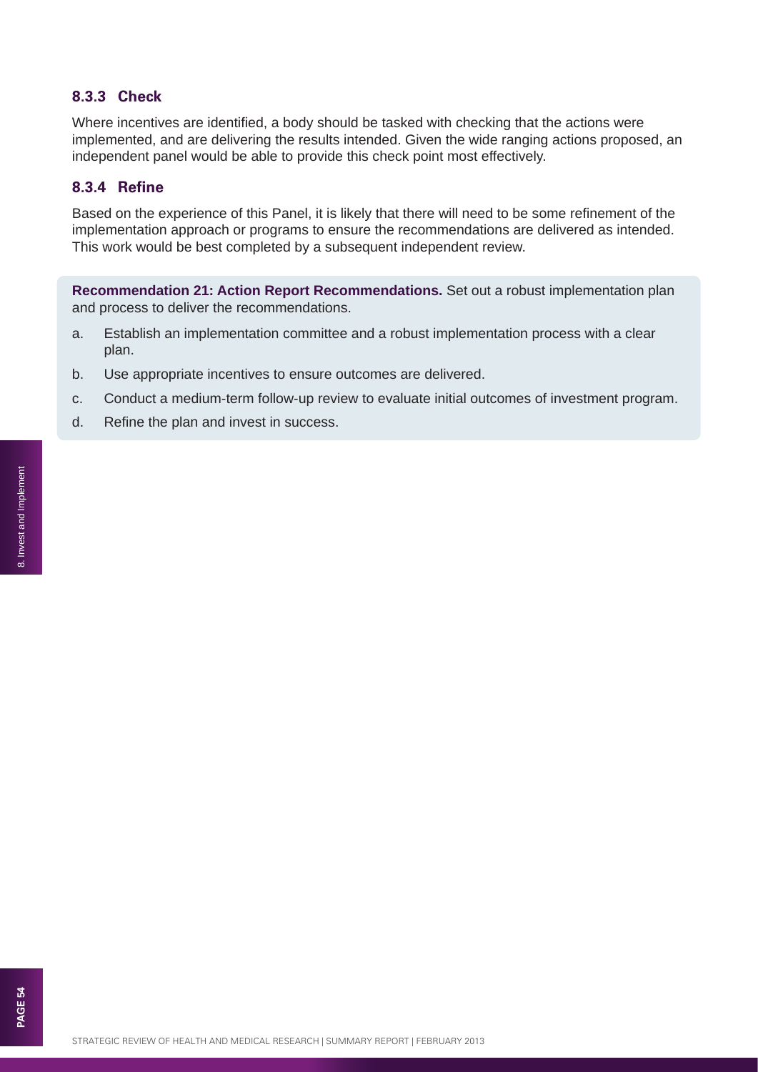### 8.3.3 Check

Where incentives are identified, a body should be tasked with checking that the actions were implemented, and are delivering the results intended. Given the wide ranging actions proposed, an independent panel would be able to provide this check point most effectively.

### 8.3.4 Refine

Based on the experience of this Panel, it is likely that there will need to be some refinement of the implementation approach or programs to ensure the recommendations are delivered as intended. This work would be best completed by a subsequent independent review.

**Recommendation 21: Action Report Recommendations.** Set out a robust implementation plan and process to deliver the recommendations.

a. Establish an implementation committee and a robust implementation process with a clear plan.

b. Use appropriate incentives to ensure outcomes are delivered.

c. Conduct a medium-term follow-up review to evaluate initial outcomes of investment program.

d. Refine the plan and invest in success.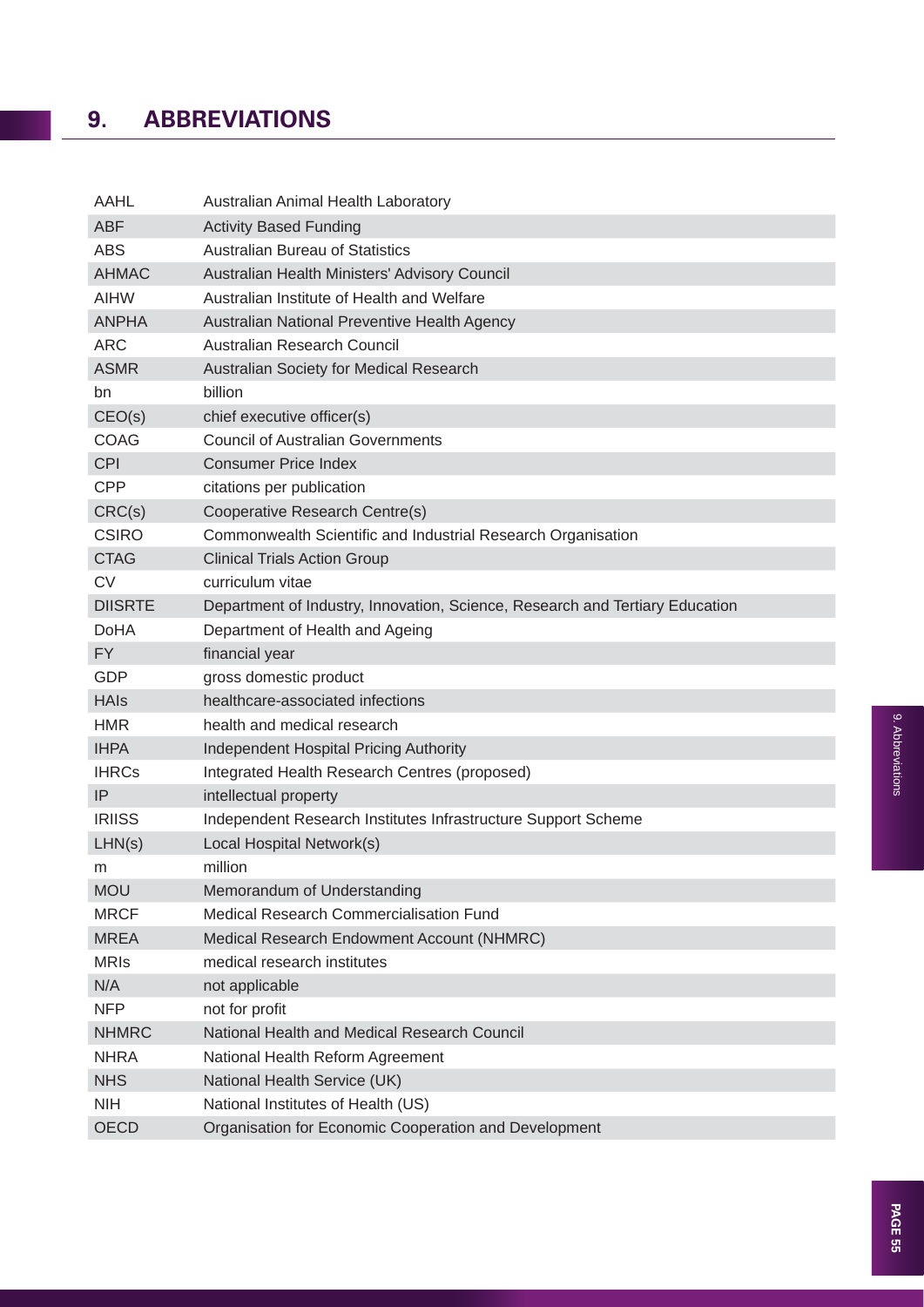# 9. ABBREVIATIONS

| | |
|---|---|
| AAHL | Australian Animal Health Laboratory |
| ABF | Activity Based Funding |
| ABS | Australian Bureau of Statistics |
| AHMAC | Australian Health Ministers' Advisory Council |
| AIHW | Australian Institute of Health and Welfare |
| ANPHA | Australian National Preventive Health Agency |
| ARC | Australian Research Council |
| ASMR | Australian Society for Medical Research |
| bn | billion |
| CEO(s) | chief executive officer(s) |
| COAG | Council of Australian Governments |
| CPI | Consumer Price Index |
| CPP | citations per publication |
| CRC(s) | Cooperative Research Centre(s) |
| CSIRO | Commonwealth Scientific and Industrial Research Organisation |
| CTAG | Clinical Trials Action Group |
| CV | curriculum vitae |
| DIISRTE | Department of Industry, Innovation, Science, Research and Tertiary Education |
| DoHA | Department of Health and Ageing |
| FY | financial year |
| GDP | gross domestic product |
| HAIs | healthcare-associated infections |
| HMR | health and medical research |
| IHPA | Independent Hospital Pricing Authority |
| IHRCs | Integrated Health Research Centres (proposed) |
| IP | intellectual property |
| IRIISS | Independent Research Institutes Infrastructure Support Scheme |
| LHN(s) | Local Hospital Network(s) |
| m | million |
| MOU | Memorandum of Understanding |
| MRCF | Medical Research Commercialisation Fund |
| MREA | Medical Research Endowment Account (NHMRC) |
| MRIs | medical research institutes |
| N/A | not applicable |
| NFP | not for profit |
| NHMRC | National Health and Medical Research Council |
| NHRA | National Health Reform Agreement |
| NHS | National Health Service (UK) |
| NIH | National Institutes of Health (US) |
| OECD | Organisation for Economic Cooperation and Development |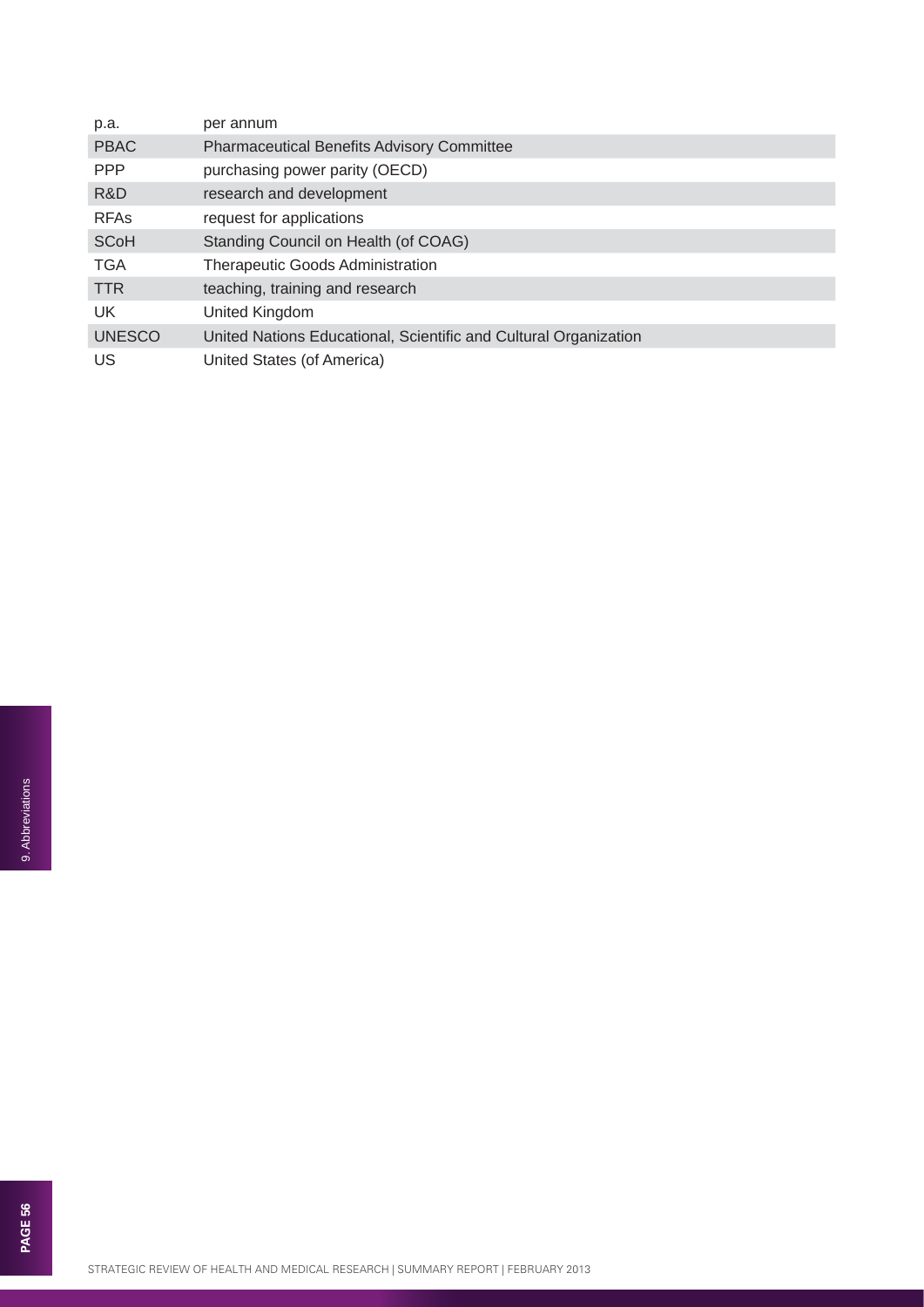| | |
|---|---|
| p.a. | per annum |
| PBAC | Pharmaceutical Benefits Advisory Committee |
| PPP | purchasing power parity (OECD) |
| R&D | research and development |
| RFAs | request for applications |
| SCoH | Standing Council on Health (of COAG) |
| TGA | Therapeutic Goods Administration |
| TTR | teaching, training and research |
| UK | United Kingdom |
| UNESCO | United Nations Educational, Scientific and Cultural Organization |
| US | United States (of America) |